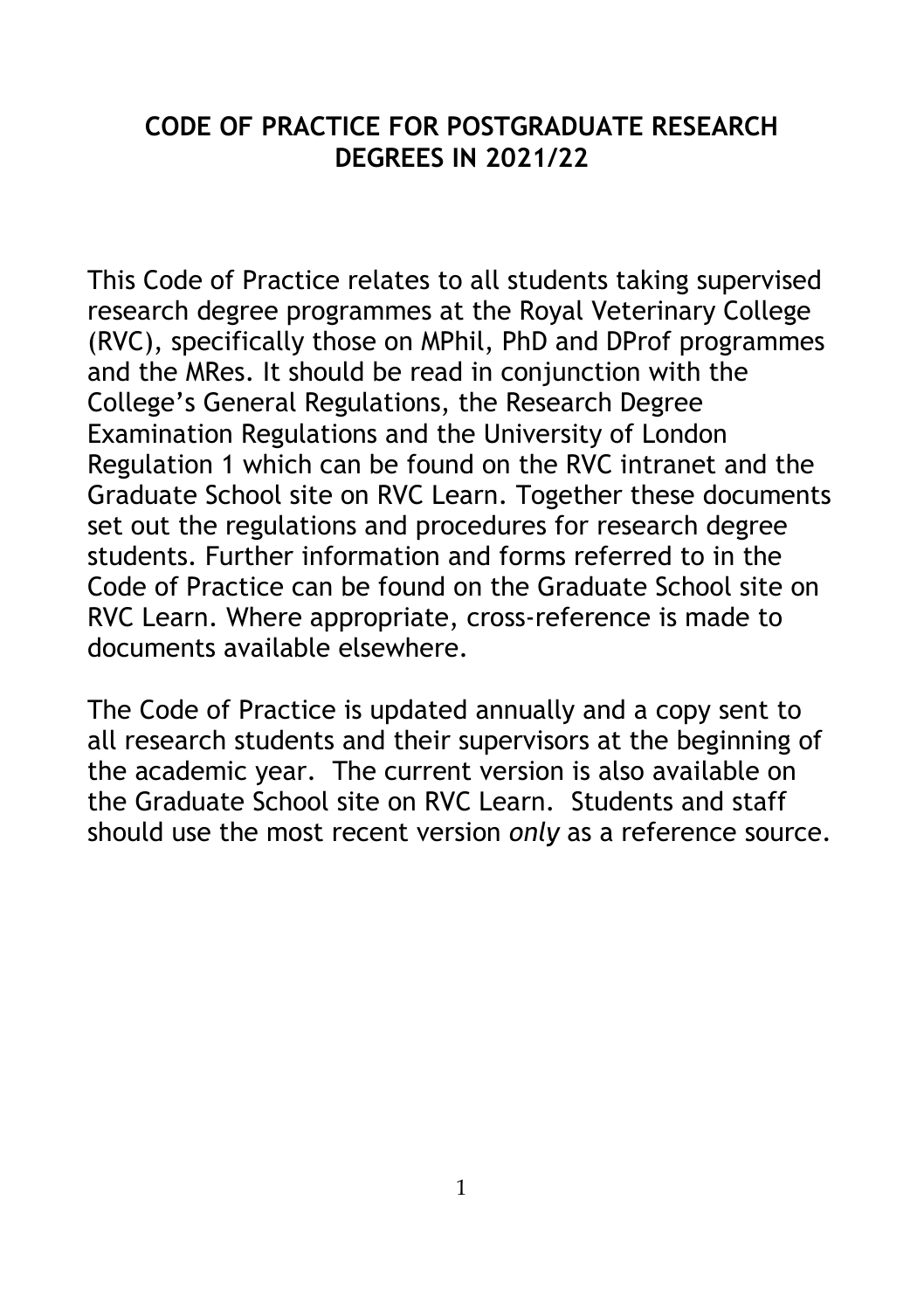# CODE OF PRACTICE FOR POSTGRADUATE RESEARCH DEGREES IN 2021/22

This Code of Practice relates to all students taking supervised research degree programmes at the Royal Veterinary College (RVC), specifically those on MPhil, PhD and DProf programmes and the MRes. It should be read in conjunction with the College's General Regulations, the Research Degree Examination Regulations and the University of London Regulation 1 which can be found on the RVC intranet and the Graduate School site on RVC Learn. Together these documents set out the regulations and procedures for research degree students. Further information and forms referred to in the Code of Practice can be found on the Graduate School site on RVC Learn. Where appropriate, cross-reference is made to documents available elsewhere.

The Code of Practice is updated annually and a copy sent to all research students and their supervisors at the beginning of the academic year. The current version is also available on the Graduate School site on RVC Learn. Students and staff should use the most recent version *only* as a reference source.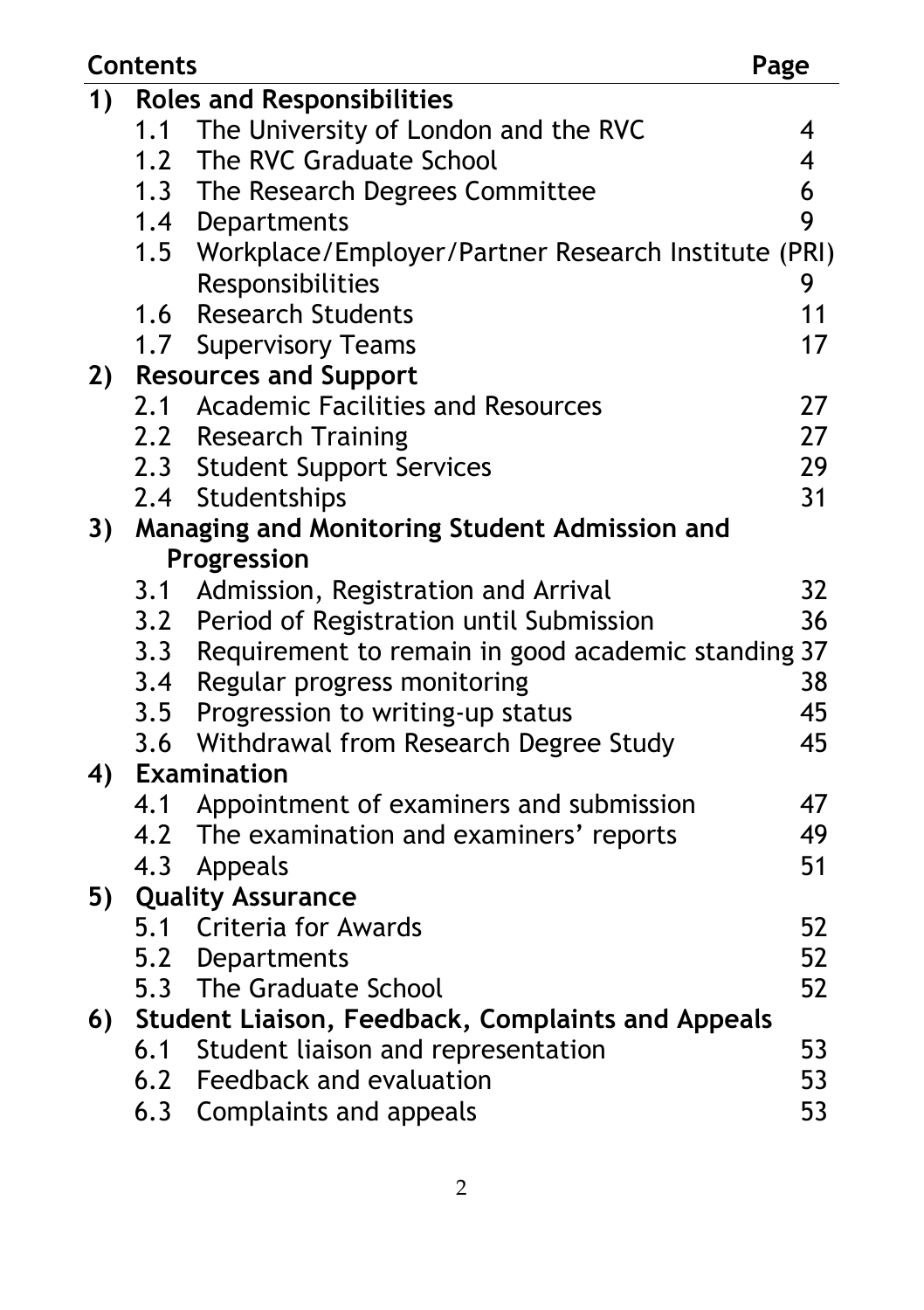| Contents | | | Page |
|---|---|---|---|
| **1)** | **Roles and Responsibilities** | | |
| | 1.1 | The University of London and the RVC | 4 |
| | 1.2 | The RVC Graduate School | 4 |
| | 1.3 | The Research Degrees Committee | 6 |
| | 1.4 | Departments | 9 |
| | 1.5 | Workplace/Employer/Partner Research Institute (PRI) Responsibilities | 9 |
| | 1.6 | Research Students | 11 |
| | 1.7 | Supervisory Teams | 17 |
| **2)** | **Resources and Support** | | |
| | 2.1 | Academic Facilities and Resources | 27 |
| | 2.2 | Research Training | 27 |
| | 2.3 | Student Support Services | 29 |
| | 2.4 | Studentships | 31 |
| **3)** | **Managing and Monitoring Student Admission and Progression** | | |
| | 3.1 | Admission, Registration and Arrival | 32 |
| | 3.2 | Period of Registration until Submission | 36 |
| | 3.3 | Requirement to remain in good academic standing | 37 |
| | 3.4 | Regular progress monitoring | 38 |
| | 3.5 | Progression to writing-up status | 45 |
| | 3.6 | Withdrawal from Research Degree Study | 45 |
| **4)** | **Examination** | | |
| | 4.1 | Appointment of examiners and submission | 47 |
| | 4.2 | The examination and examiners' reports | 49 |
| | 4.3 | Appeals | 51 |
| **5)** | **Quality Assurance** | | |
| | 5.1 | Criteria for Awards | 52 |
| | 5.2 | Departments | 52 |
| | 5.3 | The Graduate School | 52 |
| **6)** | **Student Liaison, Feedback, Complaints and Appeals** | | |
| | 6.1 | Student liaison and representation | 53 |
| | 6.2 | Feedback and evaluation | 53 |
| | 6.3 | Complaints and appeals | 53 |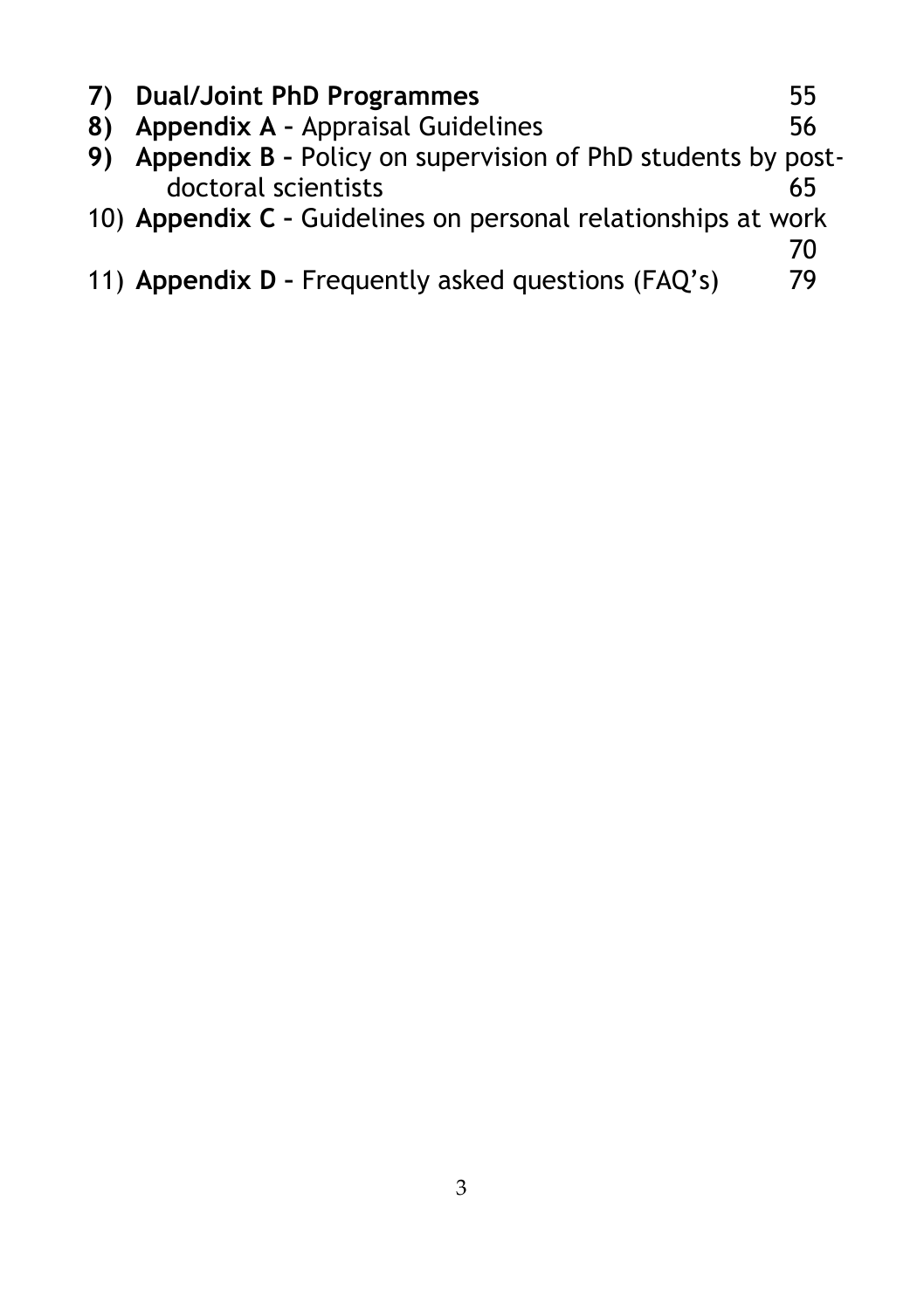7) **Dual/Joint PhD Programmes** 55
8) **Appendix A –** Appraisal Guidelines 56
9) **Appendix B –** Policy on supervision of PhD students by post-doctoral scientists 65
10) **Appendix C –** Guidelines on personal relationships at work 70
11) **Appendix D –** Frequently asked questions (FAQ's) 79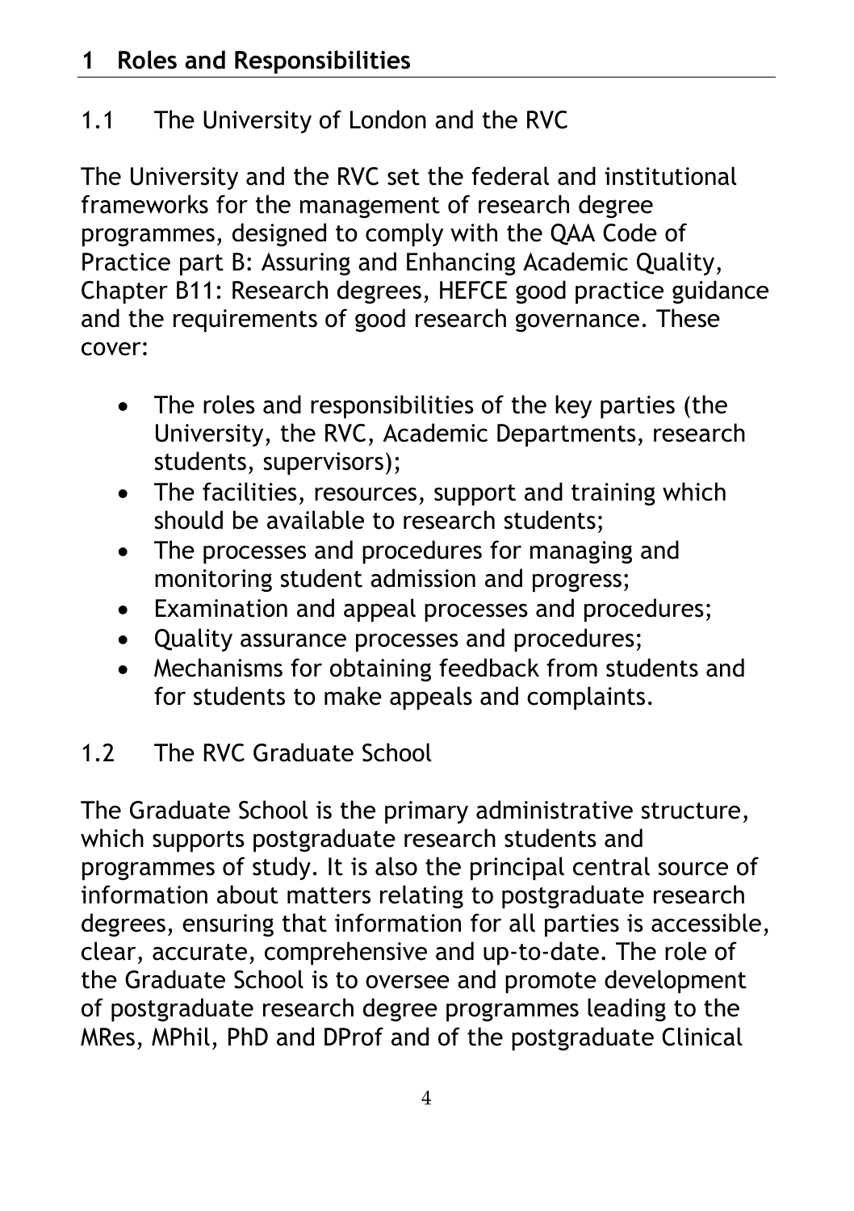# 1 Roles and Responsibilities

## 1.1 The University of London and the RVC

The University and the RVC set the federal and institutional frameworks for the management of research degree programmes, designed to comply with the QAA Code of Practice part B: Assuring and Enhancing Academic Quality, Chapter B11: Research degrees, HEFCE good practice guidance and the requirements of good research governance. These cover:

- The roles and responsibilities of the key parties (the University, the RVC, Academic Departments, research students, supervisors);
- The facilities, resources, support and training which should be available to research students;
- The processes and procedures for managing and monitoring student admission and progress;
- Examination and appeal processes and procedures;
- Quality assurance processes and procedures;
- Mechanisms for obtaining feedback from students and for students to make appeals and complaints.

## 1.2 The RVC Graduate School

The Graduate School is the primary administrative structure, which supports postgraduate research students and programmes of study. It is also the principal central source of information about matters relating to postgraduate research degrees, ensuring that information for all parties is accessible, clear, accurate, comprehensive and up-to-date. The role of the Graduate School is to oversee and promote development of postgraduate research degree programmes leading to the MRes, MPhil, PhD and DProf and of the postgraduate Clinical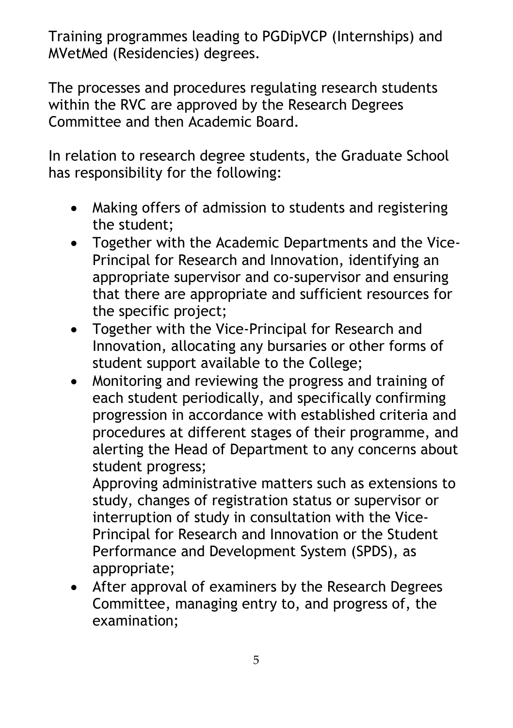Training programmes leading to PGDipVCP (Internships) and MVetMed (Residencies) degrees.

The processes and procedures regulating research students within the RVC are approved by the Research Degrees Committee and then Academic Board.

In relation to research degree students, the Graduate School has responsibility for the following:

- Making offers of admission to students and registering the student;
- Together with the Academic Departments and the Vice-Principal for Research and Innovation, identifying an appropriate supervisor and co-supervisor and ensuring that there are appropriate and sufficient resources for the specific project;
- Together with the Vice-Principal for Research and Innovation, allocating any bursaries or other forms of student support available to the College;
- Monitoring and reviewing the progress and training of each student periodically, and specifically confirming progression in accordance with established criteria and procedures at different stages of their programme, and alerting the Head of Department to any concerns about student progress;
  
  Approving administrative matters such as extensions to study, changes of registration status or supervisor or interruption of study in consultation with the Vice-Principal for Research and Innovation or the Student Performance and Development System (SPDS), as appropriate;
- After approval of examiners by the Research Degrees Committee, managing entry to, and progress of, the examination;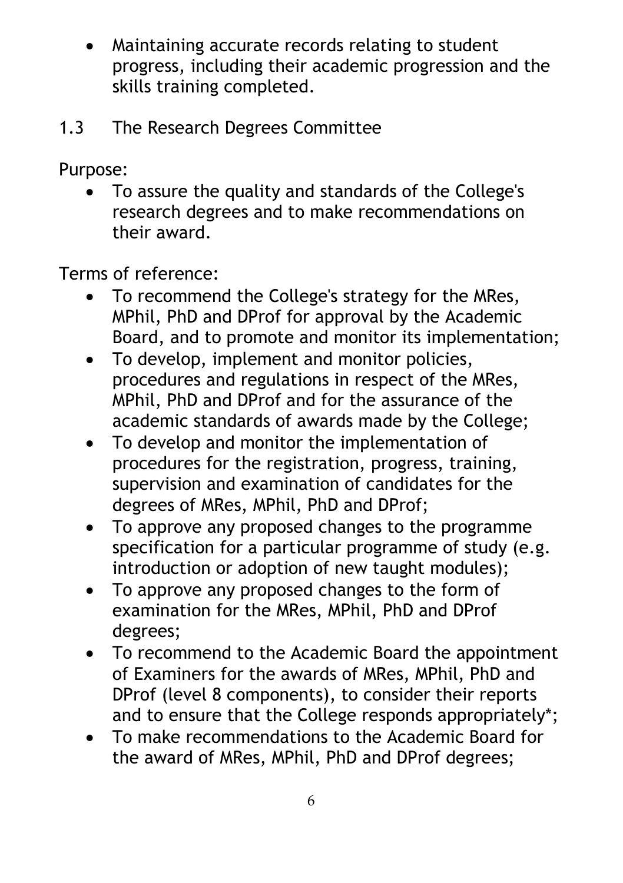- Maintaining accurate records relating to student progress, including their academic progression and the skills training completed.

## 1.3 The Research Degrees Committee

Purpose:

- To assure the quality and standards of the College's research degrees and to make recommendations on their award.

Terms of reference:

- To recommend the College's strategy for the MRes, MPhil, PhD and DProf for approval by the Academic Board, and to promote and monitor its implementation;
- To develop, implement and monitor policies, procedures and regulations in respect of the MRes, MPhil, PhD and DProf and for the assurance of the academic standards of awards made by the College;
- To develop and monitor the implementation of procedures for the registration, progress, training, supervision and examination of candidates for the degrees of MRes, MPhil, PhD and DProf;
- To approve any proposed changes to the programme specification for a particular programme of study (e.g. introduction or adoption of new taught modules);
- To approve any proposed changes to the form of examination for the MRes, MPhil, PhD and DProf degrees;
- To recommend to the Academic Board the appointment of Examiners for the awards of MRes, MPhil, PhD and DProf (level 8 components), to consider their reports and to ensure that the College responds appropriately*;
- To make recommendations to the Academic Board for the award of MRes, MPhil, PhD and DProf degrees;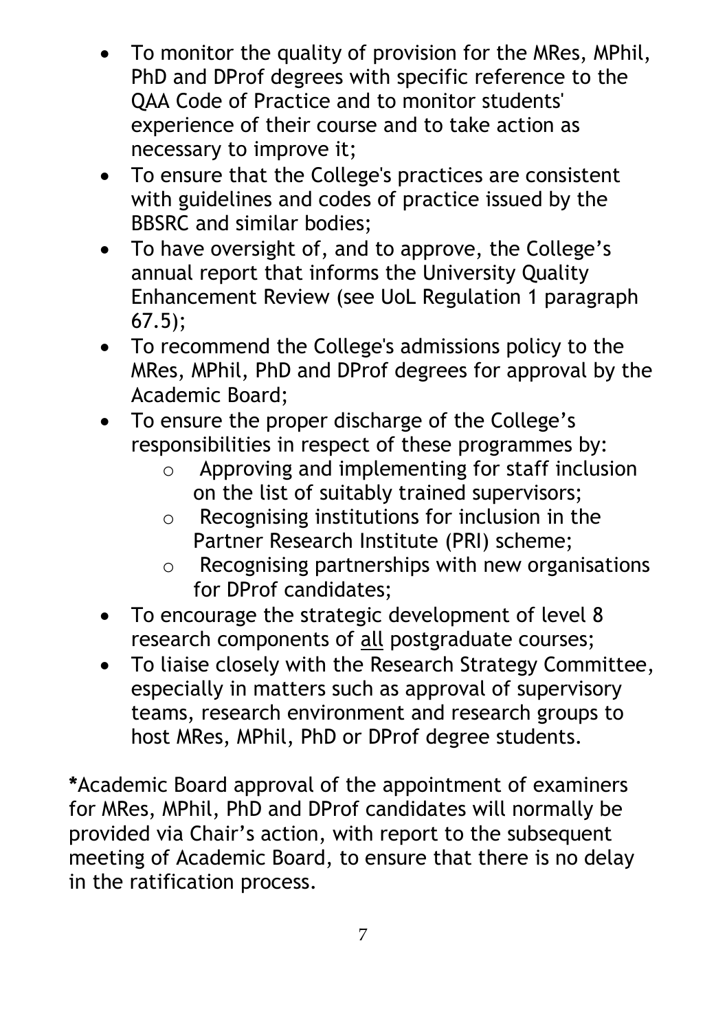- To monitor the quality of provision for the MRes, MPhil, PhD and DProf degrees with specific reference to the QAA Code of Practice and to monitor students' experience of their course and to take action as necessary to improve it;
- To ensure that the College's practices are consistent with guidelines and codes of practice issued by the BBSRC and similar bodies;
- To have oversight of, and to approve, the College's annual report that informs the University Quality Enhancement Review (see UoL Regulation 1 paragraph 67.5);
- To recommend the College's admissions policy to the MRes, MPhil, PhD and DProf degrees for approval by the Academic Board;
- To ensure the proper discharge of the College's responsibilities in respect of these programmes by:
    - Approving and implementing for staff inclusion on the list of suitably trained supervisors;
    - Recognising institutions for inclusion in the Partner Research Institute (PRI) scheme;
    - Recognising partnerships with new organisations for DProf candidates;
- To encourage the strategic development of level 8 research components of <u>all</u> postgraduate courses;
- To liaise closely with the Research Strategy Committee, especially in matters such as approval of supervisory teams, research environment and research groups to host MRes, MPhil, PhD or DProf degree students.

**\***Academic Board approval of the appointment of examiners for MRes, MPhil, PhD and DProf candidates will normally be provided via Chair's action, with report to the subsequent meeting of Academic Board, to ensure that there is no delay in the ratification process.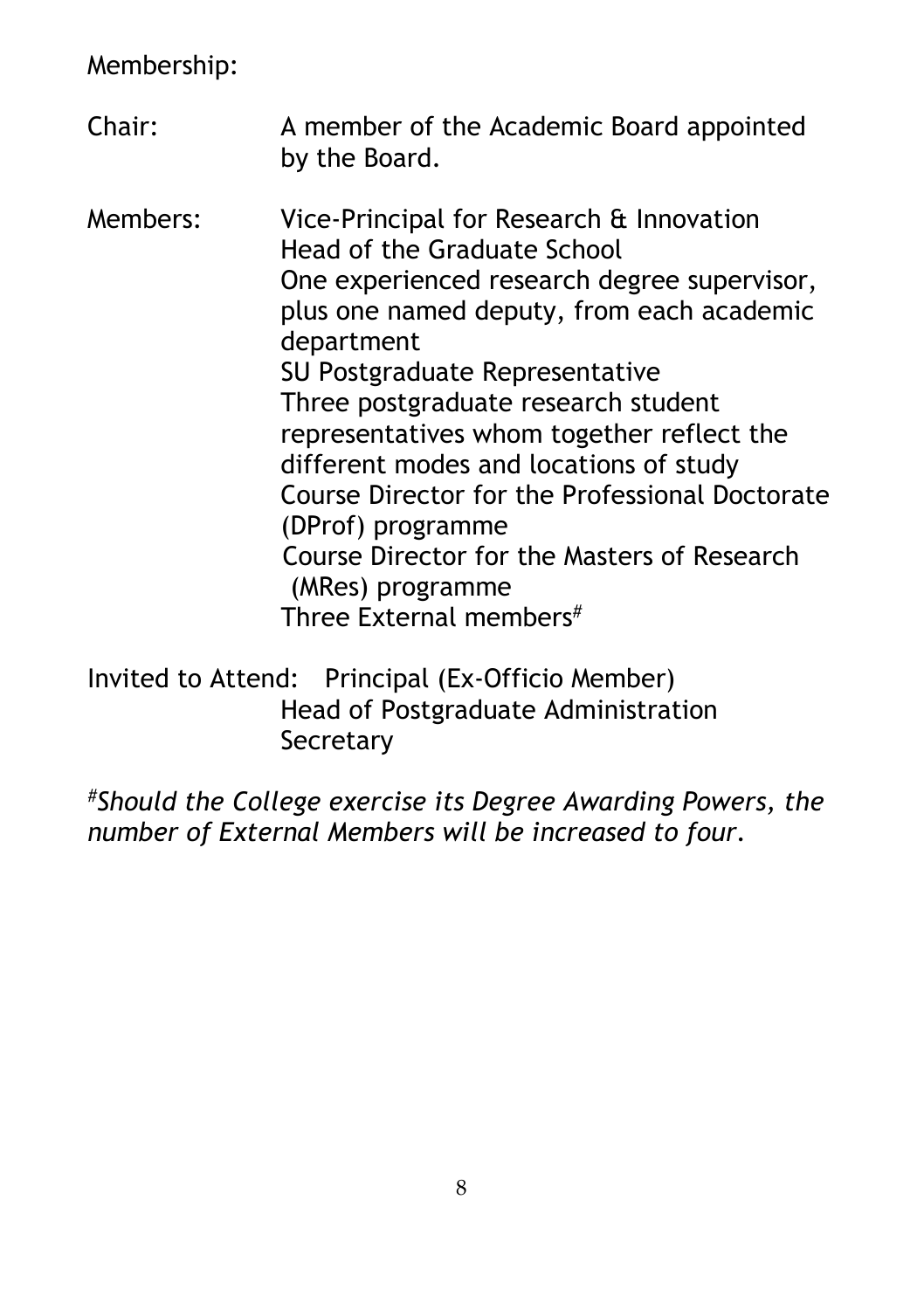Membership:

Chair: A member of the Academic Board appointed by the Board.

Members:
- Vice-Principal for Research & Innovation
- Head of the Graduate School
- One experienced research degree supervisor, plus one named deputy, from each academic department
- SU Postgraduate Representative
- Three postgraduate research student representatives whom together reflect the different modes and locations of study
- Course Director for the Professional Doctorate (DProf) programme
- Course Director for the Masters of Research (MRes) programme
- Three External members#

Invited to Attend:
- Principal (Ex-Officio Member)
- Head of Postgraduate Administration
- Secretary

*#Should the College exercise its Degree Awarding Powers, the number of External Members will be increased to four.*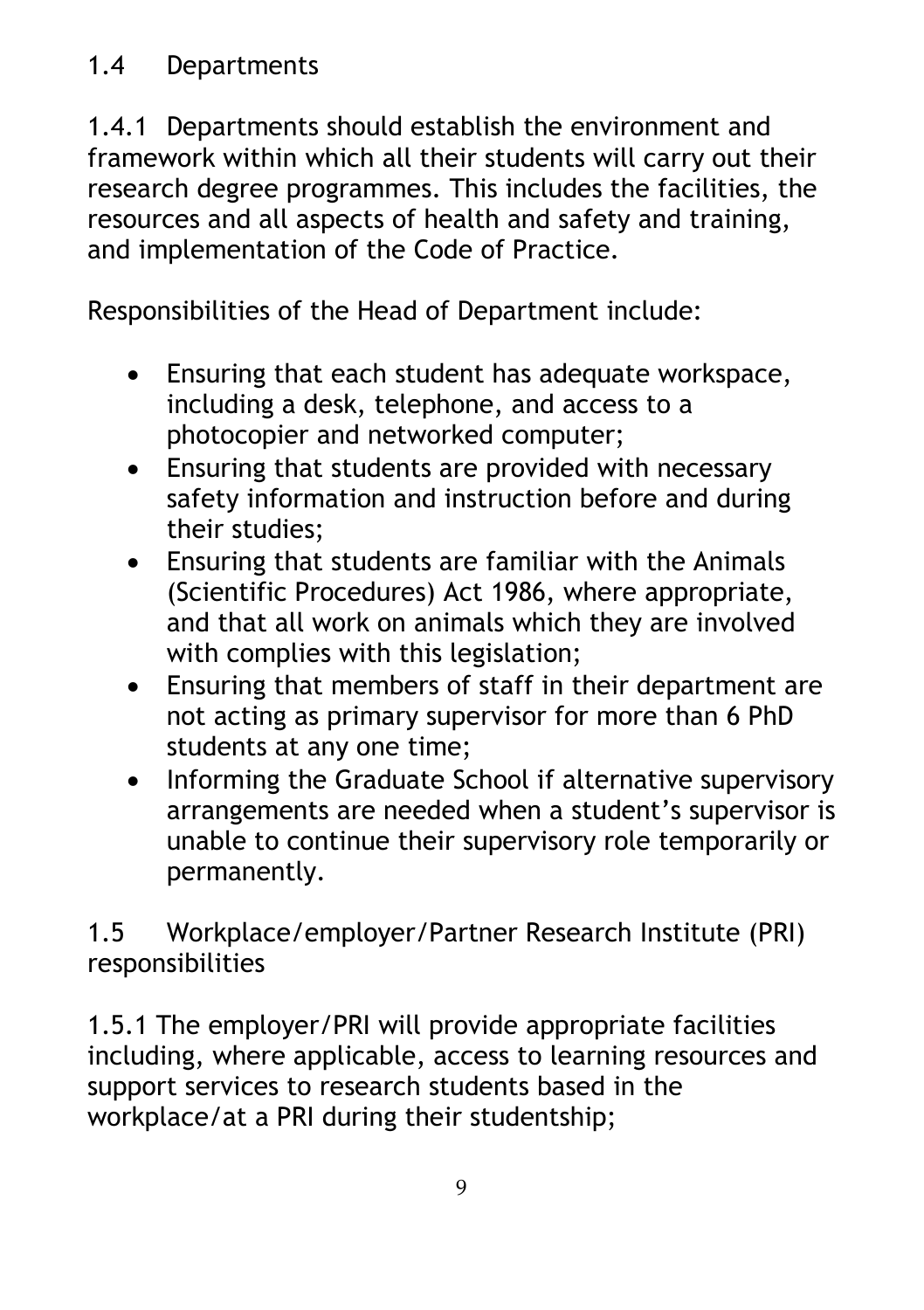## 1.4 Departments

1.4.1 Departments should establish the environment and framework within which all their students will carry out their research degree programmes. This includes the facilities, the resources and all aspects of health and safety and training, and implementation of the Code of Practice.

Responsibilities of the Head of Department include:

- Ensuring that each student has adequate workspace, including a desk, telephone, and access to a photocopier and networked computer;
- Ensuring that students are provided with necessary safety information and instruction before and during their studies;
- Ensuring that students are familiar with the Animals (Scientific Procedures) Act 1986, where appropriate, and that all work on animals which they are involved with complies with this legislation;
- Ensuring that members of staff in their department are not acting as primary supervisor for more than 6 PhD students at any one time;
- Informing the Graduate School if alternative supervisory arrangements are needed when a student's supervisor is unable to continue their supervisory role temporarily or permanently.

## 1.5 Workplace/employer/Partner Research Institute (PRI) responsibilities

1.5.1 The employer/PRI will provide appropriate facilities including, where applicable, access to learning resources and support services to research students based in the workplace/at a PRI during their studentship;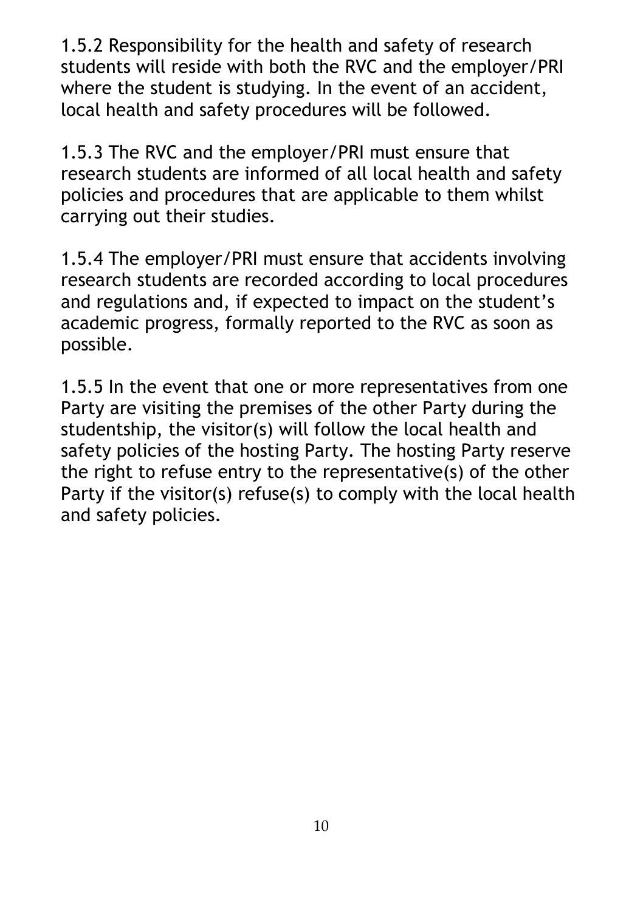1.5.2 Responsibility for the health and safety of research students will reside with both the RVC and the employer/PRI where the student is studying. In the event of an accident, local health and safety procedures will be followed.

1.5.3 The RVC and the employer/PRI must ensure that research students are informed of all local health and safety policies and procedures that are applicable to them whilst carrying out their studies.

1.5.4 The employer/PRI must ensure that accidents involving research students are recorded according to local procedures and regulations and, if expected to impact on the student's academic progress, formally reported to the RVC as soon as possible.

1.5.5 In the event that one or more representatives from one Party are visiting the premises of the other Party during the studentship, the visitor(s) will follow the local health and safety policies of the hosting Party. The hosting Party reserve the right to refuse entry to the representative(s) of the other Party if the visitor(s) refuse(s) to comply with the local health and safety policies.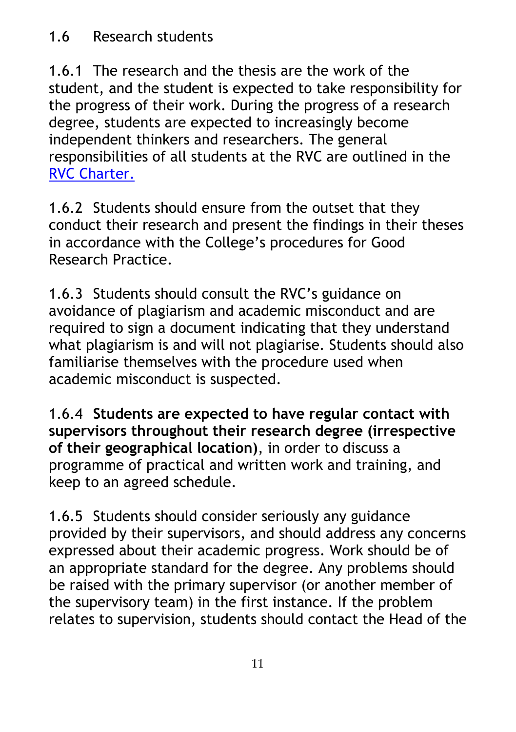## 1.6 Research students

1.6.1 The research and the thesis are the work of the student, and the student is expected to take responsibility for the progress of their work. During the progress of a research degree, students are expected to increasingly become independent thinkers and researchers. The general responsibilities of all students at the RVC are outlined in the [RVC Charter.](RVC Charter)

1.6.2 Students should ensure from the outset that they conduct their research and present the findings in their theses in accordance with the College's procedures for Good Research Practice.

1.6.3 Students should consult the RVC's guidance on avoidance of plagiarism and academic misconduct and are required to sign a document indicating that they understand what plagiarism is and will not plagiarise. Students should also familiarise themselves with the procedure used when academic misconduct is suspected.

1.6.4 **Students are expected to have regular contact with supervisors throughout their research degree (irrespective of their geographical location)**, in order to discuss a programme of practical and written work and training, and keep to an agreed schedule.

1.6.5 Students should consider seriously any guidance provided by their supervisors, and should address any concerns expressed about their academic progress. Work should be of an appropriate standard for the degree. Any problems should be raised with the primary supervisor (or another member of the supervisory team) in the first instance. If the problem relates to supervision, students should contact the Head of the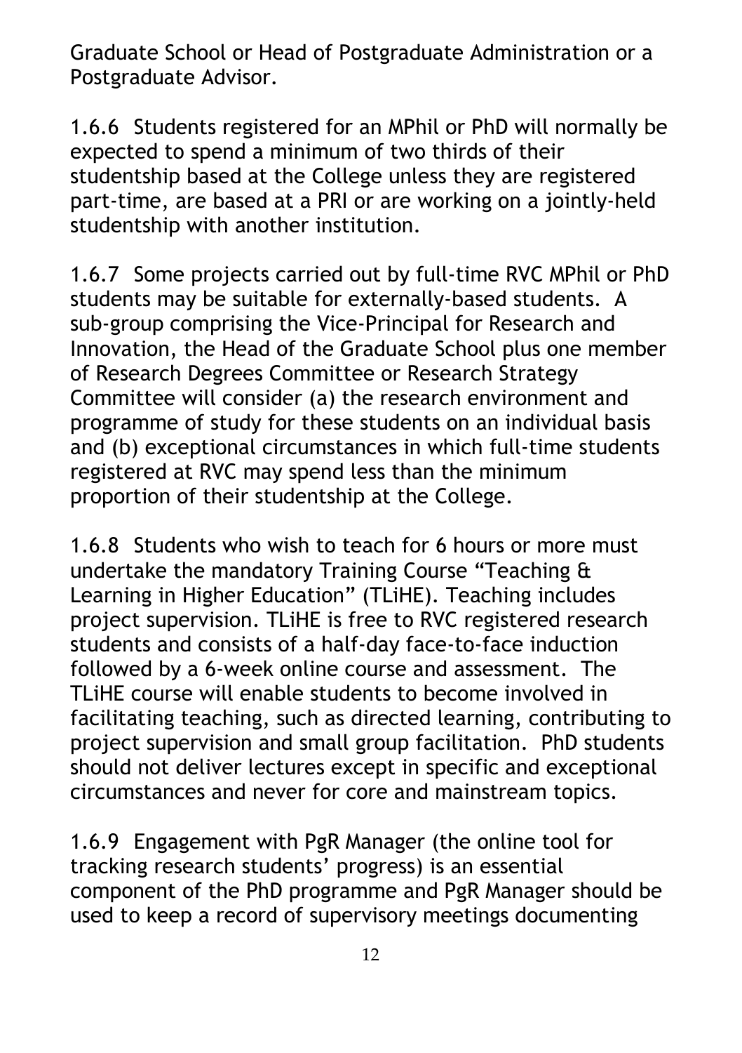Graduate School or Head of Postgraduate Administration or a Postgraduate Advisor.

1.6.6 Students registered for an MPhil or PhD will normally be expected to spend a minimum of two thirds of their studentship based at the College unless they are registered part-time, are based at a PRI or are working on a jointly-held studentship with another institution.

1.6.7 Some projects carried out by full-time RVC MPhil or PhD students may be suitable for externally-based students. A sub-group comprising the Vice-Principal for Research and Innovation, the Head of the Graduate School plus one member of Research Degrees Committee or Research Strategy Committee will consider (a) the research environment and programme of study for these students on an individual basis and (b) exceptional circumstances in which full-time students registered at RVC may spend less than the minimum proportion of their studentship at the College.

1.6.8 Students who wish to teach for 6 hours or more must undertake the mandatory Training Course "Teaching & Learning in Higher Education" (TLiHE). Teaching includes project supervision. TLiHE is free to RVC registered research students and consists of a half-day face-to-face induction followed by a 6-week online course and assessment. The TLiHE course will enable students to become involved in facilitating teaching, such as directed learning, contributing to project supervision and small group facilitation. PhD students should not deliver lectures except in specific and exceptional circumstances and never for core and mainstream topics.

1.6.9 Engagement with PgR Manager (the online tool for tracking research students' progress) is an essential component of the PhD programme and PgR Manager should be used to keep a record of supervisory meetings documenting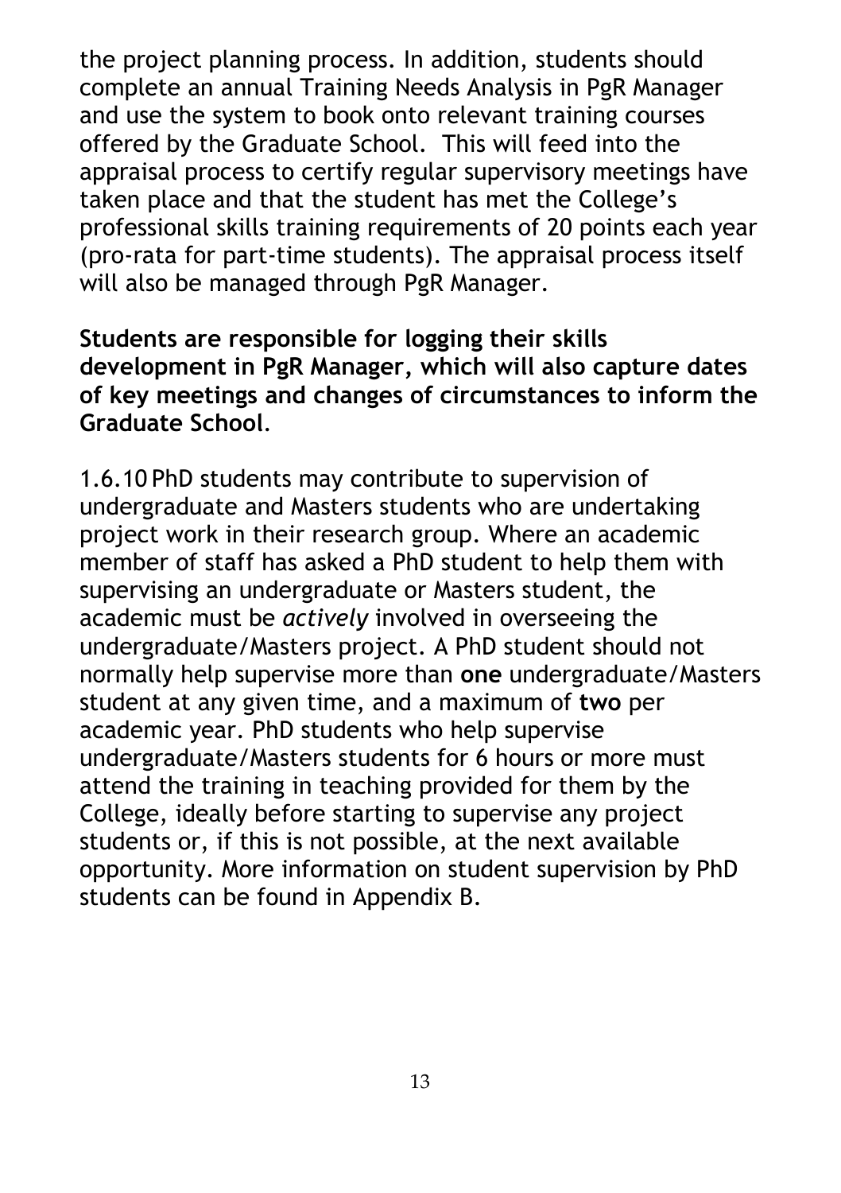the project planning process. In addition, students should complete an annual Training Needs Analysis in PgR Manager and use the system to book onto relevant training courses offered by the Graduate School. This will feed into the appraisal process to certify regular supervisory meetings have taken place and that the student has met the College's professional skills training requirements of 20 points each year (pro-rata for part-time students). The appraisal process itself will also be managed through PgR Manager.

**Students are responsible for logging their skills development in PgR Manager, which will also capture dates of key meetings and changes of circumstances to inform the Graduate School**.

1.6.10 PhD students may contribute to supervision of undergraduate and Masters students who are undertaking project work in their research group. Where an academic member of staff has asked a PhD student to help them with supervising an undergraduate or Masters student, the academic must be *actively* involved in overseeing the undergraduate/Masters project. A PhD student should not normally help supervise more than **one** undergraduate/Masters student at any given time, and a maximum of **two** per academic year. PhD students who help supervise undergraduate/Masters students for 6 hours or more must attend the training in teaching provided for them by the College, ideally before starting to supervise any project students or, if this is not possible, at the next available opportunity. More information on student supervision by PhD students can be found in Appendix B.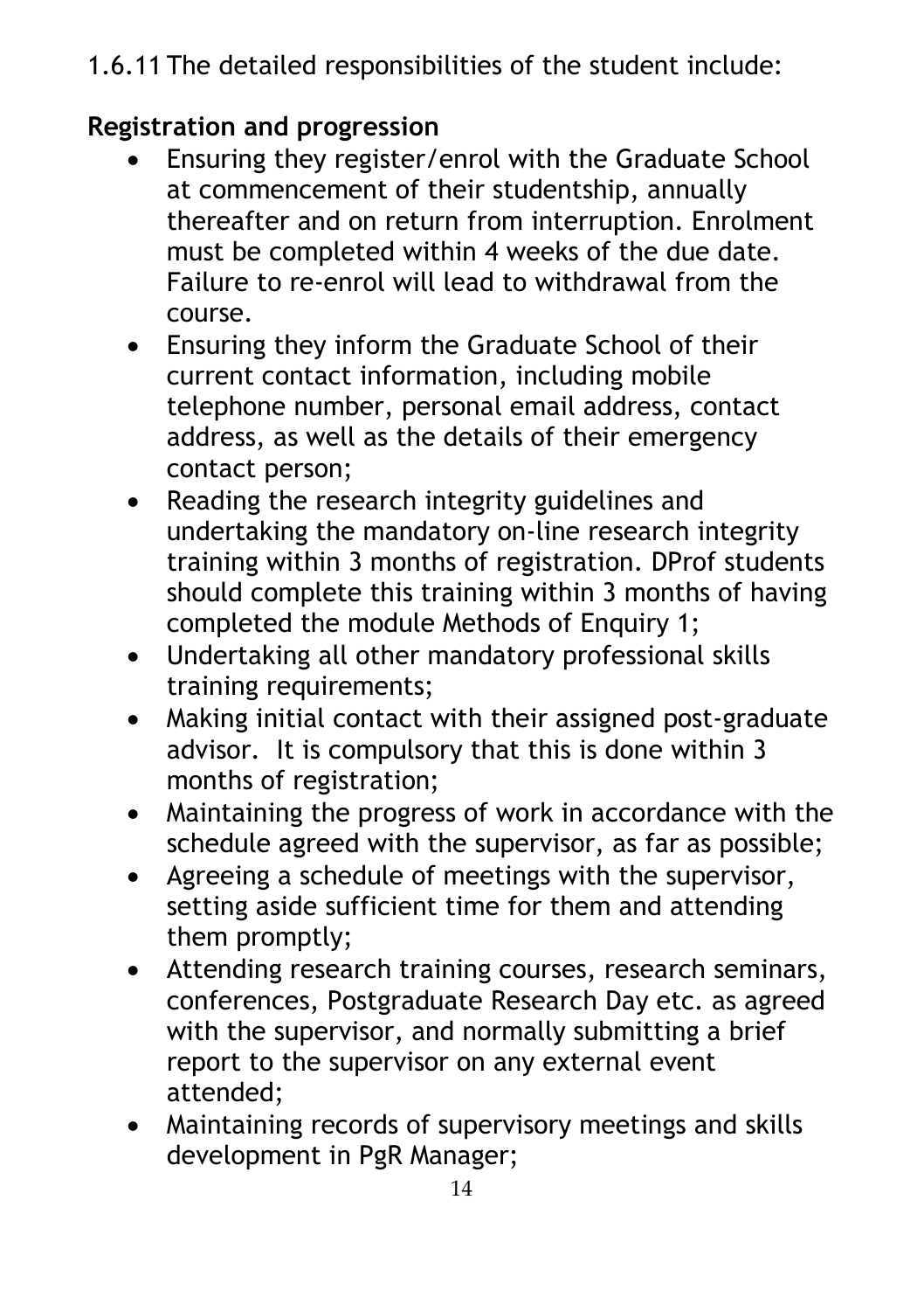1.6.11 The detailed responsibilities of the student include:

**Registration and progression**

- Ensuring they register/enrol with the Graduate School at commencement of their studentship, annually thereafter and on return from interruption. Enrolment must be completed within 4 weeks of the due date. Failure to re-enrol will lead to withdrawal from the course.
- Ensuring they inform the Graduate School of their current contact information, including mobile telephone number, personal email address, contact address, as well as the details of their emergency contact person;
- Reading the research integrity guidelines and undertaking the mandatory on-line research integrity training within 3 months of registration. DProf students should complete this training within 3 months of having completed the module Methods of Enquiry 1;
- Undertaking all other mandatory professional skills training requirements;
- Making initial contact with their assigned post-graduate advisor. It is compulsory that this is done within 3 months of registration;
- Maintaining the progress of work in accordance with the schedule agreed with the supervisor, as far as possible;
- Agreeing a schedule of meetings with the supervisor, setting aside sufficient time for them and attending them promptly;
- Attending research training courses, research seminars, conferences, Postgraduate Research Day etc. as agreed with the supervisor, and normally submitting a brief report to the supervisor on any external event attended;
- Maintaining records of supervisory meetings and skills development in PgR Manager;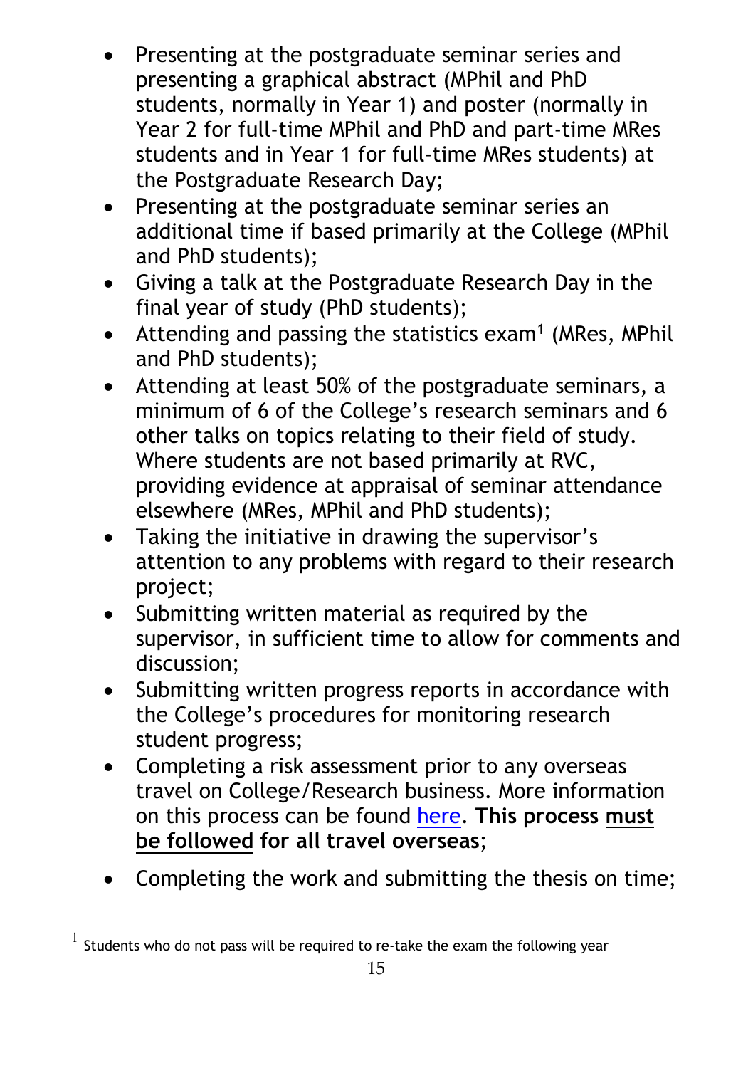- Presenting at the postgraduate seminar series and presenting a graphical abstract (MPhil and PhD students, normally in Year 1) and poster (normally in Year 2 for full-time MPhil and PhD and part-time MRes students and in Year 1 for full-time MRes students) at the Postgraduate Research Day;
- Presenting at the postgraduate seminar series an additional time if based primarily at the College (MPhil and PhD students);
- Giving a talk at the Postgraduate Research Day in the final year of study (PhD students);
- Attending and passing the statistics exam[1] (MRes, MPhil and PhD students);
- Attending at least 50% of the postgraduate seminars, a minimum of 6 of the College's research seminars and 6 other talks on topics relating to their field of study. Where students are not based primarily at RVC, providing evidence at appraisal of seminar attendance elsewhere (MRes, MPhil and PhD students);
- Taking the initiative in drawing the supervisor's attention to any problems with regard to their research project;
- Submitting written material as required by the supervisor, in sufficient time to allow for comments and discussion;
- Submitting written progress reports in accordance with the College's procedures for monitoring research student progress;
- Completing a risk assessment prior to any overseas travel on College/Research business. More information on this process can be found here. **This process <u>must be followed</u> for all travel overseas**;
- Completing the work and submitting the thesis on time;

---

[1] Students who do not pass will be required to re-take the exam the following year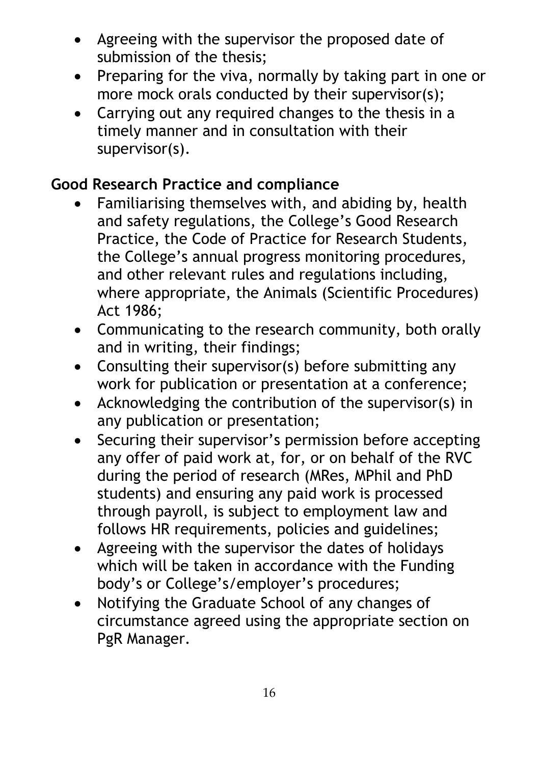- Agreeing with the supervisor the proposed date of submission of the thesis;
- Preparing for the viva, normally by taking part in one or more mock orals conducted by their supervisor(s);
- Carrying out any required changes to the thesis in a timely manner and in consultation with their supervisor(s).

**Good Research Practice and compliance**

- Familiarising themselves with, and abiding by, health and safety regulations, the College's Good Research Practice, the Code of Practice for Research Students, the College's annual progress monitoring procedures, and other relevant rules and regulations including, where appropriate, the Animals (Scientific Procedures) Act 1986;
- Communicating to the research community, both orally and in writing, their findings;
- Consulting their supervisor(s) before submitting any work for publication or presentation at a conference;
- Acknowledging the contribution of the supervisor(s) in any publication or presentation;
- Securing their supervisor's permission before accepting any offer of paid work at, for, or on behalf of the RVC during the period of research (MRes, MPhil and PhD students) and ensuring any paid work is processed through payroll, is subject to employment law and follows HR requirements, policies and guidelines;
- Agreeing with the supervisor the dates of holidays which will be taken in accordance with the Funding body's or College's/employer's procedures;
- Notifying the Graduate School of any changes of circumstance agreed using the appropriate section on PgR Manager.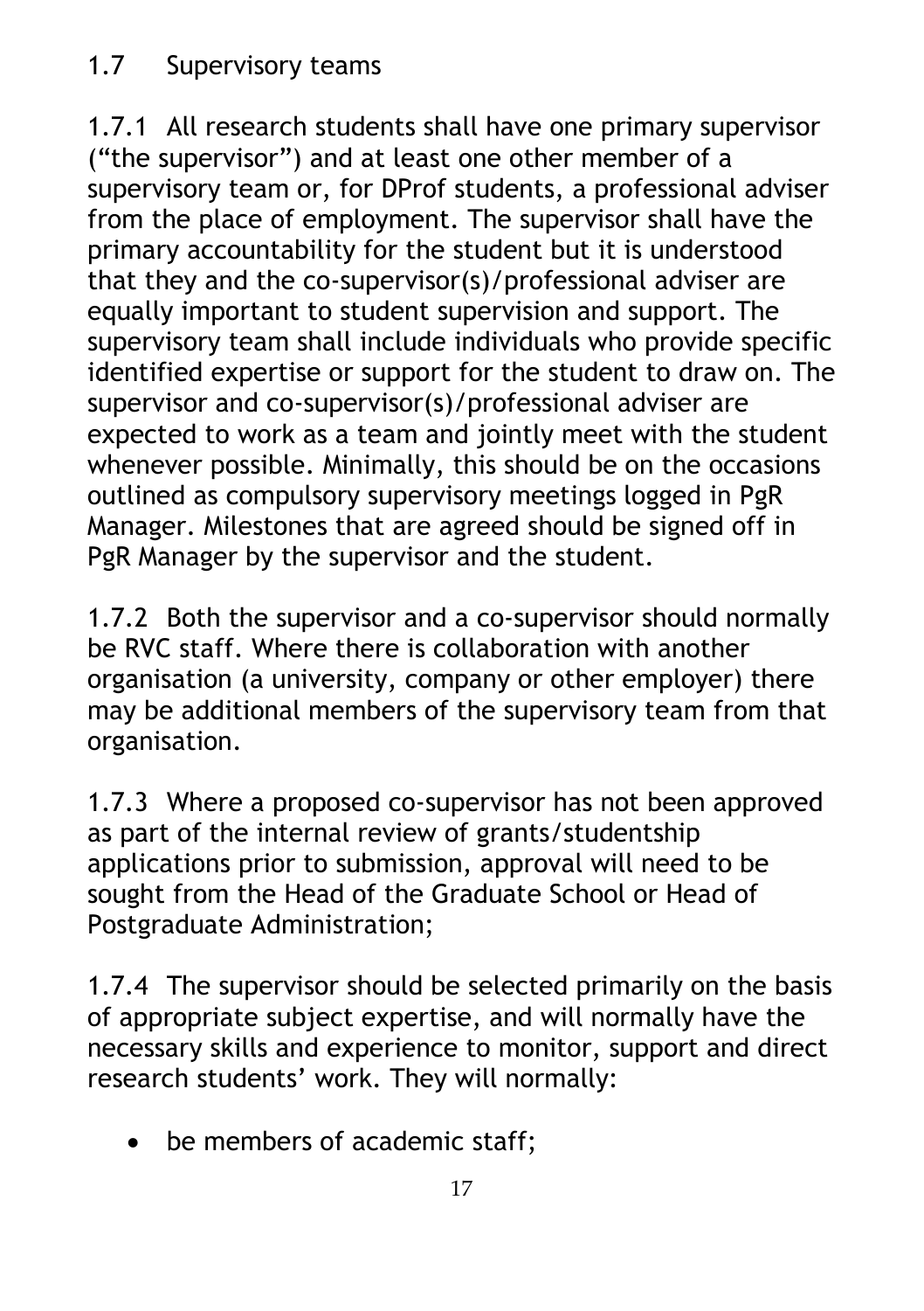## 1.7 Supervisory teams

1.7.1 All research students shall have one primary supervisor ("the supervisor") and at least one other member of a supervisory team or, for DProf students, a professional adviser from the place of employment. The supervisor shall have the primary accountability for the student but it is understood that they and the co-supervisor(s)/professional adviser are equally important to student supervision and support. The supervisory team shall include individuals who provide specific identified expertise or support for the student to draw on. The supervisor and co-supervisor(s)/professional adviser are expected to work as a team and jointly meet with the student whenever possible. Minimally, this should be on the occasions outlined as compulsory supervisory meetings logged in PgR Manager. Milestones that are agreed should be signed off in PgR Manager by the supervisor and the student.

1.7.2 Both the supervisor and a co-supervisor should normally be RVC staff. Where there is collaboration with another organisation (a university, company or other employer) there may be additional members of the supervisory team from that organisation.

1.7.3 Where a proposed co-supervisor has not been approved as part of the internal review of grants/studentship applications prior to submission, approval will need to be sought from the Head of the Graduate School or Head of Postgraduate Administration;

1.7.4 The supervisor should be selected primarily on the basis of appropriate subject expertise, and will normally have the necessary skills and experience to monitor, support and direct research students' work. They will normally:

- be members of academic staff;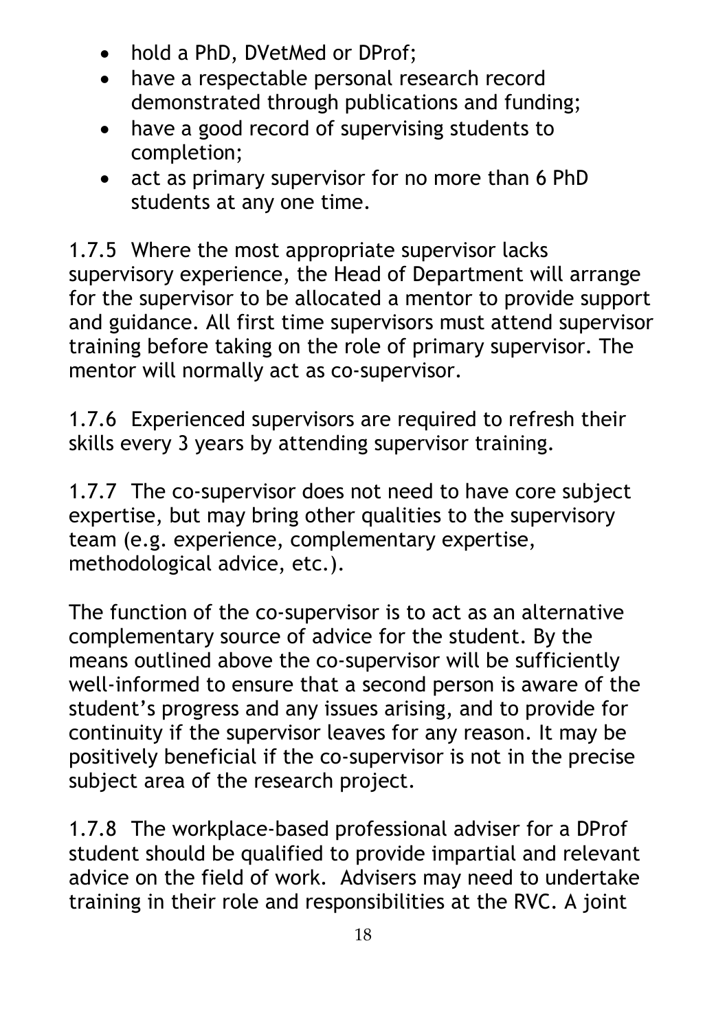- hold a PhD, DVetMed or DProf;
- have a respectable personal research record demonstrated through publications and funding;
- have a good record of supervising students to completion;
- act as primary supervisor for no more than 6 PhD students at any one time.

1.7.5 Where the most appropriate supervisor lacks supervisory experience, the Head of Department will arrange for the supervisor to be allocated a mentor to provide support and guidance. All first time supervisors must attend supervisor training before taking on the role of primary supervisor. The mentor will normally act as co-supervisor.

1.7.6 Experienced supervisors are required to refresh their skills every 3 years by attending supervisor training.

1.7.7 The co-supervisor does not need to have core subject expertise, but may bring other qualities to the supervisory team (e.g. experience, complementary expertise, methodological advice, etc.).

The function of the co-supervisor is to act as an alternative complementary source of advice for the student. By the means outlined above the co-supervisor will be sufficiently well-informed to ensure that a second person is aware of the student's progress and any issues arising, and to provide for continuity if the supervisor leaves for any reason. It may be positively beneficial if the co-supervisor is not in the precise subject area of the research project.

1.7.8 The workplace-based professional adviser for a DProf student should be qualified to provide impartial and relevant advice on the field of work. Advisers may need to undertake training in their role and responsibilities at the RVC. A joint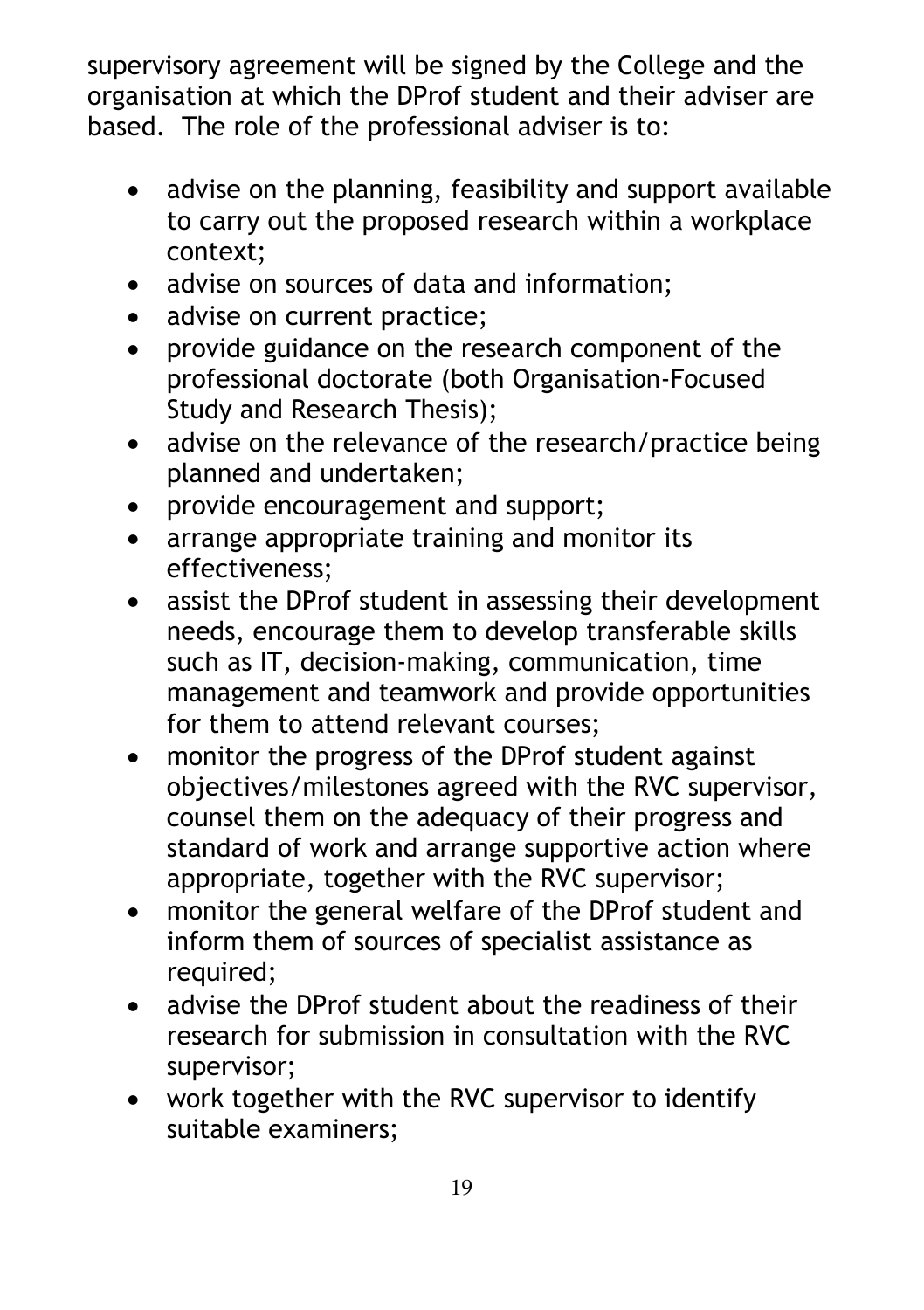supervisory agreement will be signed by the College and the organisation at which the DProf student and their adviser are based. The role of the professional adviser is to:

- advise on the planning, feasibility and support available to carry out the proposed research within a workplace context;
- advise on sources of data and information;
- advise on current practice;
- provide guidance on the research component of the professional doctorate (both Organisation-Focused Study and Research Thesis);
- advise on the relevance of the research/practice being planned and undertaken;
- provide encouragement and support;
- arrange appropriate training and monitor its effectiveness;
- assist the DProf student in assessing their development needs, encourage them to develop transferable skills such as IT, decision-making, communication, time management and teamwork and provide opportunities for them to attend relevant courses;
- monitor the progress of the DProf student against objectives/milestones agreed with the RVC supervisor, counsel them on the adequacy of their progress and standard of work and arrange supportive action where appropriate, together with the RVC supervisor;
- monitor the general welfare of the DProf student and inform them of sources of specialist assistance as required;
- advise the DProf student about the readiness of their research for submission in consultation with the RVC supervisor;
- work together with the RVC supervisor to identify suitable examiners;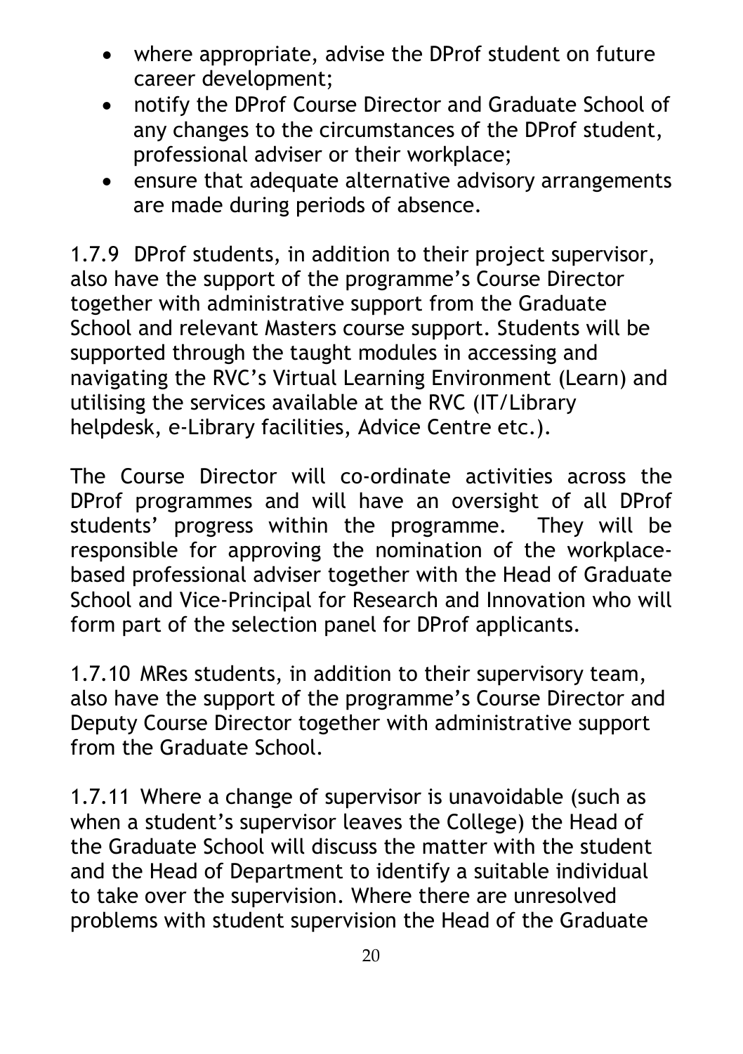- where appropriate, advise the DProf student on future career development;
- notify the DProf Course Director and Graduate School of any changes to the circumstances of the DProf student, professional adviser or their workplace;
- ensure that adequate alternative advisory arrangements are made during periods of absence.

1.7.9 DProf students, in addition to their project supervisor, also have the support of the programme's Course Director together with administrative support from the Graduate School and relevant Masters course support. Students will be supported through the taught modules in accessing and navigating the RVC's Virtual Learning Environment (Learn) and utilising the services available at the RVC (IT/Library helpdesk, e-Library facilities, Advice Centre etc.).

The Course Director will co-ordinate activities across the DProf programmes and will have an oversight of all DProf students' progress within the programme. They will be responsible for approving the nomination of the workplace-based professional adviser together with the Head of Graduate School and Vice-Principal for Research and Innovation who will form part of the selection panel for DProf applicants.

1.7.10 MRes students, in addition to their supervisory team, also have the support of the programme's Course Director and Deputy Course Director together with administrative support from the Graduate School.

1.7.11 Where a change of supervisor is unavoidable (such as when a student's supervisor leaves the College) the Head of the Graduate School will discuss the matter with the student and the Head of Department to identify a suitable individual to take over the supervision. Where there are unresolved problems with student supervision the Head of the Graduate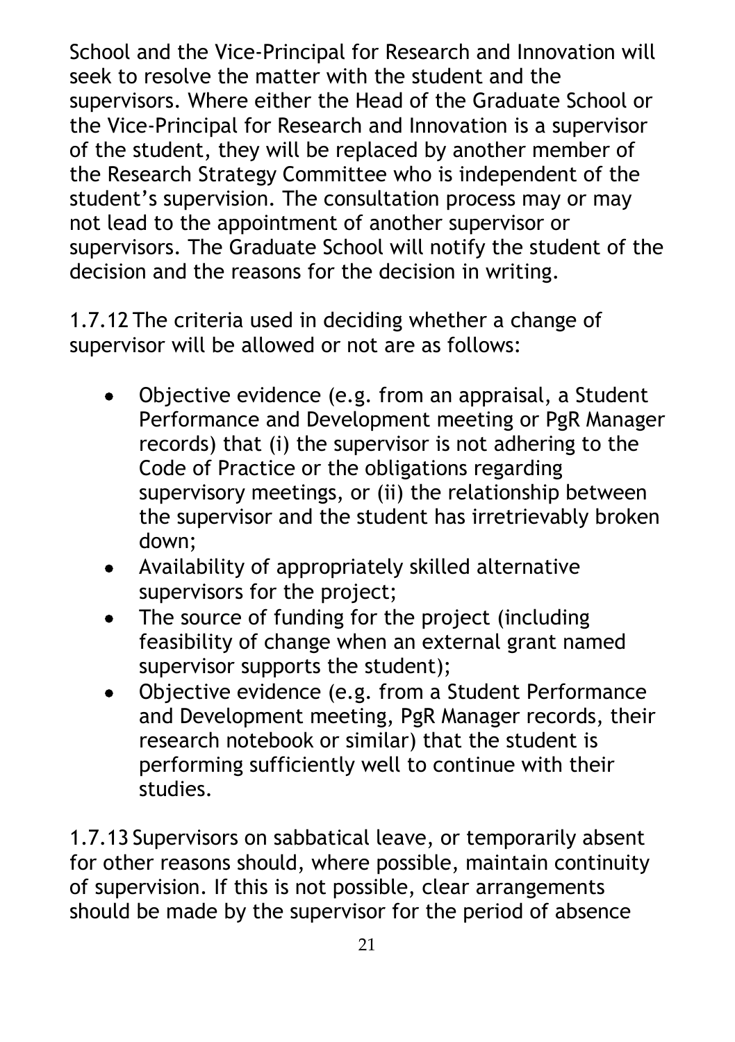School and the Vice-Principal for Research and Innovation will seek to resolve the matter with the student and the supervisors. Where either the Head of the Graduate School or the Vice-Principal for Research and Innovation is a supervisor of the student, they will be replaced by another member of the Research Strategy Committee who is independent of the student's supervision. The consultation process may or may not lead to the appointment of another supervisor or supervisors. The Graduate School will notify the student of the decision and the reasons for the decision in writing.

1.7.12 The criteria used in deciding whether a change of supervisor will be allowed or not are as follows:

- Objective evidence (e.g. from an appraisal, a Student Performance and Development meeting or PgR Manager records) that (i) the supervisor is not adhering to the Code of Practice or the obligations regarding supervisory meetings, or (ii) the relationship between the supervisor and the student has irretrievably broken down;
- Availability of appropriately skilled alternative supervisors for the project;
- The source of funding for the project (including feasibility of change when an external grant named supervisor supports the student);
- Objective evidence (e.g. from a Student Performance and Development meeting, PgR Manager records, their research notebook or similar) that the student is performing sufficiently well to continue with their studies.

1.7.13 Supervisors on sabbatical leave, or temporarily absent for other reasons should, where possible, maintain continuity of supervision. If this is not possible, clear arrangements should be made by the supervisor for the period of absence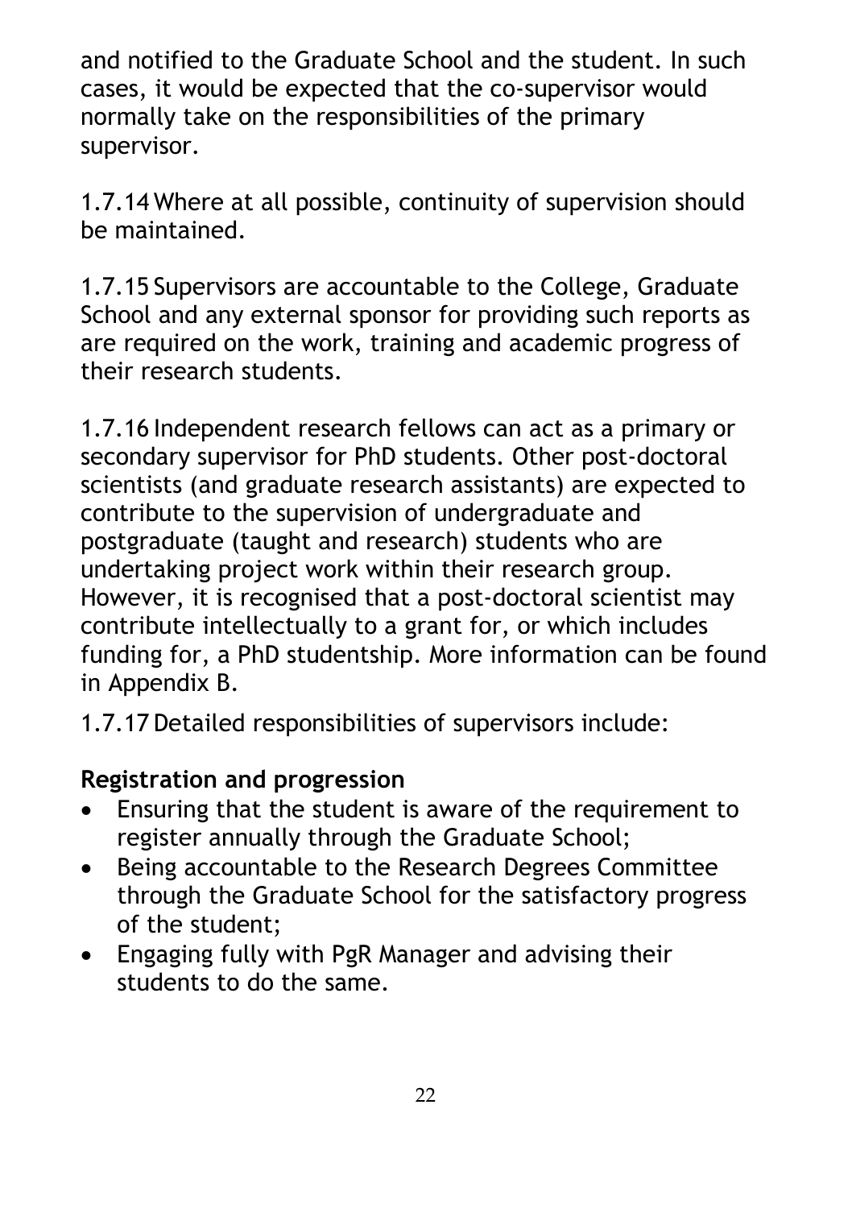and notified to the Graduate School and the student. In such cases, it would be expected that the co-supervisor would normally take on the responsibilities of the primary supervisor.

1.7.14 Where at all possible, continuity of supervision should be maintained.

1.7.15 Supervisors are accountable to the College, Graduate School and any external sponsor for providing such reports as are required on the work, training and academic progress of their research students.

1.7.16 Independent research fellows can act as a primary or secondary supervisor for PhD students. Other post-doctoral scientists (and graduate research assistants) are expected to contribute to the supervision of undergraduate and postgraduate (taught and research) students who are undertaking project work within their research group. However, it is recognised that a post-doctoral scientist may contribute intellectually to a grant for, or which includes funding for, a PhD studentship. More information can be found in Appendix B.

1.7.17 Detailed responsibilities of supervisors include:

**Registration and progression**

- Ensuring that the student is aware of the requirement to register annually through the Graduate School;
- Being accountable to the Research Degrees Committee through the Graduate School for the satisfactory progress of the student;
- Engaging fully with PgR Manager and advising their students to do the same.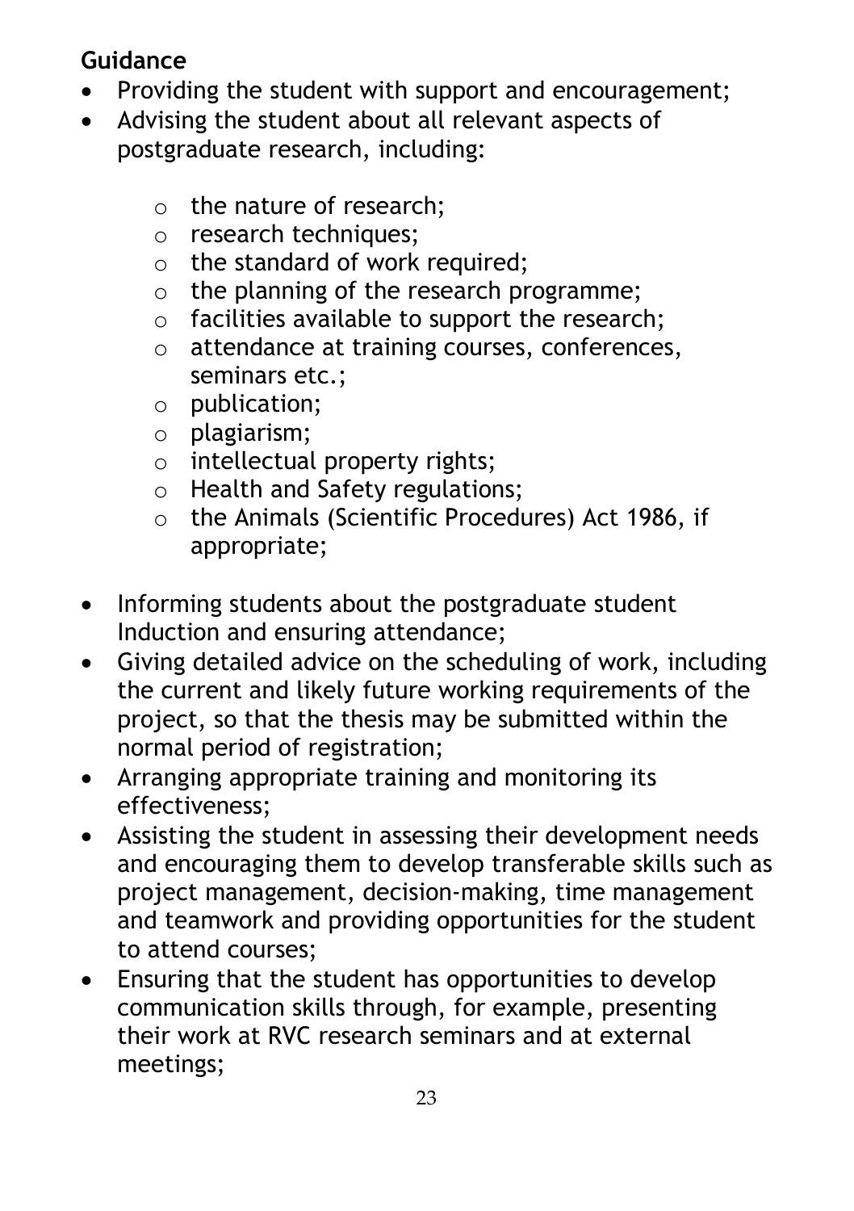**Guidance**

- Providing the student with support and encouragement;
- Advising the student about all relevant aspects of postgraduate research, including:
    - the nature of research;
    - research techniques;
    - the standard of work required;
    - the planning of the research programme;
    - facilities available to support the research;
    - attendance at training courses, conferences, seminars etc.;
    - publication;
    - plagiarism;
    - intellectual property rights;
    - Health and Safety regulations;
    - the Animals (Scientific Procedures) Act 1986, if appropriate;
- Informing students about the postgraduate student Induction and ensuring attendance;
- Giving detailed advice on the scheduling of work, including the current and likely future working requirements of the project, so that the thesis may be submitted within the normal period of registration;
- Arranging appropriate training and monitoring its effectiveness;
- Assisting the student in assessing their development needs and encouraging them to develop transferable skills such as project management, decision-making, time management and teamwork and providing opportunities for the student to attend courses;
- Ensuring that the student has opportunities to develop communication skills through, for example, presenting their work at RVC research seminars and at external meetings;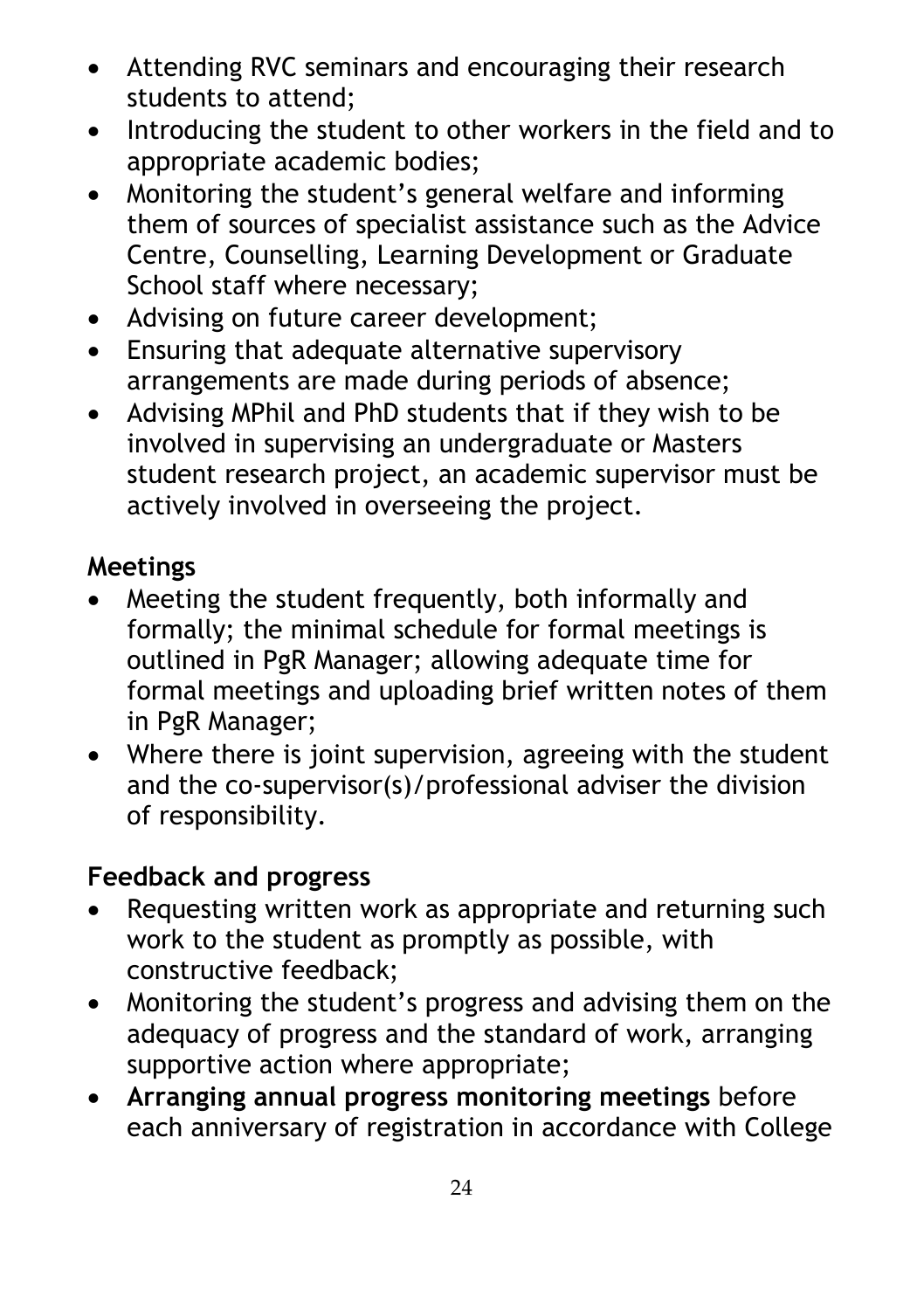- Attending RVC seminars and encouraging their research students to attend;
- Introducing the student to other workers in the field and to appropriate academic bodies;
- Monitoring the student's general welfare and informing them of sources of specialist assistance such as the Advice Centre, Counselling, Learning Development or Graduate School staff where necessary;
- Advising on future career development;
- Ensuring that adequate alternative supervisory arrangements are made during periods of absence;
- Advising MPhil and PhD students that if they wish to be involved in supervising an undergraduate or Masters student research project, an academic supervisor must be actively involved in overseeing the project.

**Meetings**

- Meeting the student frequently, both informally and formally; the minimal schedule for formal meetings is outlined in PgR Manager; allowing adequate time for formal meetings and uploading brief written notes of them in PgR Manager;
- Where there is joint supervision, agreeing with the student and the co-supervisor(s)/professional adviser the division of responsibility.

**Feedback and progress**

- Requesting written work as appropriate and returning such work to the student as promptly as possible, with constructive feedback;
- Monitoring the student's progress and advising them on the adequacy of progress and the standard of work, arranging supportive action where appropriate;
- **Arranging annual progress monitoring meetings** before each anniversary of registration in accordance with College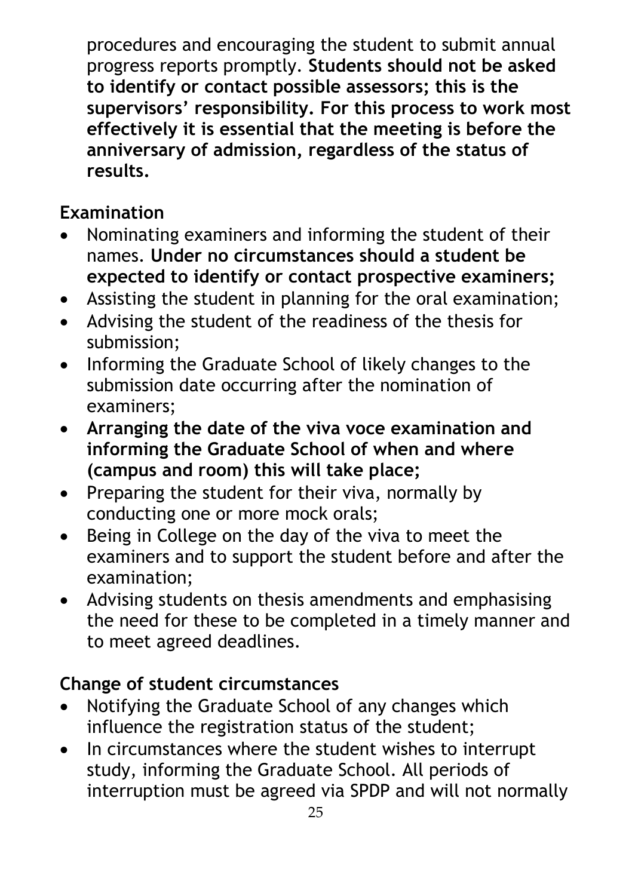procedures and encouraging the student to submit annual progress reports promptly. **Students should not be asked to identify or contact possible assessors; this is the supervisors' responsibility. For this process to work most effectively it is essential that the meeting is before the anniversary of admission, regardless of the status of results.**

### Examination

- Nominating examiners and informing the student of their names. **Under no circumstances should a student be expected to identify or contact prospective examiners;**
- Assisting the student in planning for the oral examination;
- Advising the student of the readiness of the thesis for submission;
- Informing the Graduate School of likely changes to the submission date occurring after the nomination of examiners;
- **Arranging the date of the viva voce examination and informing the Graduate School of when and where (campus and room) this will take place;**
- Preparing the student for their viva, normally by conducting one or more mock orals;
- Being in College on the day of the viva to meet the examiners and to support the student before and after the examination;
- Advising students on thesis amendments and emphasising the need for these to be completed in a timely manner and to meet agreed deadlines.

### Change of student circumstances

- Notifying the Graduate School of any changes which influence the registration status of the student;
- In circumstances where the student wishes to interrupt study, informing the Graduate School. All periods of interruption must be agreed via SPDP and will not normally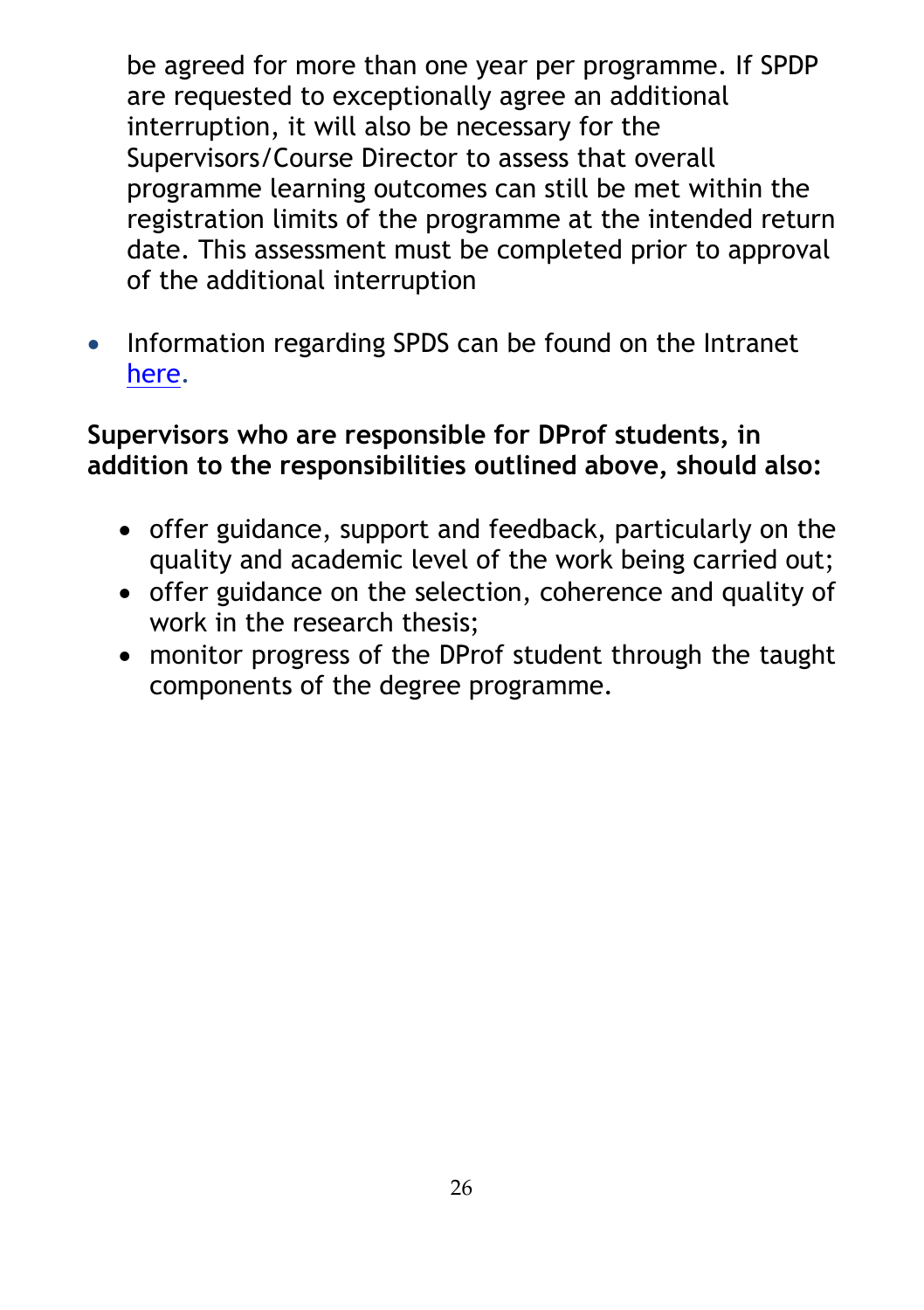be agreed for more than one year per programme. If SPDP are requested to exceptionally agree an additional interruption, it will also be necessary for the Supervisors/Course Director to assess that overall programme learning outcomes can still be met within the registration limits of the programme at the intended return date. This assessment must be completed prior to approval of the additional interruption

- Information regarding SPDS can be found on the Intranet here.

**Supervisors who are responsible for DProf students, in addition to the responsibilities outlined above, should also:**

- offer guidance, support and feedback, particularly on the quality and academic level of the work being carried out;
- offer guidance on the selection, coherence and quality of work in the research thesis;
- monitor progress of the DProf student through the taught components of the degree programme.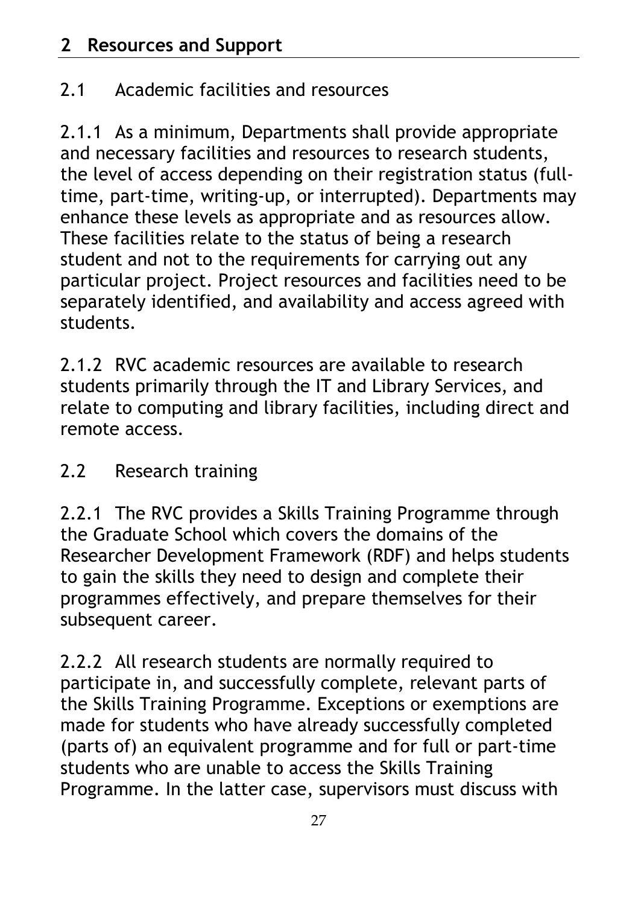## 2 Resources and Support

### 2.1 Academic facilities and resources

2.1.1 As a minimum, Departments shall provide appropriate and necessary facilities and resources to research students, the level of access depending on their registration status (full-time, part-time, writing-up, or interrupted). Departments may enhance these levels as appropriate and as resources allow. These facilities relate to the status of being a research student and not to the requirements for carrying out any particular project. Project resources and facilities need to be separately identified, and availability and access agreed with students.

2.1.2 RVC academic resources are available to research students primarily through the IT and Library Services, and relate to computing and library facilities, including direct and remote access.

### 2.2 Research training

2.2.1 The RVC provides a Skills Training Programme through the Graduate School which covers the domains of the Researcher Development Framework (RDF) and helps students to gain the skills they need to design and complete their programmes effectively, and prepare themselves for their subsequent career.

2.2.2 All research students are normally required to participate in, and successfully complete, relevant parts of the Skills Training Programme. Exceptions or exemptions are made for students who have already successfully completed (parts of) an equivalent programme and for full or part-time students who are unable to access the Skills Training Programme. In the latter case, supervisors must discuss with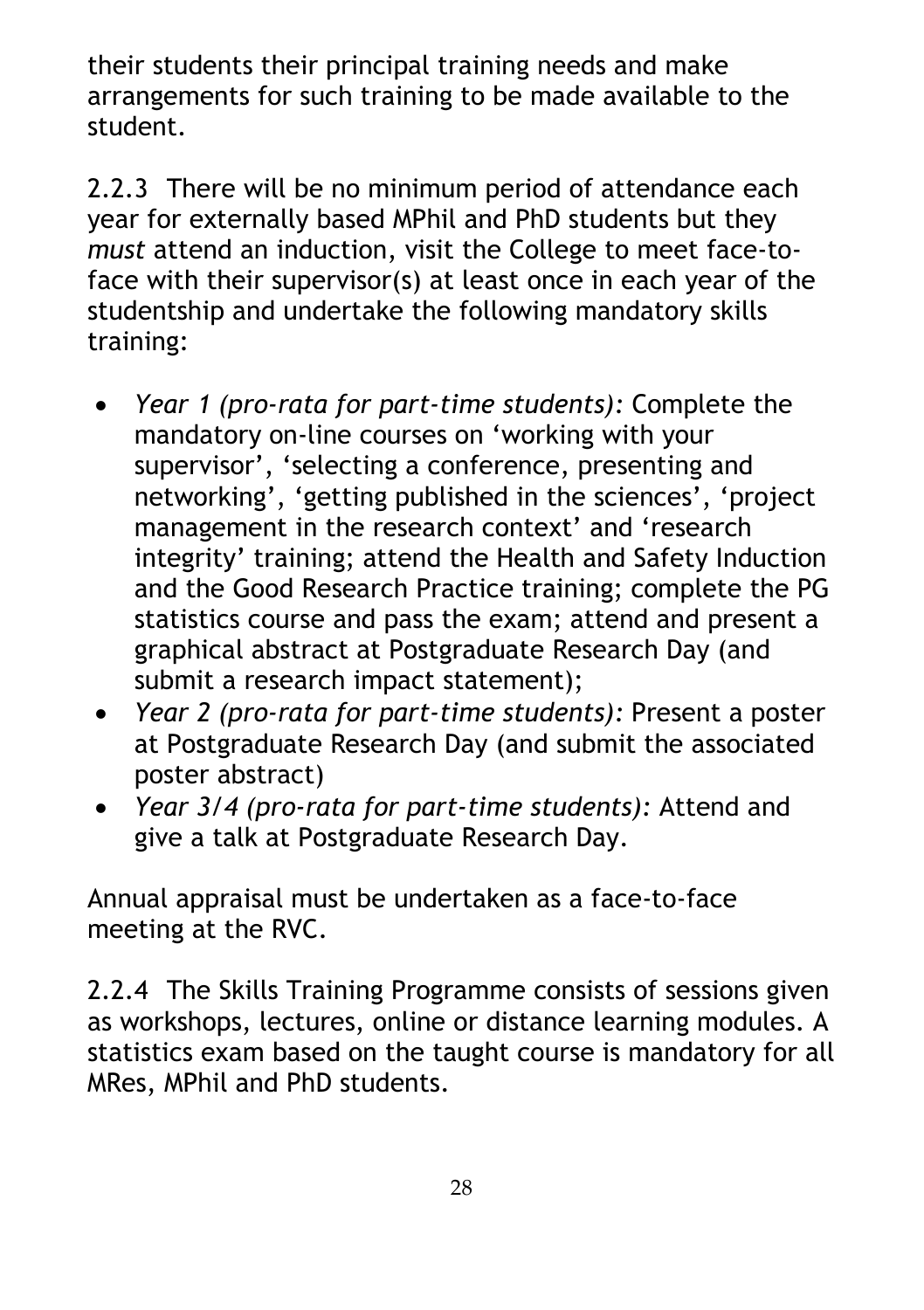their students their principal training needs and make arrangements for such training to be made available to the student.

2.2.3 There will be no minimum period of attendance each year for externally based MPhil and PhD students but they *must* attend an induction, visit the College to meet face-to-face with their supervisor(s) at least once in each year of the studentship and undertake the following mandatory skills training:

- *Year 1 (pro-rata for part-time students):* Complete the mandatory on-line courses on 'working with your supervisor', 'selecting a conference, presenting and networking', 'getting published in the sciences', 'project management in the research context' and 'research integrity' training; attend the Health and Safety Induction and the Good Research Practice training; complete the PG statistics course and pass the exam; attend and present a graphical abstract at Postgraduate Research Day (and submit a research impact statement);
- *Year 2 (pro-rata for part-time students):* Present a poster at Postgraduate Research Day (and submit the associated poster abstract)
- *Year 3/4 (pro-rata for part-time students):* Attend and give a talk at Postgraduate Research Day.

Annual appraisal must be undertaken as a face-to-face meeting at the RVC.

2.2.4 The Skills Training Programme consists of sessions given as workshops, lectures, online or distance learning modules. A statistics exam based on the taught course is mandatory for all MRes, MPhil and PhD students.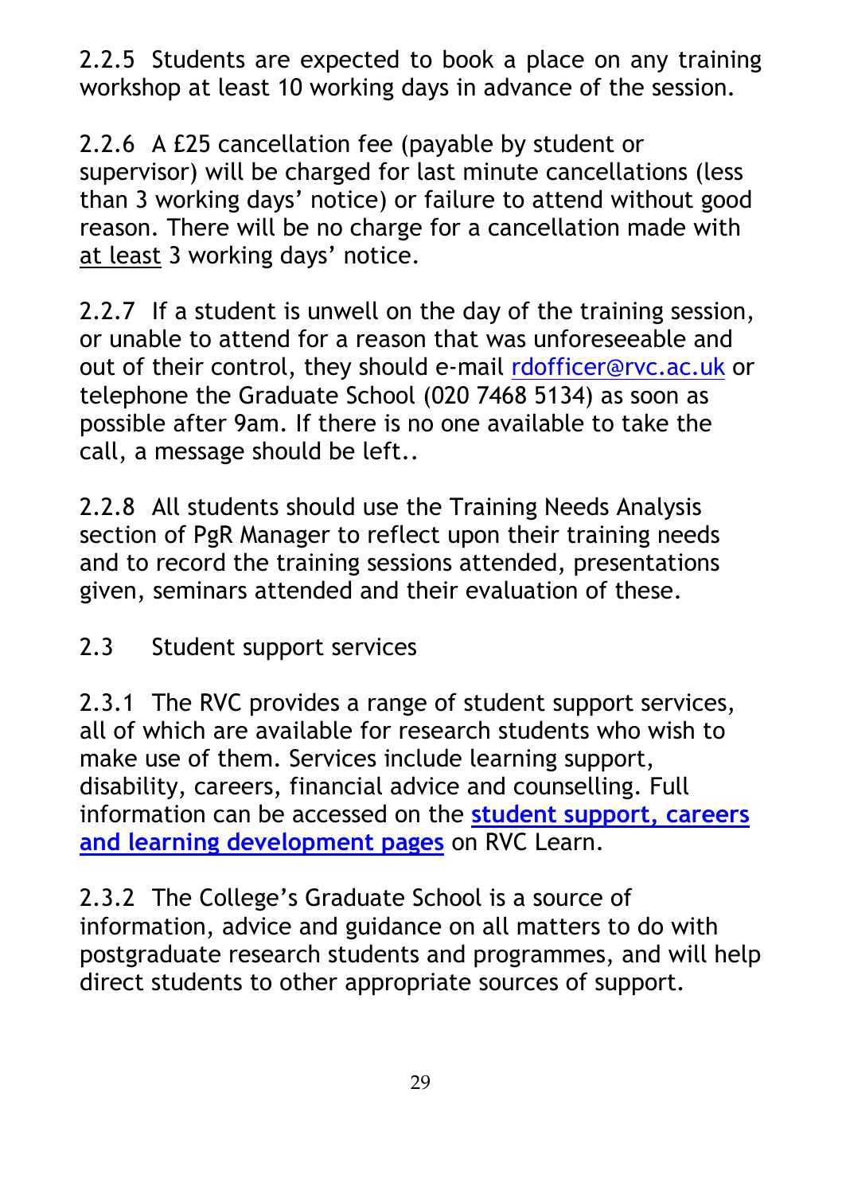2.2.5 Students are expected to book a place on any training workshop at least 10 working days in advance of the session.

2.2.6 A £25 cancellation fee (payable by student or supervisor) will be charged for last minute cancellations (less than 3 working days' notice) or failure to attend without good reason. There will be no charge for a cancellation made with at least 3 working days' notice.

2.2.7 If a student is unwell on the day of the training session, or unable to attend for a reason that was unforeseeable and out of their control, they should e-mail rdofficer@rvc.ac.uk or telephone the Graduate School (020 7468 5134) as soon as possible after 9am. If there is no one available to take the call, a message should be left..

2.2.8 All students should use the Training Needs Analysis section of PgR Manager to reflect upon their training needs and to record the training sessions attended, presentations given, seminars attended and their evaluation of these.

## 2.3 Student support services

2.3.1 The RVC provides a range of student support services, all of which are available for research students who wish to make use of them. Services include learning support, disability, careers, financial advice and counselling. Full information can be accessed on the **student support, careers and learning development pages** on RVC Learn.

2.3.2 The College's Graduate School is a source of information, advice and guidance on all matters to do with postgraduate research students and programmes, and will help direct students to other appropriate sources of support.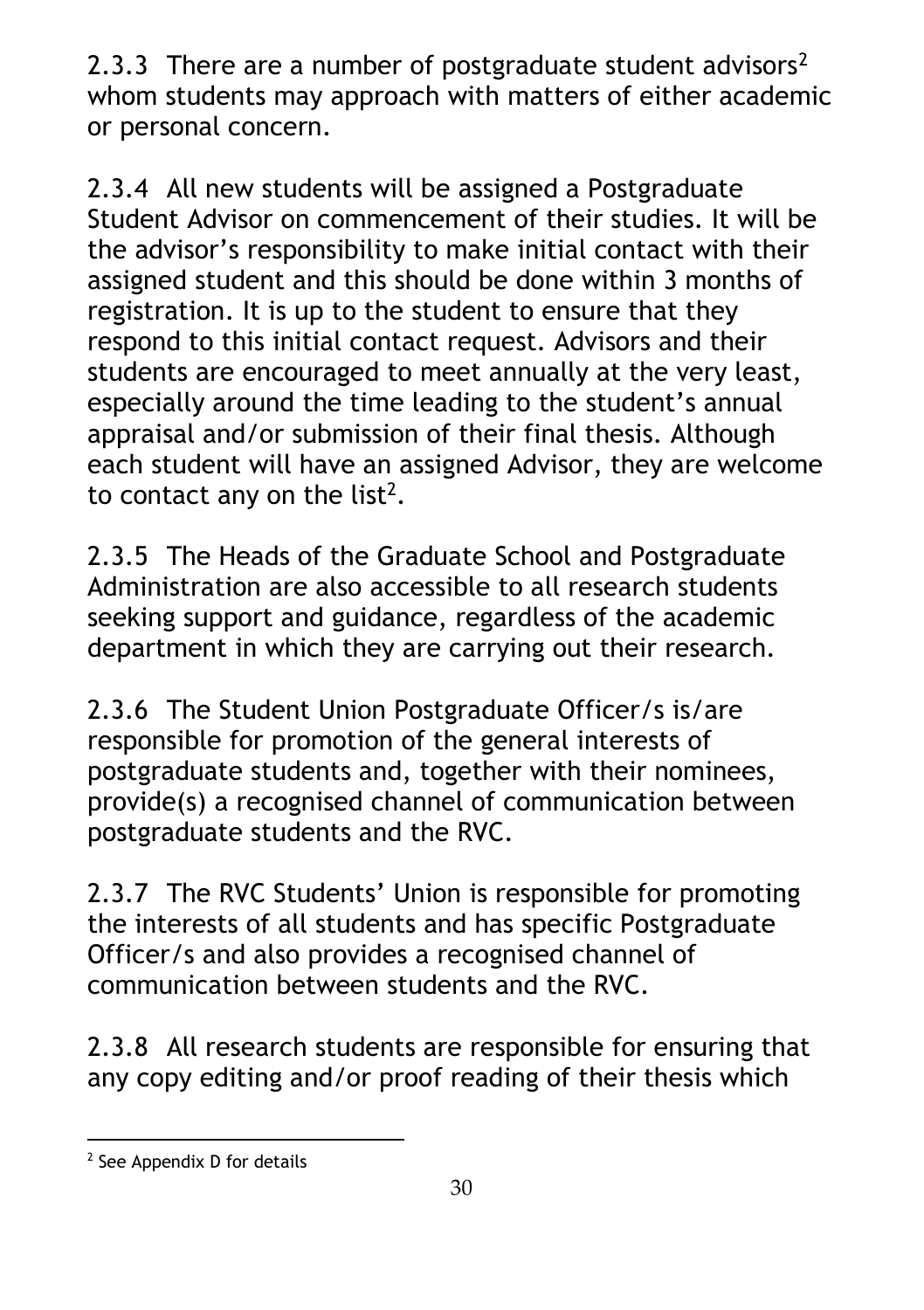2.3.3 There are a number of postgraduate student advisors[2] whom students may approach with matters of either academic or personal concern.

2.3.4 All new students will be assigned a Postgraduate Student Advisor on commencement of their studies. It will be the advisor's responsibility to make initial contact with their assigned student and this should be done within 3 months of registration. It is up to the student to ensure that they respond to this initial contact request. Advisors and their students are encouraged to meet annually at the very least, especially around the time leading to the student's annual appraisal and/or submission of their final thesis. Although each student will have an assigned Advisor, they are welcome to contact any on the list[2].

2.3.5 The Heads of the Graduate School and Postgraduate Administration are also accessible to all research students seeking support and guidance, regardless of the academic department in which they are carrying out their research.

2.3.6 The Student Union Postgraduate Officer/s is/are responsible for promotion of the general interests of postgraduate students and, together with their nominees, provide(s) a recognised channel of communication between postgraduate students and the RVC.

2.3.7 The RVC Students' Union is responsible for promoting the interests of all students and has specific Postgraduate Officer/s and also provides a recognised channel of communication between students and the RVC.

2.3.8 All research students are responsible for ensuring that any copy editing and/or proof reading of their thesis which

---

[2] See Appendix D for details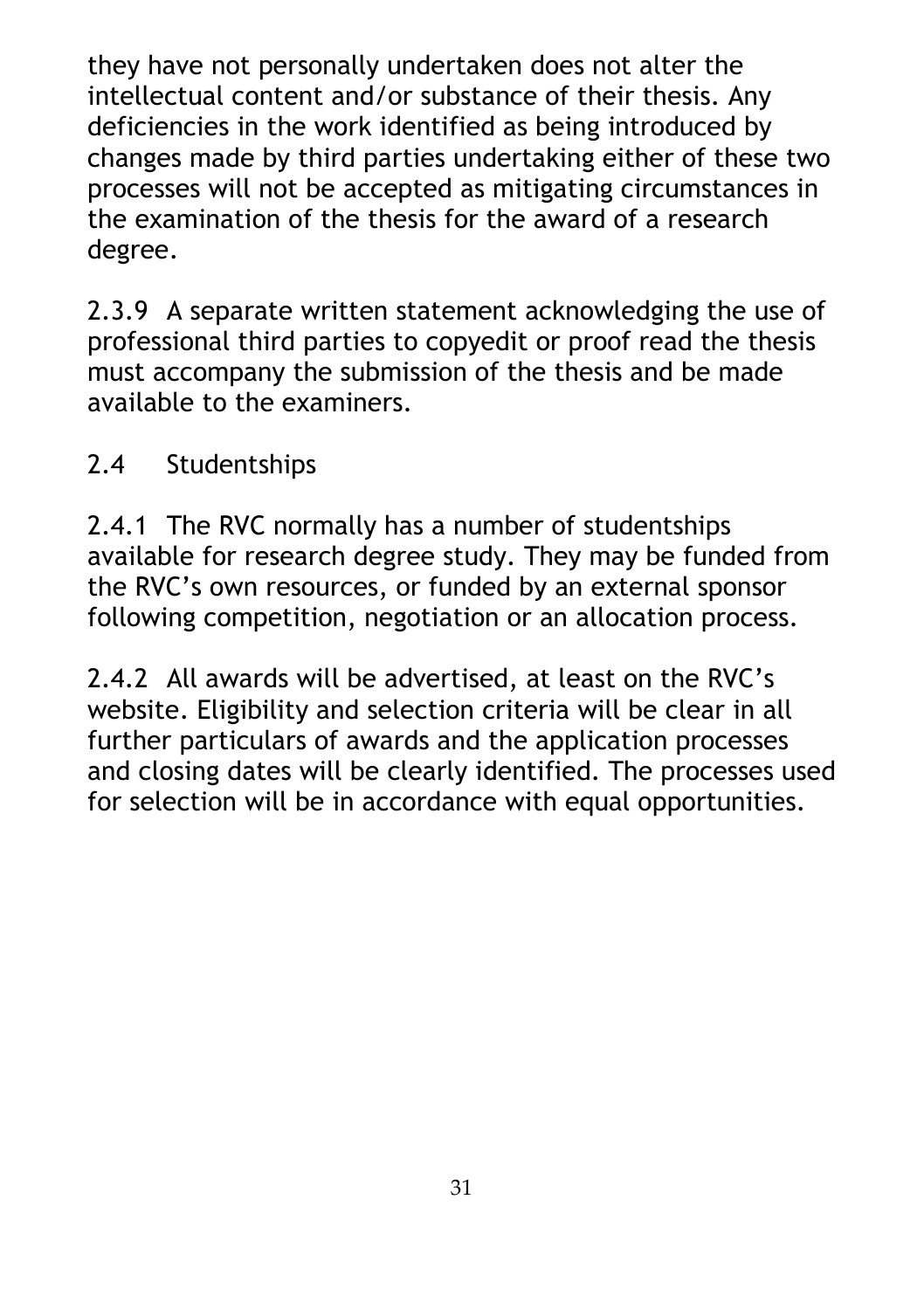they have not personally undertaken does not alter the intellectual content and/or substance of their thesis. Any deficiencies in the work identified as being introduced by changes made by third parties undertaking either of these two processes will not be accepted as mitigating circumstances in the examination of the thesis for the award of a research degree.

2.3.9 A separate written statement acknowledging the use of professional third parties to copyedit or proof read the thesis must accompany the submission of the thesis and be made available to the examiners.

## 2.4 Studentships

2.4.1 The RVC normally has a number of studentships available for research degree study. They may be funded from the RVC's own resources, or funded by an external sponsor following competition, negotiation or an allocation process.

2.4.2 All awards will be advertised, at least on the RVC's website. Eligibility and selection criteria will be clear in all further particulars of awards and the application processes and closing dates will be clearly identified. The processes used for selection will be in accordance with equal opportunities.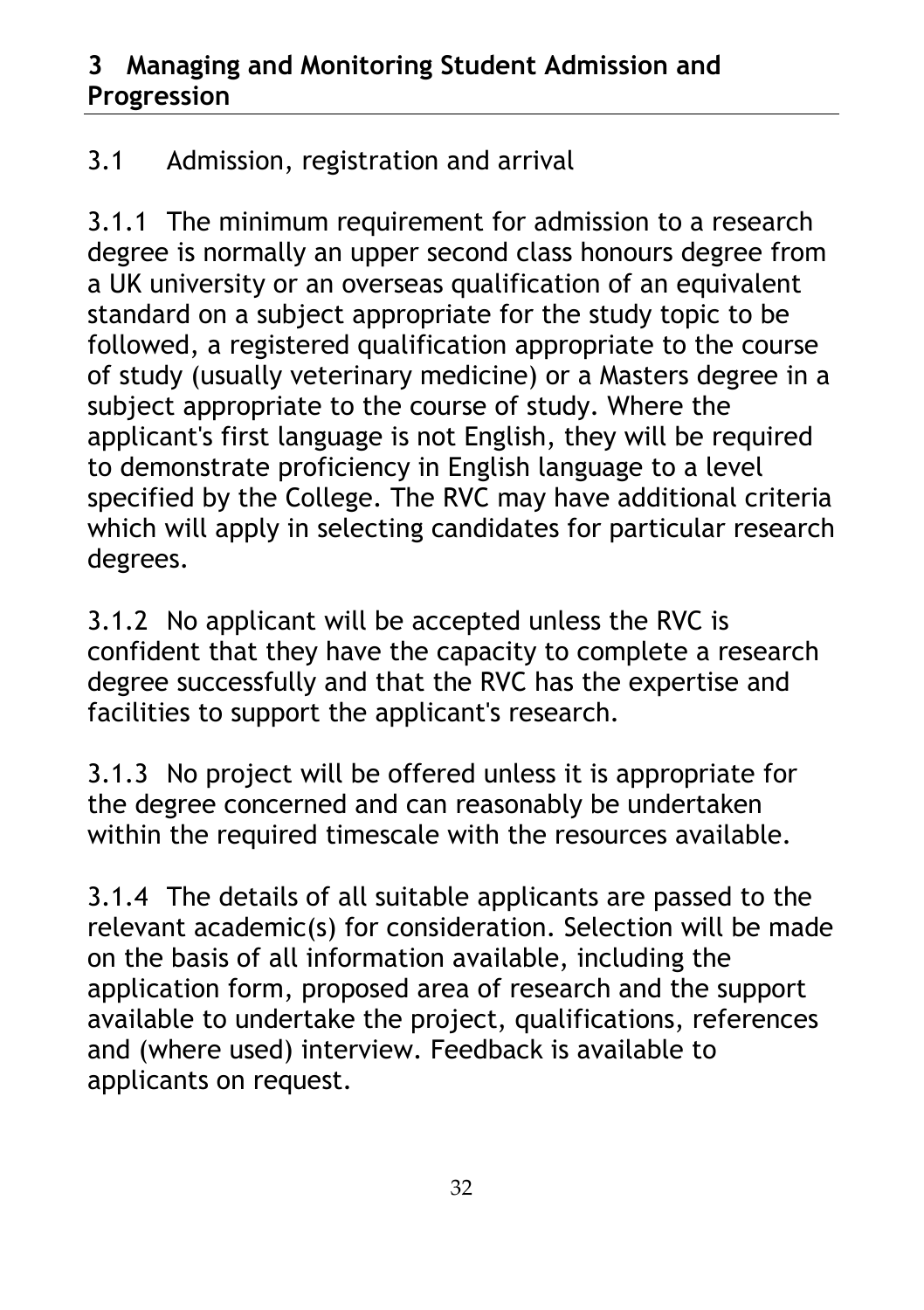## 3 Managing and Monitoring Student Admission and Progression

### 3.1 Admission, registration and arrival

3.1.1 The minimum requirement for admission to a research degree is normally an upper second class honours degree from a UK university or an overseas qualification of an equivalent standard on a subject appropriate for the study topic to be followed, a registered qualification appropriate to the course of study (usually veterinary medicine) or a Masters degree in a subject appropriate to the course of study. Where the applicant's first language is not English, they will be required to demonstrate proficiency in English language to a level specified by the College. The RVC may have additional criteria which will apply in selecting candidates for particular research degrees.

3.1.2 No applicant will be accepted unless the RVC is confident that they have the capacity to complete a research degree successfully and that the RVC has the expertise and facilities to support the applicant's research.

3.1.3 No project will be offered unless it is appropriate for the degree concerned and can reasonably be undertaken within the required timescale with the resources available.

3.1.4 The details of all suitable applicants are passed to the relevant academic(s) for consideration. Selection will be made on the basis of all information available, including the application form, proposed area of research and the support available to undertake the project, qualifications, references and (where used) interview. Feedback is available to applicants on request.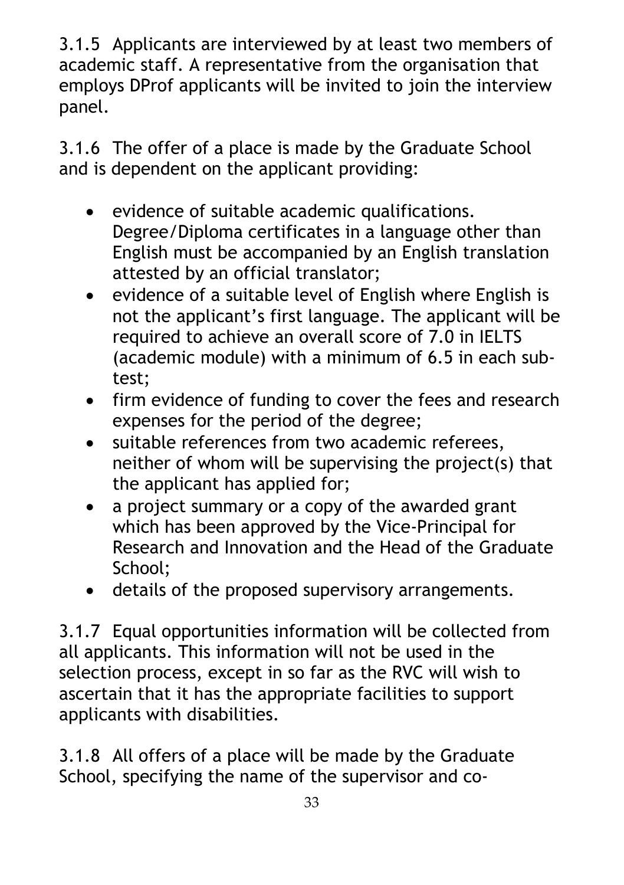3.1.5 Applicants are interviewed by at least two members of academic staff. A representative from the organisation that employs DProf applicants will be invited to join the interview panel.

3.1.6 The offer of a place is made by the Graduate School and is dependent on the applicant providing:

- evidence of suitable academic qualifications. Degree/Diploma certificates in a language other than English must be accompanied by an English translation attested by an official translator;
- evidence of a suitable level of English where English is not the applicant's first language. The applicant will be required to achieve an overall score of 7.0 in IELTS (academic module) with a minimum of 6.5 in each sub-test;
- firm evidence of funding to cover the fees and research expenses for the period of the degree;
- suitable references from two academic referees, neither of whom will be supervising the project(s) that the applicant has applied for;
- a project summary or a copy of the awarded grant which has been approved by the Vice-Principal for Research and Innovation and the Head of the Graduate School;
- details of the proposed supervisory arrangements.

3.1.7 Equal opportunities information will be collected from all applicants. This information will not be used in the selection process, except in so far as the RVC will wish to ascertain that it has the appropriate facilities to support applicants with disabilities.

3.1.8 All offers of a place will be made by the Graduate School, specifying the name of the supervisor and co-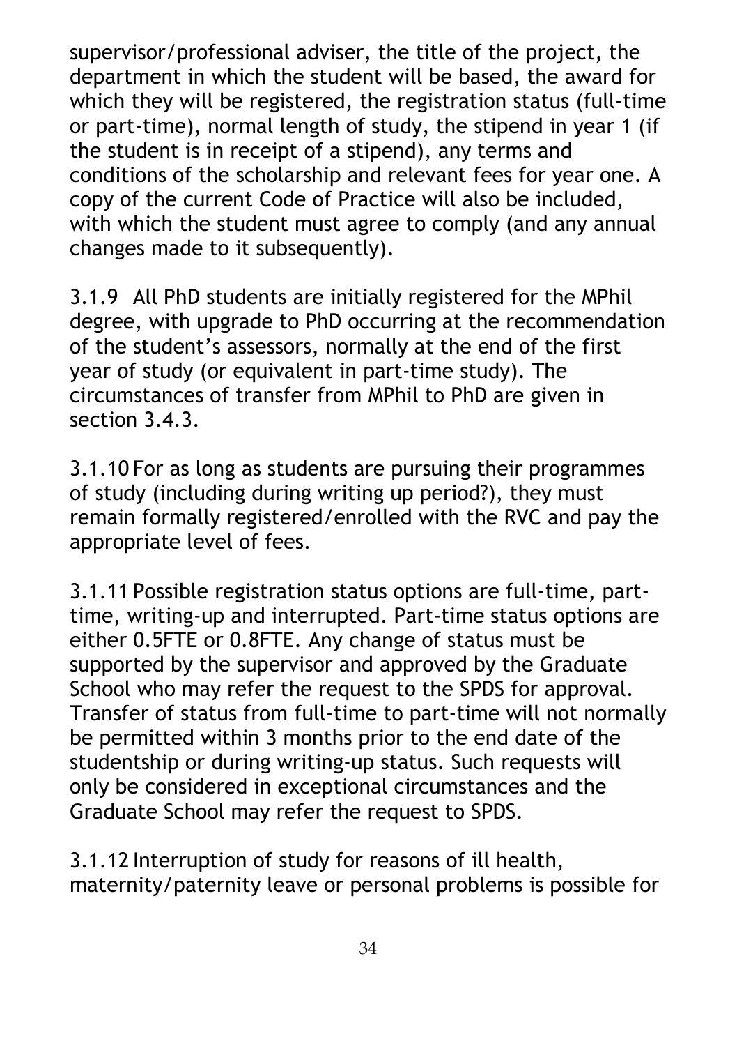supervisor/professional adviser, the title of the project, the department in which the student will be based, the award for which they will be registered, the registration status (full-time or part-time), normal length of study, the stipend in year 1 (if the student is in receipt of a stipend), any terms and conditions of the scholarship and relevant fees for year one. A copy of the current Code of Practice will also be included, with which the student must agree to comply (and any annual changes made to it subsequently).

3.1.9 All PhD students are initially registered for the MPhil degree, with upgrade to PhD occurring at the recommendation of the student's assessors, normally at the end of the first year of study (or equivalent in part-time study). The circumstances of transfer from MPhil to PhD are given in section 3.4.3.

3.1.10 For as long as students are pursuing their programmes of study (including during writing up period?), they must remain formally registered/enrolled with the RVC and pay the appropriate level of fees.

3.1.11 Possible registration status options are full-time, part-time, writing-up and interrupted. Part-time status options are either 0.5FTE or 0.8FTE. Any change of status must be supported by the supervisor and approved by the Graduate School who may refer the request to the SPDS for approval. Transfer of status from full-time to part-time will not normally be permitted within 3 months prior to the end date of the studentship or during writing-up status. Such requests will only be considered in exceptional circumstances and the Graduate School may refer the request to SPDS.

3.1.12 Interruption of study for reasons of ill health, maternity/paternity leave or personal problems is possible for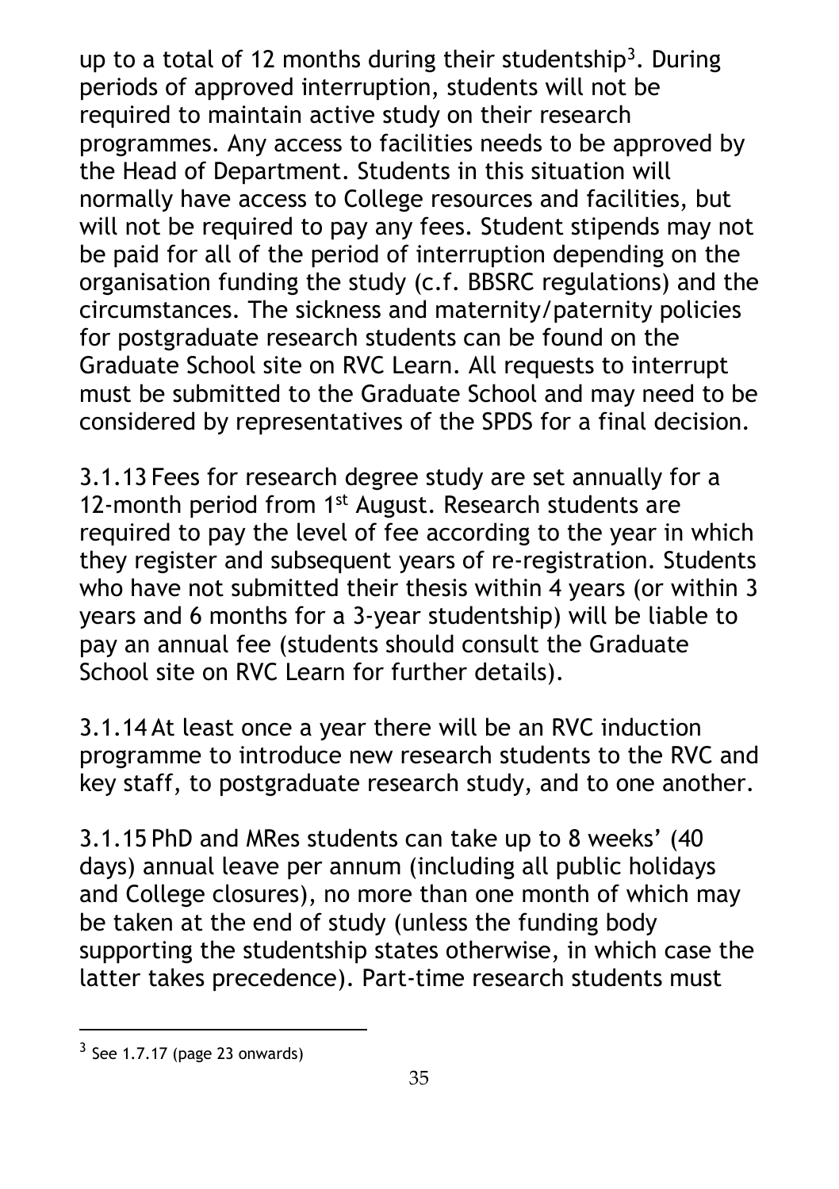up to a total of 12 months during their studentship[3]. During periods of approved interruption, students will not be required to maintain active study on their research programmes. Any access to facilities needs to be approved by the Head of Department. Students in this situation will normally have access to College resources and facilities, but will not be required to pay any fees. Student stipends may not be paid for all of the period of interruption depending on the organisation funding the study (c.f. BBSRC regulations) and the circumstances. The sickness and maternity/paternity policies for postgraduate research students can be found on the Graduate School site on RVC Learn. All requests to interrupt must be submitted to the Graduate School and may need to be considered by representatives of the SPDS for a final decision.

3.1.13 Fees for research degree study are set annually for a 12-month period from 1st August. Research students are required to pay the level of fee according to the year in which they register and subsequent years of re-registration. Students who have not submitted their thesis within 4 years (or within 3 years and 6 months for a 3-year studentship) will be liable to pay an annual fee (students should consult the Graduate School site on RVC Learn for further details).

3.1.14 At least once a year there will be an RVC induction programme to introduce new research students to the RVC and key staff, to postgraduate research study, and to one another.

3.1.15 PhD and MRes students can take up to 8 weeks' (40 days) annual leave per annum (including all public holidays and College closures), no more than one month of which may be taken at the end of study (unless the funding body supporting the studentship states otherwise, in which case the latter takes precedence). Part-time research students must

[3] See 1.7.17 (page 23 onwards)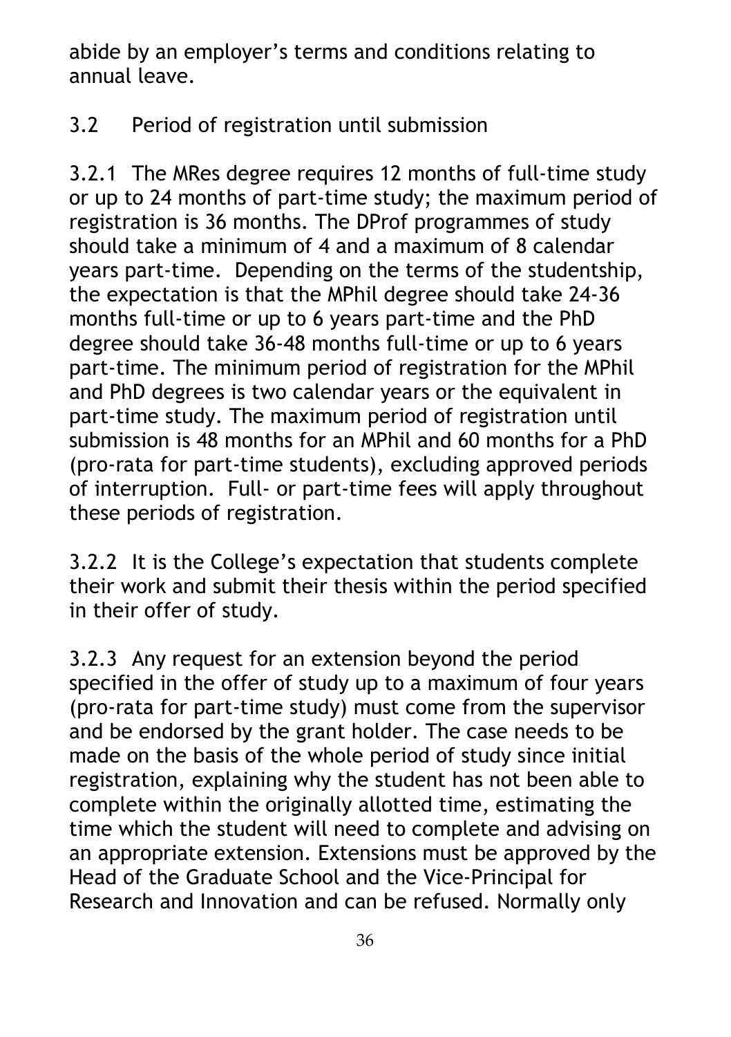abide by an employer's terms and conditions relating to annual leave.

### 3.2 Period of registration until submission

3.2.1 The MRes degree requires 12 months of full-time study or up to 24 months of part-time study; the maximum period of registration is 36 months. The DProf programmes of study should take a minimum of 4 and a maximum of 8 calendar years part-time. Depending on the terms of the studentship, the expectation is that the MPhil degree should take 24-36 months full-time or up to 6 years part-time and the PhD degree should take 36-48 months full-time or up to 6 years part-time. The minimum period of registration for the MPhil and PhD degrees is two calendar years or the equivalent in part-time study. The maximum period of registration until submission is 48 months for an MPhil and 60 months for a PhD (pro-rata for part-time students), excluding approved periods of interruption. Full- or part-time fees will apply throughout these periods of registration.

3.2.2 It is the College's expectation that students complete their work and submit their thesis within the period specified in their offer of study.

3.2.3 Any request for an extension beyond the period specified in the offer of study up to a maximum of four years (pro-rata for part-time study) must come from the supervisor and be endorsed by the grant holder. The case needs to be made on the basis of the whole period of study since initial registration, explaining why the student has not been able to complete within the originally allotted time, estimating the time which the student will need to complete and advising on an appropriate extension. Extensions must be approved by the Head of the Graduate School and the Vice-Principal for Research and Innovation and can be refused. Normally only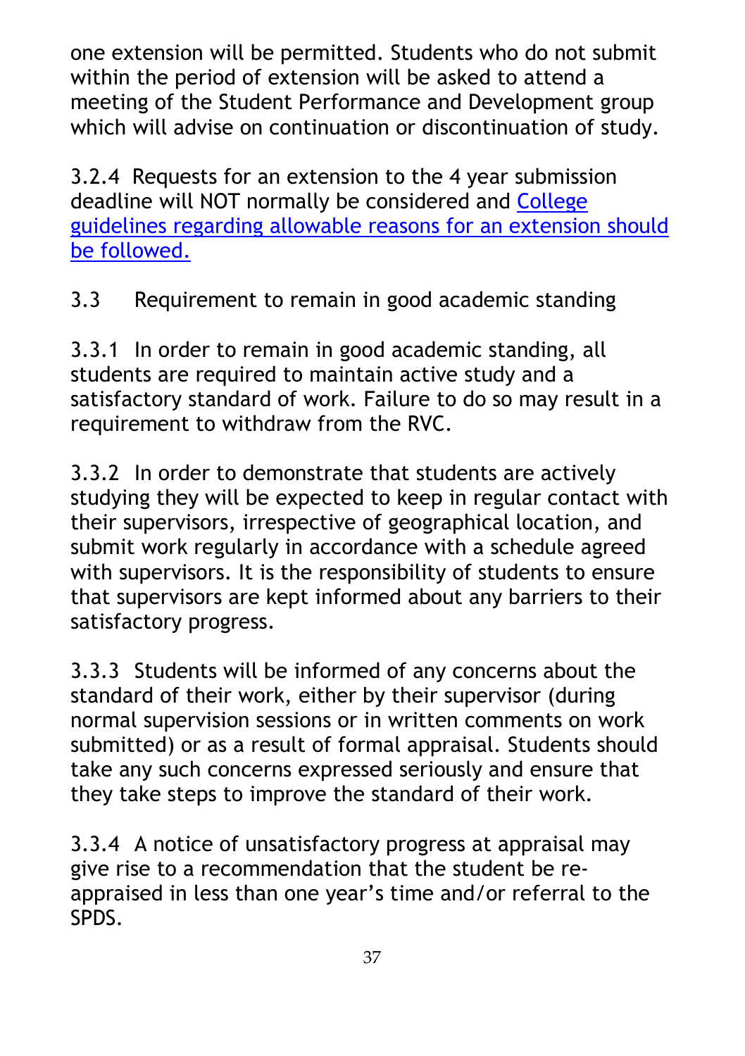one extension will be permitted. Students who do not submit within the period of extension will be asked to attend a meeting of the Student Performance and Development group which will advise on continuation or discontinuation of study.

3.2.4 Requests for an extension to the 4 year submission deadline will NOT normally be considered and College guidelines regarding allowable reasons for an extension should be followed.

## 3.3 Requirement to remain in good academic standing

3.3.1 In order to remain in good academic standing, all students are required to maintain active study and a satisfactory standard of work. Failure to do so may result in a requirement to withdraw from the RVC.

3.3.2 In order to demonstrate that students are actively studying they will be expected to keep in regular contact with their supervisors, irrespective of geographical location, and submit work regularly in accordance with a schedule agreed with supervisors. It is the responsibility of students to ensure that supervisors are kept informed about any barriers to their satisfactory progress.

3.3.3 Students will be informed of any concerns about the standard of their work, either by their supervisor (during normal supervision sessions or in written comments on work submitted) or as a result of formal appraisal. Students should take any such concerns expressed seriously and ensure that they take steps to improve the standard of their work.

3.3.4 A notice of unsatisfactory progress at appraisal may give rise to a recommendation that the student be re-appraised in less than one year's time and/or referral to the SPDS.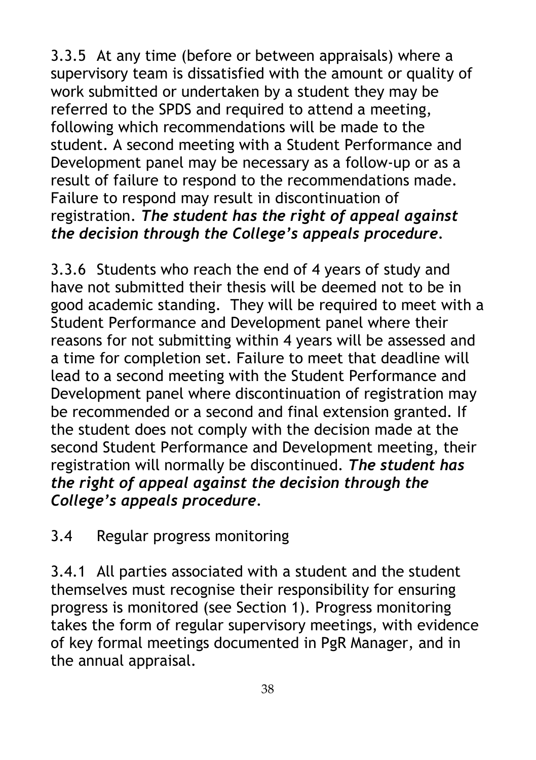3.3.5 At any time (before or between appraisals) where a supervisory team is dissatisfied with the amount or quality of work submitted or undertaken by a student they may be referred to the SPDS and required to attend a meeting, following which recommendations will be made to the student. A second meeting with a Student Performance and Development panel may be necessary as a follow-up or as a result of failure to respond to the recommendations made. Failure to respond may result in discontinuation of registration. ***The student has the right of appeal against the decision through the College's appeals procedure.***

3.3.6 Students who reach the end of 4 years of study and have not submitted their thesis will be deemed not to be in good academic standing. They will be required to meet with a Student Performance and Development panel where their reasons for not submitting within 4 years will be assessed and a time for completion set. Failure to meet that deadline will lead to a second meeting with the Student Performance and Development panel where discontinuation of registration may be recommended or a second and final extension granted. If the student does not comply with the decision made at the second Student Performance and Development meeting, their registration will normally be discontinued. ***The student has the right of appeal against the decision through the College's appeals procedure.***

### 3.4 Regular progress monitoring

3.4.1 All parties associated with a student and the student themselves must recognise their responsibility for ensuring progress is monitored (see Section 1). Progress monitoring takes the form of regular supervisory meetings, with evidence of key formal meetings documented in PgR Manager, and in the annual appraisal.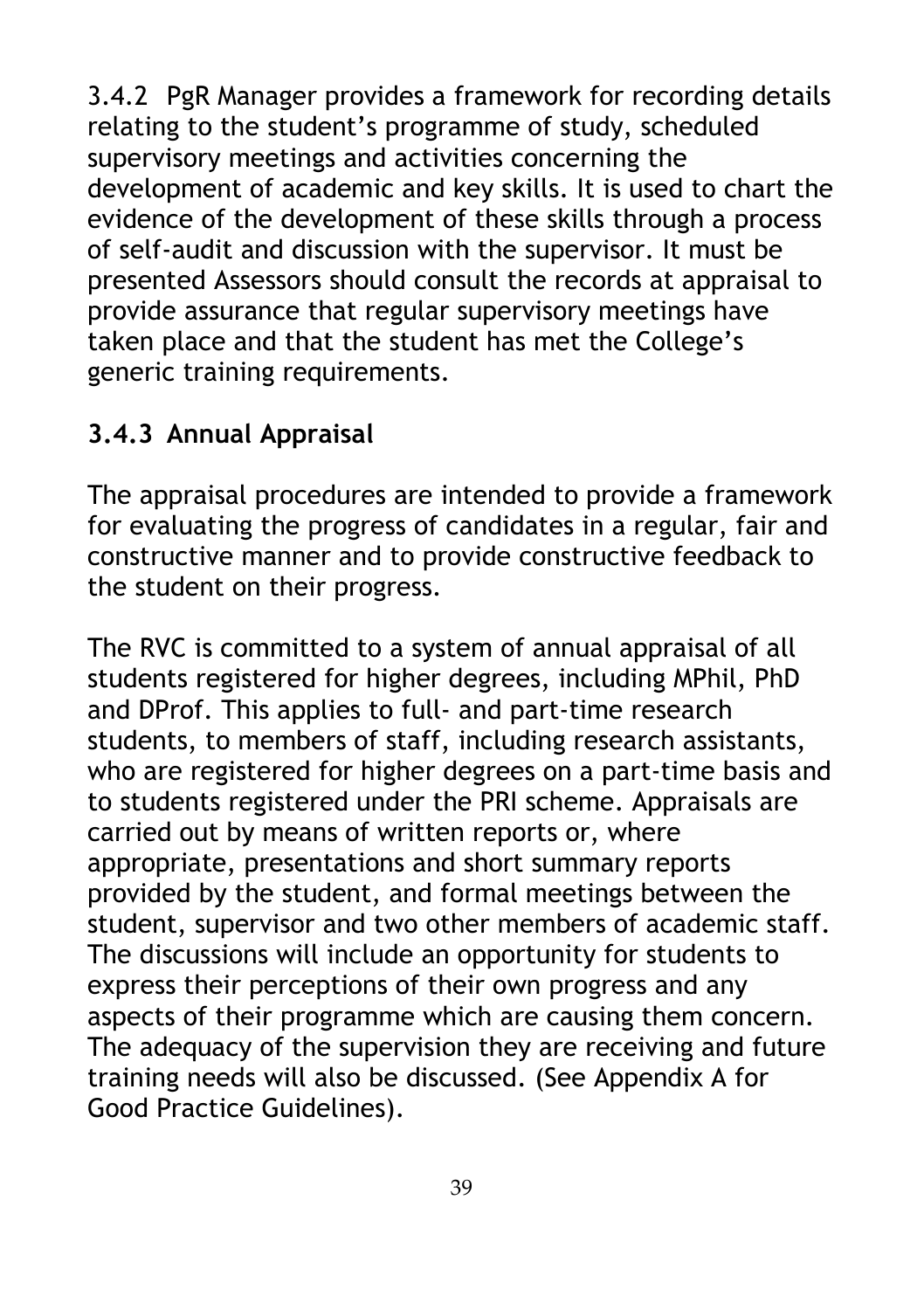3.4.2 PgR Manager provides a framework for recording details relating to the student's programme of study, scheduled supervisory meetings and activities concerning the development of academic and key skills. It is used to chart the evidence of the development of these skills through a process of self-audit and discussion with the supervisor. It must be presented Assessors should consult the records at appraisal to provide assurance that regular supervisory meetings have taken place and that the student has met the College's generic training requirements.

### 3.4.3 Annual Appraisal

The appraisal procedures are intended to provide a framework for evaluating the progress of candidates in a regular, fair and constructive manner and to provide constructive feedback to the student on their progress.

The RVC is committed to a system of annual appraisal of all students registered for higher degrees, including MPhil, PhD and DProf. This applies to full- and part-time research students, to members of staff, including research assistants, who are registered for higher degrees on a part-time basis and to students registered under the PRI scheme. Appraisals are carried out by means of written reports or, where appropriate, presentations and short summary reports provided by the student, and formal meetings between the student, supervisor and two other members of academic staff. The discussions will include an opportunity for students to express their perceptions of their own progress and any aspects of their programme which are causing them concern. The adequacy of the supervision they are receiving and future training needs will also be discussed. (See Appendix A for Good Practice Guidelines).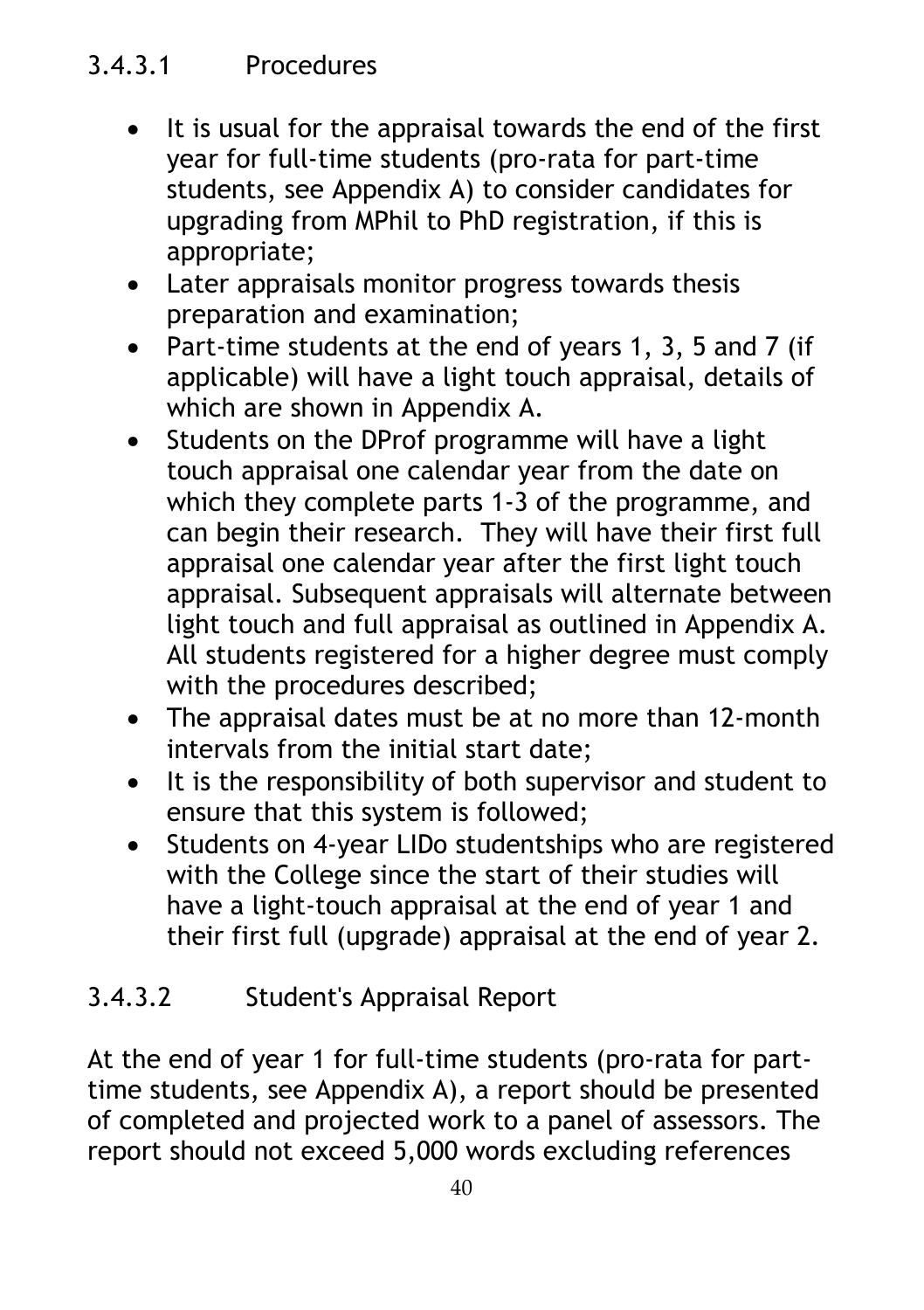#### 3.4.3.1 Procedures

- It is usual for the appraisal towards the end of the first year for full-time students (pro-rata for part-time students, see Appendix A) to consider candidates for upgrading from MPhil to PhD registration, if this is appropriate;
- Later appraisals monitor progress towards thesis preparation and examination;
- Part-time students at the end of years 1, 3, 5 and 7 (if applicable) will have a light touch appraisal, details of which are shown in Appendix A.
- Students on the DProf programme will have a light touch appraisal one calendar year from the date on which they complete parts 1-3 of the programme, and can begin their research. They will have their first full appraisal one calendar year after the first light touch appraisal. Subsequent appraisals will alternate between light touch and full appraisal as outlined in Appendix A. All students registered for a higher degree must comply with the procedures described;
- The appraisal dates must be at no more than 12-month intervals from the initial start date;
- It is the responsibility of both supervisor and student to ensure that this system is followed;
- Students on 4-year LIDo studentships who are registered with the College since the start of their studies will have a light-touch appraisal at the end of year 1 and their first full (upgrade) appraisal at the end of year 2.

#### 3.4.3.2 Student's Appraisal Report

At the end of year 1 for full-time students (pro-rata for part-time students, see Appendix A), a report should be presented of completed and projected work to a panel of assessors. The report should not exceed 5,000 words excluding references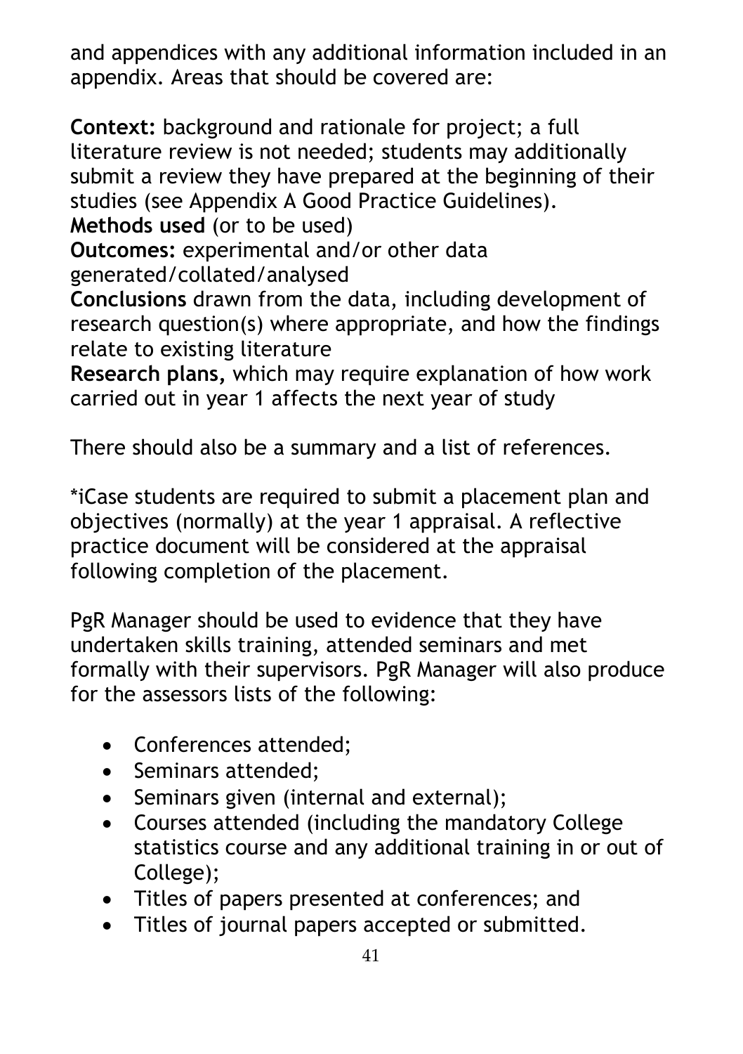and appendices with any additional information included in an appendix. Areas that should be covered are:

**Context:** background and rationale for project; a full literature review is not needed; students may additionally submit a review they have prepared at the beginning of their studies (see Appendix A Good Practice Guidelines).
**Methods used** (or to be used)
**Outcomes:** experimental and/or other data generated/collated/analysed
**Conclusions** drawn from the data, including development of research question(s) where appropriate, and how the findings relate to existing literature
**Research plans,** which may require explanation of how work carried out in year 1 affects the next year of study

There should also be a summary and a list of references.

*iCase students are required to submit a placement plan and objectives (normally) at the year 1 appraisal. A reflective practice document will be considered at the appraisal following completion of the placement.

PgR Manager should be used to evidence that they have undertaken skills training, attended seminars and met formally with their supervisors. PgR Manager will also produce for the assessors lists of the following:

- Conferences attended;
- Seminars attended;
- Seminars given (internal and external);
- Courses attended (including the mandatory College statistics course and any additional training in or out of College);
- Titles of papers presented at conferences; and
- Titles of journal papers accepted or submitted.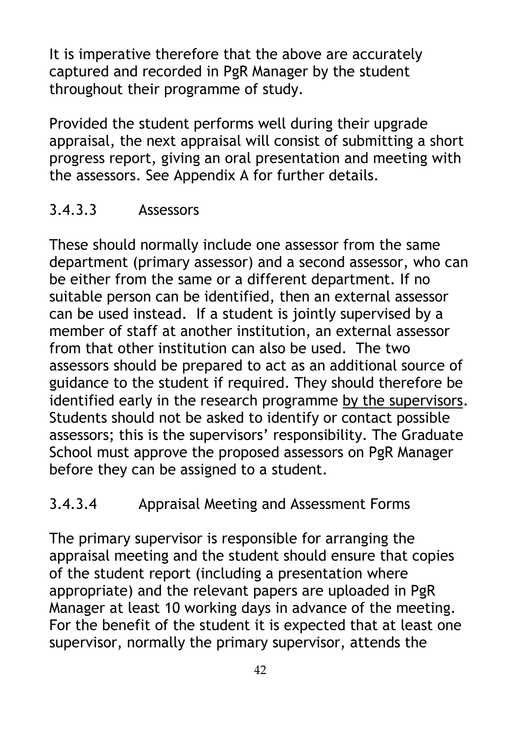It is imperative therefore that the above are accurately captured and recorded in PgR Manager by the student throughout their programme of study.

Provided the student performs well during their upgrade appraisal, the next appraisal will consist of submitting a short progress report, giving an oral presentation and meeting with the assessors. See Appendix A for further details.

#### 3.4.3.3 Assessors

These should normally include one assessor from the same department (primary assessor) and a second assessor, who can be either from the same or a different department. If no suitable person can be identified, then an external assessor can be used instead. If a student is jointly supervised by a member of staff at another institution, an external assessor from that other institution can also be used. The two assessors should be prepared to act as an additional source of guidance to the student if required. They should therefore be identified early in the research programme <u>by the supervisors</u>. Students should not be asked to identify or contact possible assessors; this is the supervisors' responsibility. The Graduate School must approve the proposed assessors on PgR Manager before they can be assigned to a student.

#### 3.4.3.4 Appraisal Meeting and Assessment Forms

The primary supervisor is responsible for arranging the appraisal meeting and the student should ensure that copies of the student report (including a presentation where appropriate) and the relevant papers are uploaded in PgR Manager at least 10 working days in advance of the meeting. For the benefit of the student it is expected that at least one supervisor, normally the primary supervisor, attends the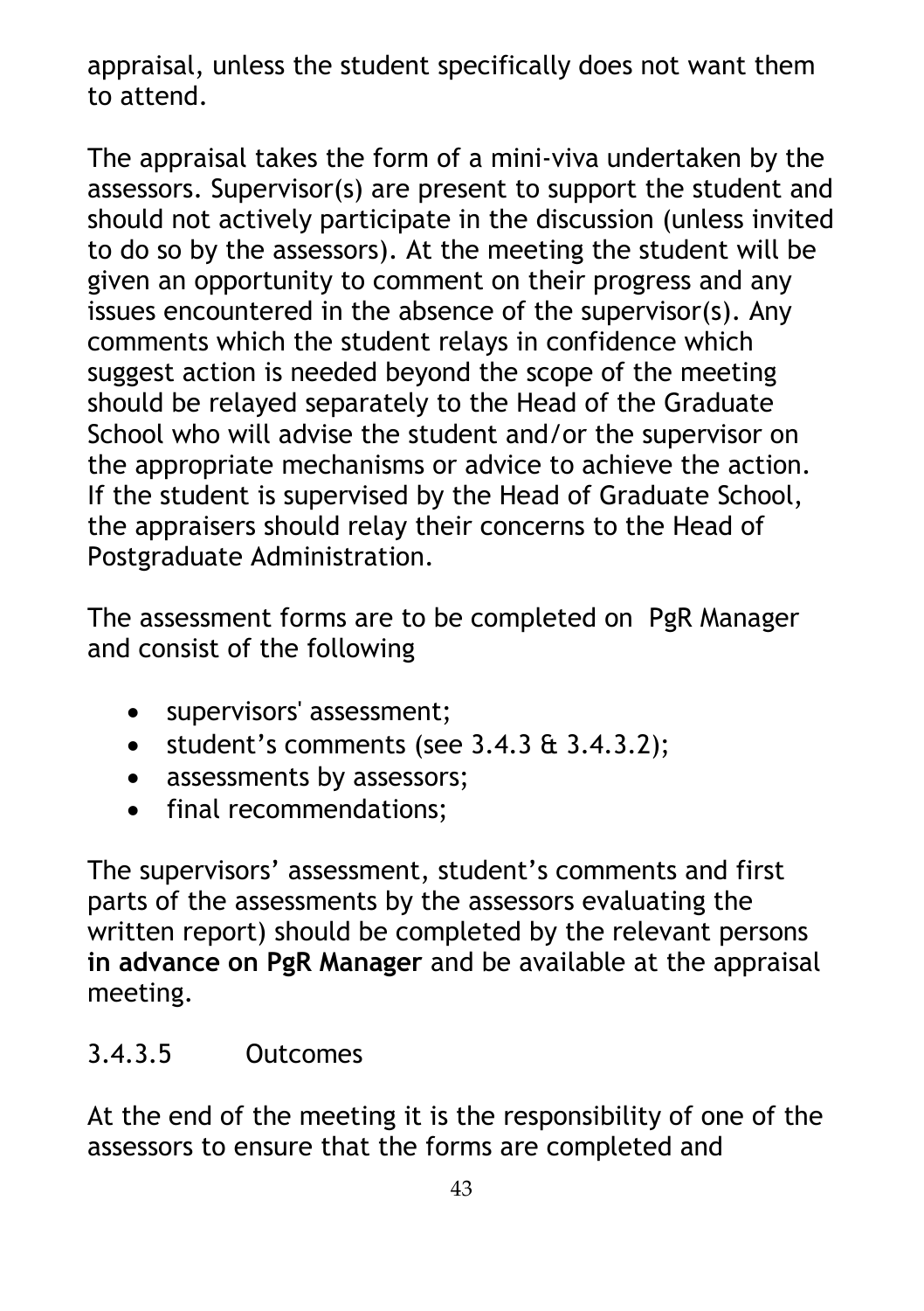appraisal, unless the student specifically does not want them to attend.

The appraisal takes the form of a mini-viva undertaken by the assessors. Supervisor(s) are present to support the student and should not actively participate in the discussion (unless invited to do so by the assessors). At the meeting the student will be given an opportunity to comment on their progress and any issues encountered in the absence of the supervisor(s). Any comments which the student relays in confidence which suggest action is needed beyond the scope of the meeting should be relayed separately to the Head of the Graduate School who will advise the student and/or the supervisor on the appropriate mechanisms or advice to achieve the action. If the student is supervised by the Head of Graduate School, the appraisers should relay their concerns to the Head of Postgraduate Administration.

The assessment forms are to be completed on PgR Manager and consist of the following

- supervisors' assessment;
- student's comments (see 3.4.3 & 3.4.3.2);
- assessments by assessors;
- final recommendations;

The supervisors' assessment, student's comments and first parts of the assessments by the assessors evaluating the written report) should be completed by the relevant persons **in advance on PgR Manager** and be available at the appraisal meeting.

#### 3.4.3.5 Outcomes

At the end of the meeting it is the responsibility of one of the assessors to ensure that the forms are completed and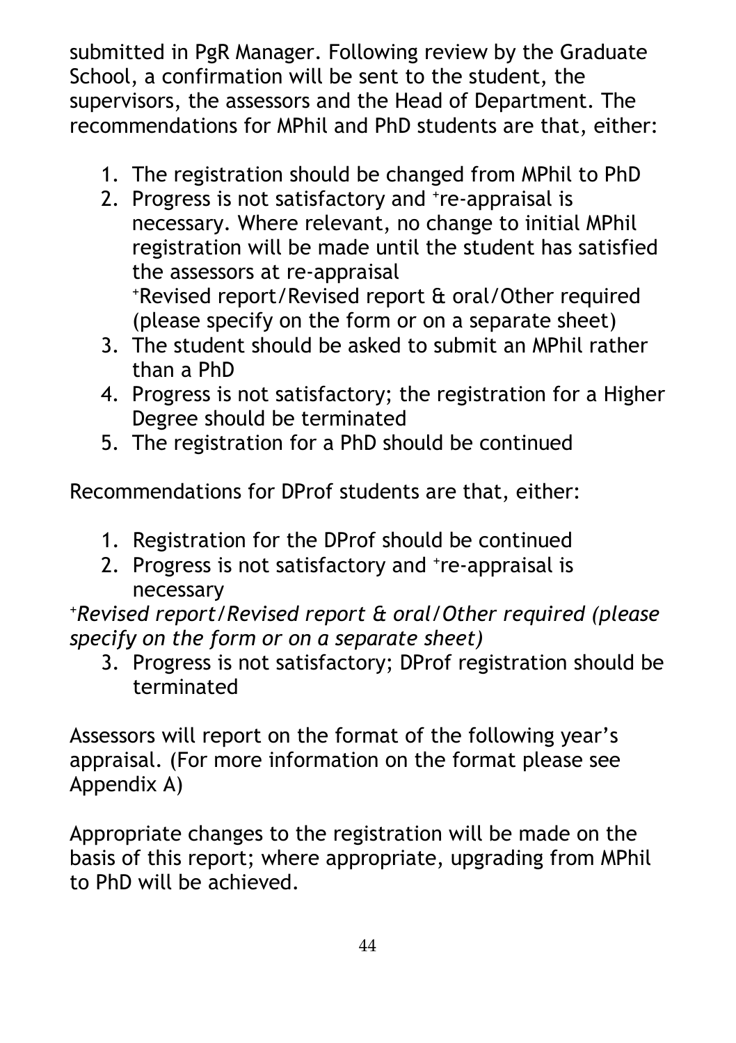submitted in PgR Manager. Following review by the Graduate School, a confirmation will be sent to the student, the supervisors, the assessors and the Head of Department. The recommendations for MPhil and PhD students are that, either:

1. The registration should be changed from MPhil to PhD
2. Progress is not satisfactory and [+]re-appraisal is necessary. Where relevant, no change to initial MPhil registration will be made until the student has satisfied the assessors at re-appraisal
   [+]Revised report/Revised report & oral/Other required (please specify on the form or on a separate sheet)
3. The student should be asked to submit an MPhil rather than a PhD
4. Progress is not satisfactory; the registration for a Higher Degree should be terminated
5. The registration for a PhD should be continued

Recommendations for DProf students are that, either:

1. Registration for the DProf should be continued
2. Progress is not satisfactory and [+]re-appraisal is necessary

[+]*Revised report/Revised report & oral/Other required (please specify on the form or on a separate sheet)*

3. Progress is not satisfactory; DProf registration should be terminated

Assessors will report on the format of the following year's appraisal. (For more information on the format please see Appendix A)

Appropriate changes to the registration will be made on the basis of this report; where appropriate, upgrading from MPhil to PhD will be achieved.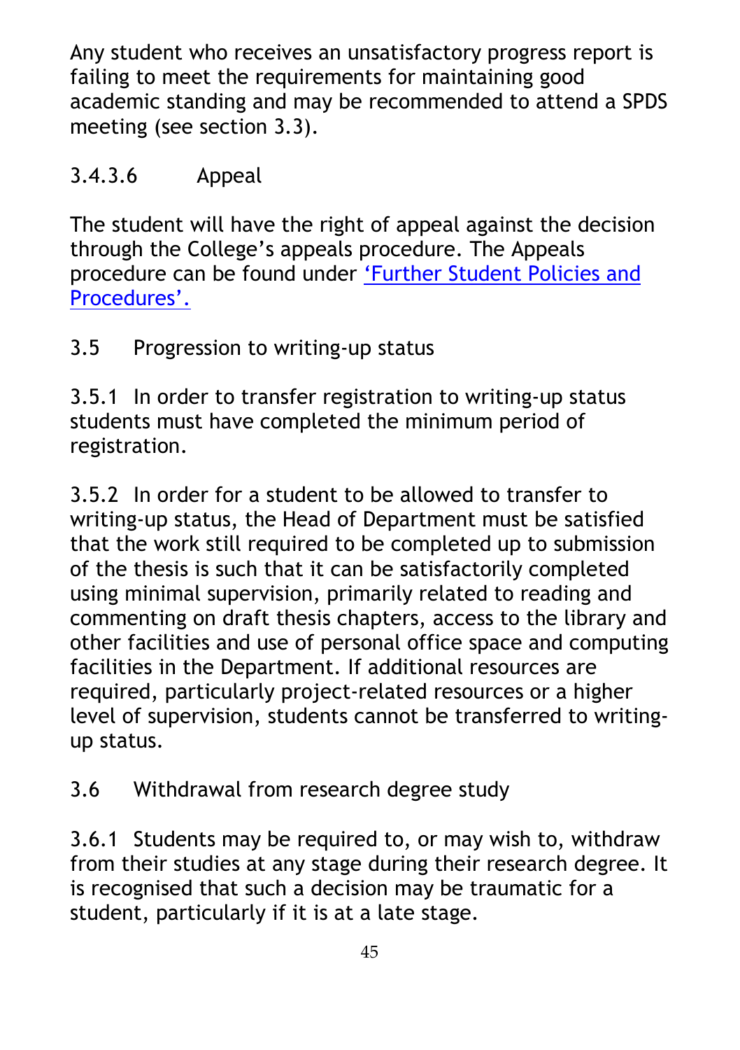Any student who receives an unsatisfactory progress report is failing to meet the requirements for maintaining good academic standing and may be recommended to attend a SPDS meeting (see section 3.3).

#### 3.4.3.6 Appeal

The student will have the right of appeal against the decision through the College's appeals procedure. The Appeals procedure can be found under 'Further Student Policies and Procedures'.

### 3.5 Progression to writing-up status

3.5.1 In order to transfer registration to writing-up status students must have completed the minimum period of registration.

3.5.2 In order for a student to be allowed to transfer to writing-up status, the Head of Department must be satisfied that the work still required to be completed up to submission of the thesis is such that it can be satisfactorily completed using minimal supervision, primarily related to reading and commenting on draft thesis chapters, access to the library and other facilities and use of personal office space and computing facilities in the Department. If additional resources are required, particularly project-related resources or a higher level of supervision, students cannot be transferred to writing-up status.

### 3.6 Withdrawal from research degree study

3.6.1 Students may be required to, or may wish to, withdraw from their studies at any stage during their research degree. It is recognised that such a decision may be traumatic for a student, particularly if it is at a late stage.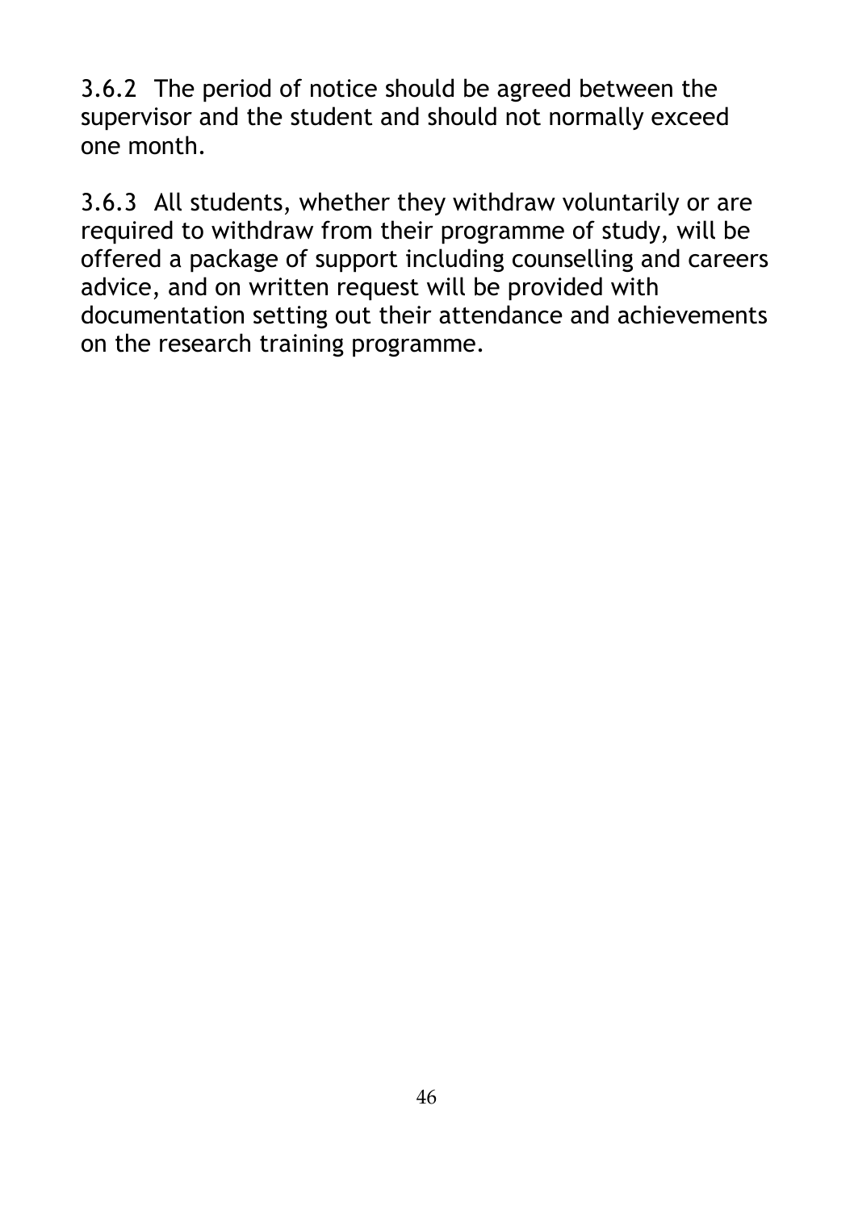3.6.2 The period of notice should be agreed between the supervisor and the student and should not normally exceed one month.

3.6.3 All students, whether they withdraw voluntarily or are required to withdraw from their programme of study, will be offered a package of support including counselling and careers advice, and on written request will be provided with documentation setting out their attendance and achievements on the research training programme.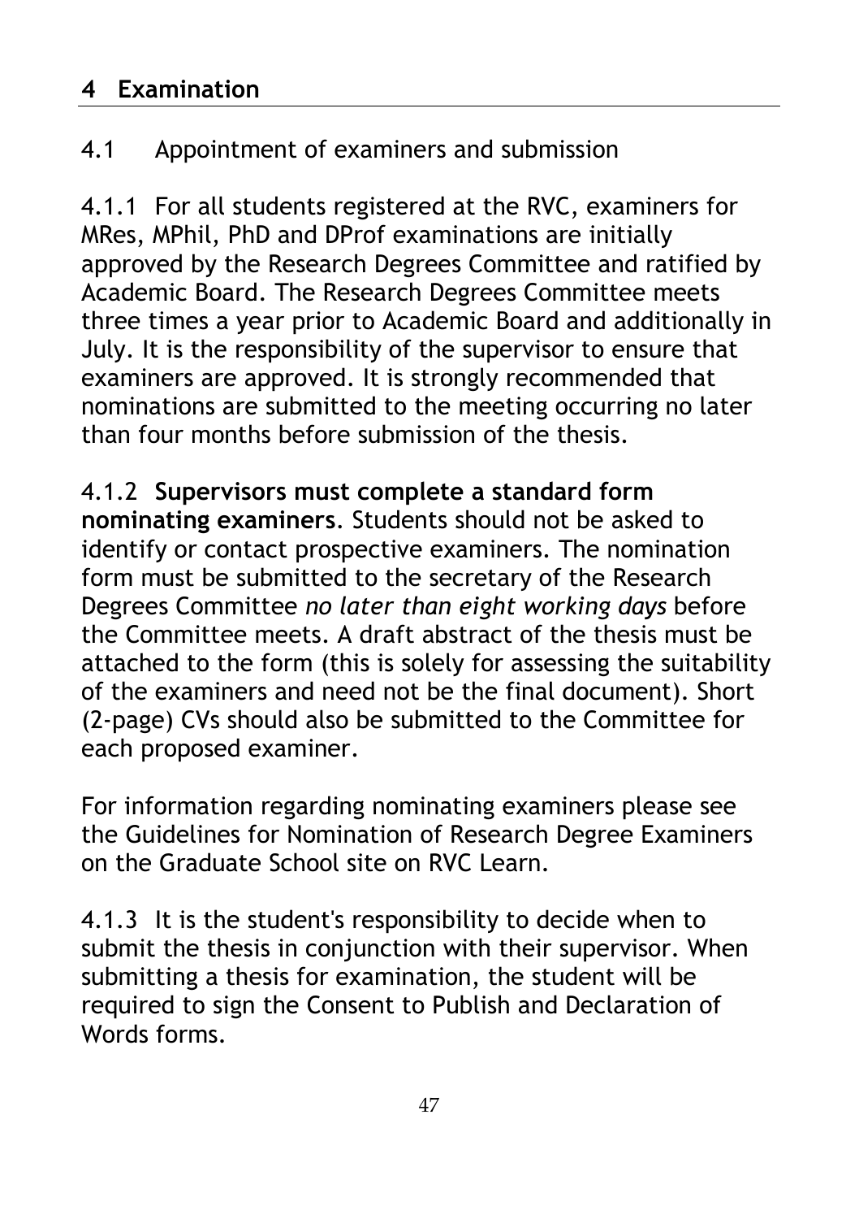## 4 Examination

### 4.1 Appointment of examiners and submission

4.1.1 For all students registered at the RVC, examiners for MRes, MPhil, PhD and DProf examinations are initially approved by the Research Degrees Committee and ratified by Academic Board. The Research Degrees Committee meets three times a year prior to Academic Board and additionally in July. It is the responsibility of the supervisor to ensure that examiners are approved. It is strongly recommended that nominations are submitted to the meeting occurring no later than four months before submission of the thesis.

4.1.2 **Supervisors must complete a standard form nominating examiners**. Students should not be asked to identify or contact prospective examiners. The nomination form must be submitted to the secretary of the Research Degrees Committee *no later than eight working days* before the Committee meets. A draft abstract of the thesis must be attached to the form (this is solely for assessing the suitability of the examiners and need not be the final document). Short (2-page) CVs should also be submitted to the Committee for each proposed examiner.

For information regarding nominating examiners please see the Guidelines for Nomination of Research Degree Examiners on the Graduate School site on RVC Learn.

4.1.3 It is the student's responsibility to decide when to submit the thesis in conjunction with their supervisor. When submitting a thesis for examination, the student will be required to sign the Consent to Publish and Declaration of Words forms.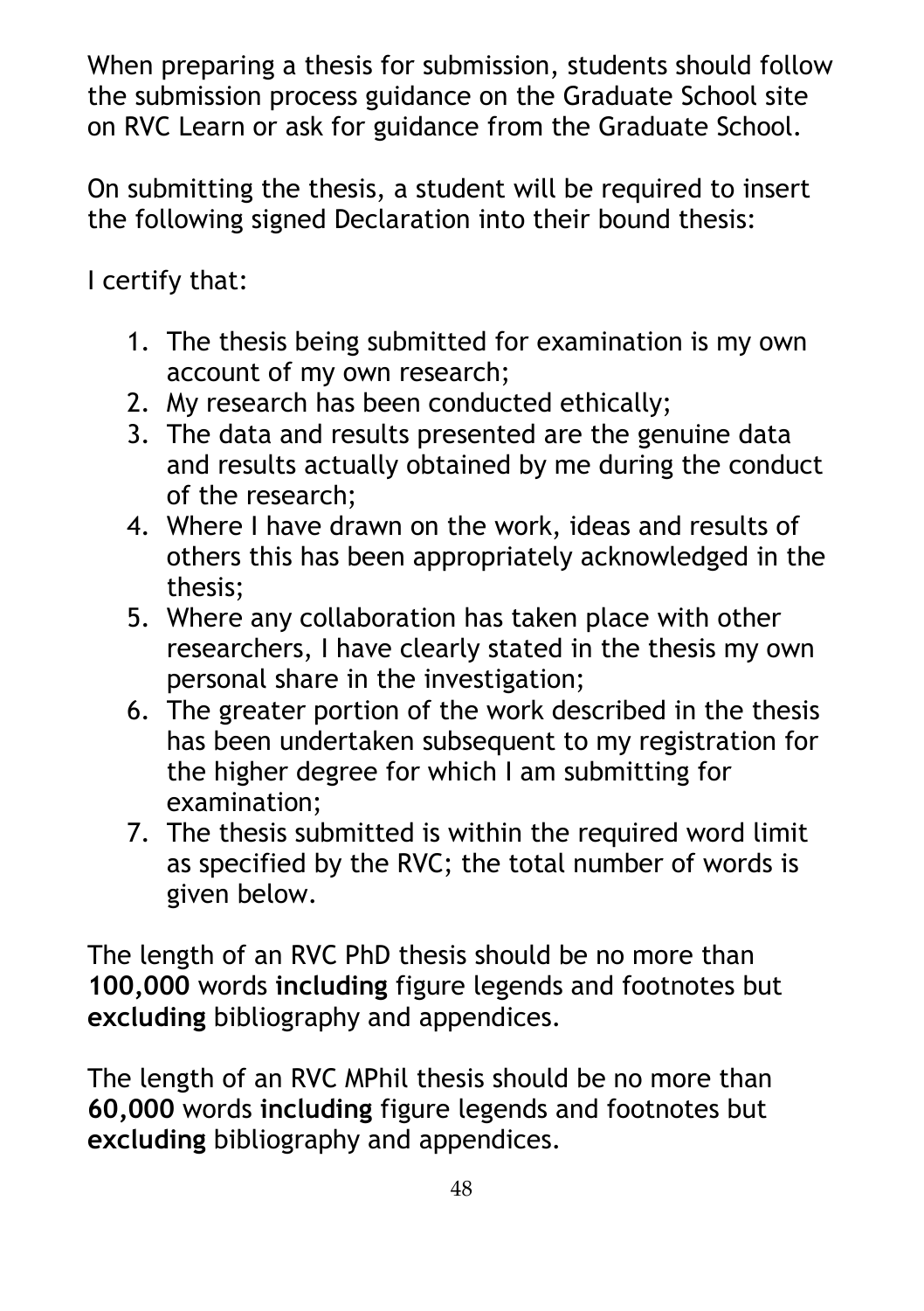When preparing a thesis for submission, students should follow the submission process guidance on the Graduate School site on RVC Learn or ask for guidance from the Graduate School.

On submitting the thesis, a student will be required to insert the following signed Declaration into their bound thesis:

I certify that:

1. The thesis being submitted for examination is my own account of my own research;
2. My research has been conducted ethically;
3. The data and results presented are the genuine data and results actually obtained by me during the conduct of the research;
4. Where I have drawn on the work, ideas and results of others this has been appropriately acknowledged in the thesis;
5. Where any collaboration has taken place with other researchers, I have clearly stated in the thesis my own personal share in the investigation;
6. The greater portion of the work described in the thesis has been undertaken subsequent to my registration for the higher degree for which I am submitting for examination;
7. The thesis submitted is within the required word limit as specified by the RVC; the total number of words is given below.

The length of an RVC PhD thesis should be no more than **100,000** words **including** figure legends and footnotes but **excluding** bibliography and appendices.

The length of an RVC MPhil thesis should be no more than **60,000** words **including** figure legends and footnotes but **excluding** bibliography and appendices.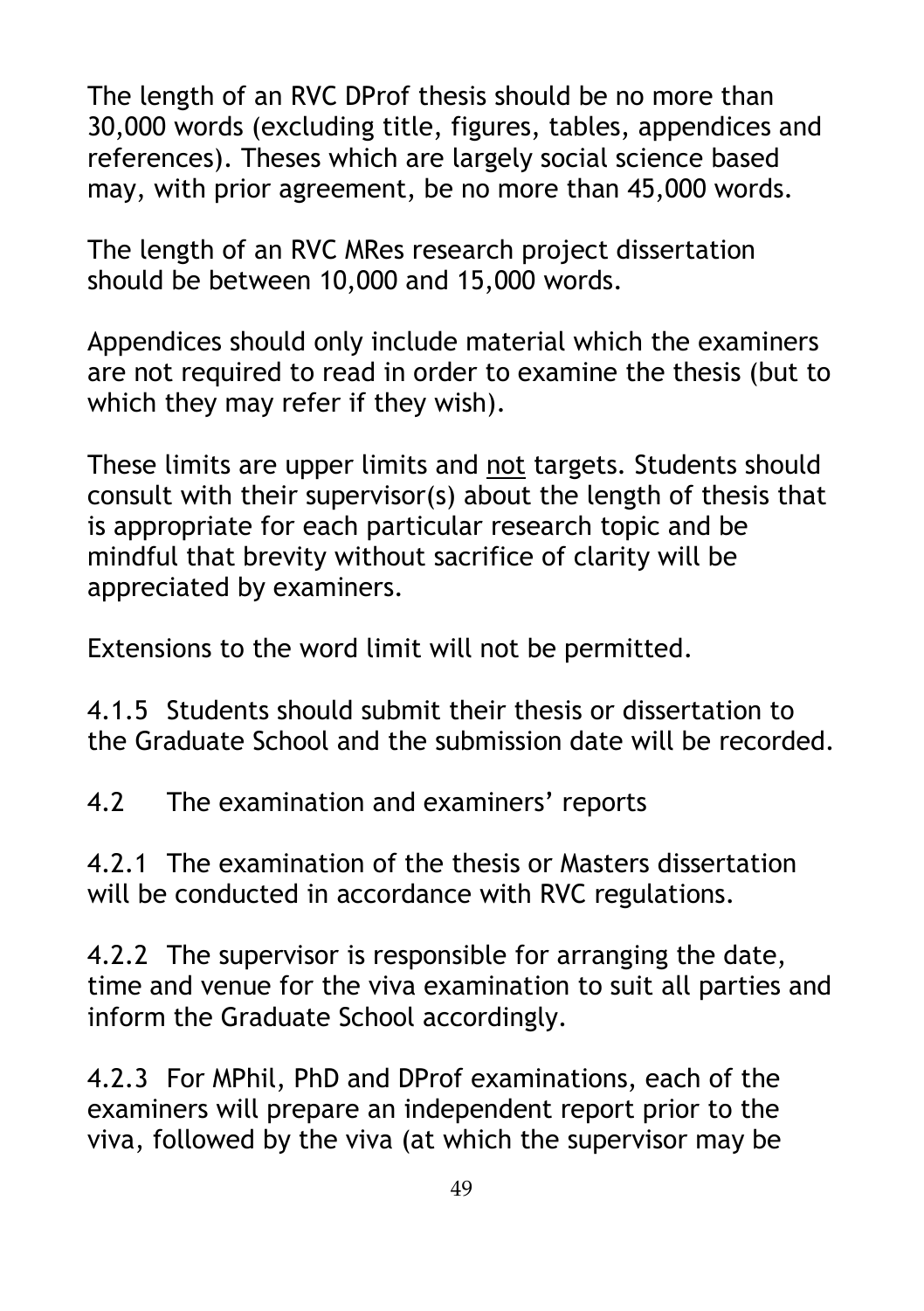The length of an RVC DProf thesis should be no more than 30,000 words (excluding title, figures, tables, appendices and references). Theses which are largely social science based may, with prior agreement, be no more than 45,000 words.

The length of an RVC MRes research project dissertation should be between 10,000 and 15,000 words.

Appendices should only include material which the examiners are not required to read in order to examine the thesis (but to which they may refer if they wish).

These limits are upper limits and <u>not</u> targets. Students should consult with their supervisor(s) about the length of thesis that is appropriate for each particular research topic and be mindful that brevity without sacrifice of clarity will be appreciated by examiners.

Extensions to the word limit will not be permitted.

4.1.5 Students should submit their thesis or dissertation to the Graduate School and the submission date will be recorded.

## 4.2 The examination and examiners' reports

4.2.1 The examination of the thesis or Masters dissertation will be conducted in accordance with RVC regulations.

4.2.2 The supervisor is responsible for arranging the date, time and venue for the viva examination to suit all parties and inform the Graduate School accordingly.

4.2.3 For MPhil, PhD and DProf examinations, each of the examiners will prepare an independent report prior to the viva, followed by the viva (at which the supervisor may be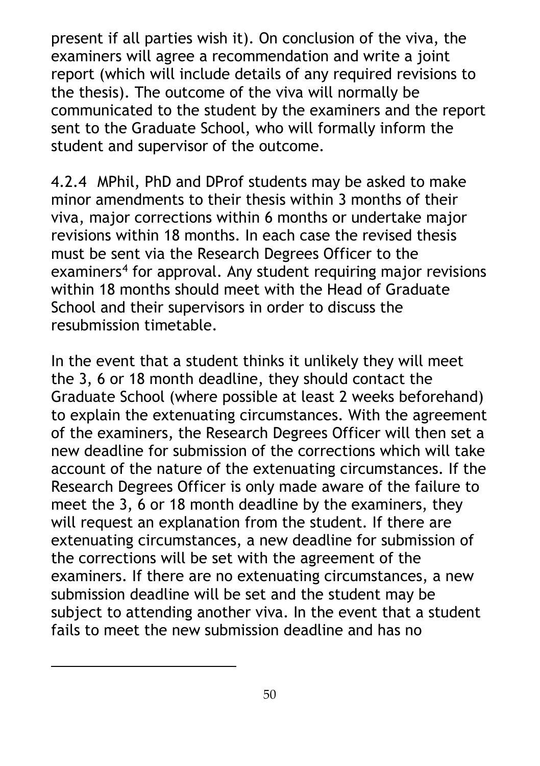present if all parties wish it). On conclusion of the viva, the examiners will agree a recommendation and write a joint report (which will include details of any required revisions to the thesis). The outcome of the viva will normally be communicated to the student by the examiners and the report sent to the Graduate School, who will formally inform the student and supervisor of the outcome.

4.2.4 MPhil, PhD and DProf students may be asked to make minor amendments to their thesis within 3 months of their viva, major corrections within 6 months or undertake major revisions within 18 months. In each case the revised thesis must be sent via the Research Degrees Officer to the examiners[4] for approval. Any student requiring major revisions within 18 months should meet with the Head of Graduate School and their supervisors in order to discuss the resubmission timetable.

In the event that a student thinks it unlikely they will meet the 3, 6 or 18 month deadline, they should contact the Graduate School (where possible at least 2 weeks beforehand) to explain the extenuating circumstances. With the agreement of the examiners, the Research Degrees Officer will then set a new deadline for submission of the corrections which will take account of the nature of the extenuating circumstances. If the Research Degrees Officer is only made aware of the failure to meet the 3, 6 or 18 month deadline by the examiners, they will request an explanation from the student. If there are extenuating circumstances, a new deadline for submission of the corrections will be set with the agreement of the examiners. If there are no extenuating circumstances, a new submission deadline will be set and the student may be subject to attending another viva. In the event that a student fails to meet the new submission deadline and has no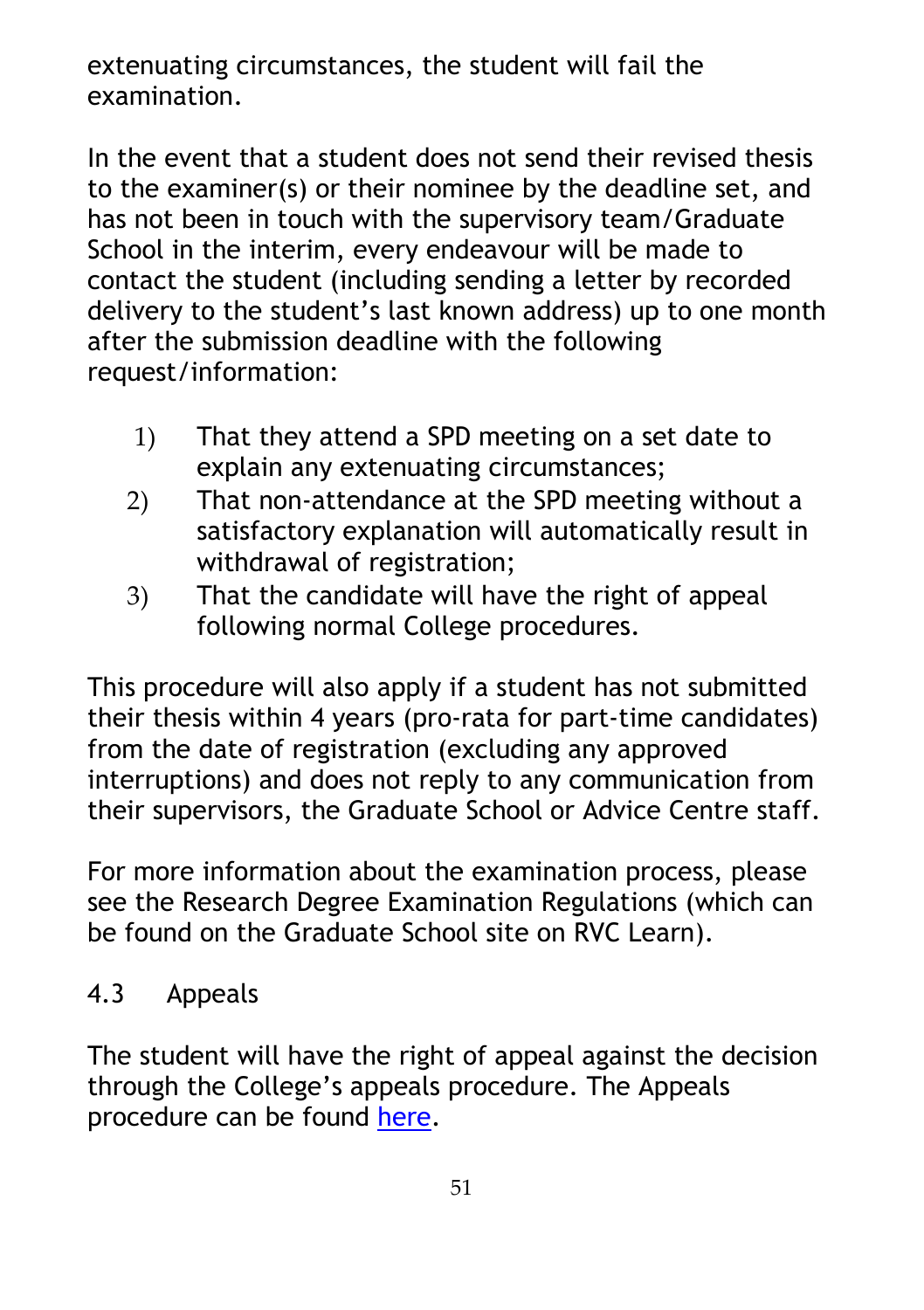extenuating circumstances, the student will fail the examination.

In the event that a student does not send their revised thesis to the examiner(s) or their nominee by the deadline set, and has not been in touch with the supervisory team/Graduate School in the interim, every endeavour will be made to contact the student (including sending a letter by recorded delivery to the student's last known address) up to one month after the submission deadline with the following request/information:

1) That they attend a SPD meeting on a set date to explain any extenuating circumstances;
2) That non-attendance at the SPD meeting without a satisfactory explanation will automatically result in withdrawal of registration;
3) That the candidate will have the right of appeal following normal College procedures.

This procedure will also apply if a student has not submitted their thesis within 4 years (pro-rata for part-time candidates) from the date of registration (excluding any approved interruptions) and does not reply to any communication from their supervisors, the Graduate School or Advice Centre staff.

For more information about the examination process, please see the Research Degree Examination Regulations (which can be found on the Graduate School site on RVC Learn).

## 4.3 Appeals

The student will have the right of appeal against the decision through the College's appeals procedure. The Appeals procedure can be found here.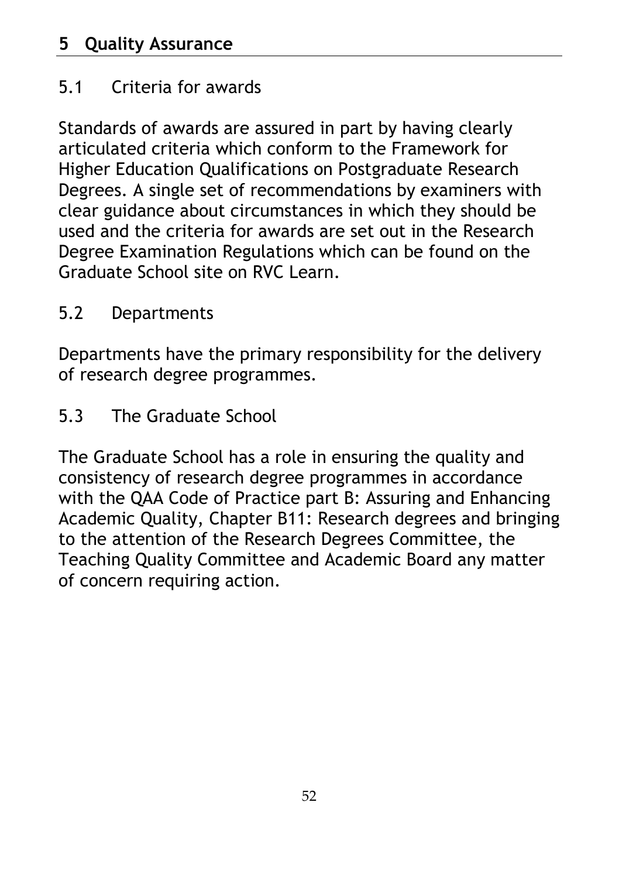## 5 Quality Assurance

### 5.1 Criteria for awards

Standards of awards are assured in part by having clearly articulated criteria which conform to the Framework for Higher Education Qualifications on Postgraduate Research Degrees. A single set of recommendations by examiners with clear guidance about circumstances in which they should be used and the criteria for awards are set out in the Research Degree Examination Regulations which can be found on the Graduate School site on RVC Learn.

### 5.2 Departments

Departments have the primary responsibility for the delivery of research degree programmes.

### 5.3 The Graduate School

The Graduate School has a role in ensuring the quality and consistency of research degree programmes in accordance with the QAA Code of Practice part B: Assuring and Enhancing Academic Quality, Chapter B11: Research degrees and bringing to the attention of the Research Degrees Committee, the Teaching Quality Committee and Academic Board any matter of concern requiring action.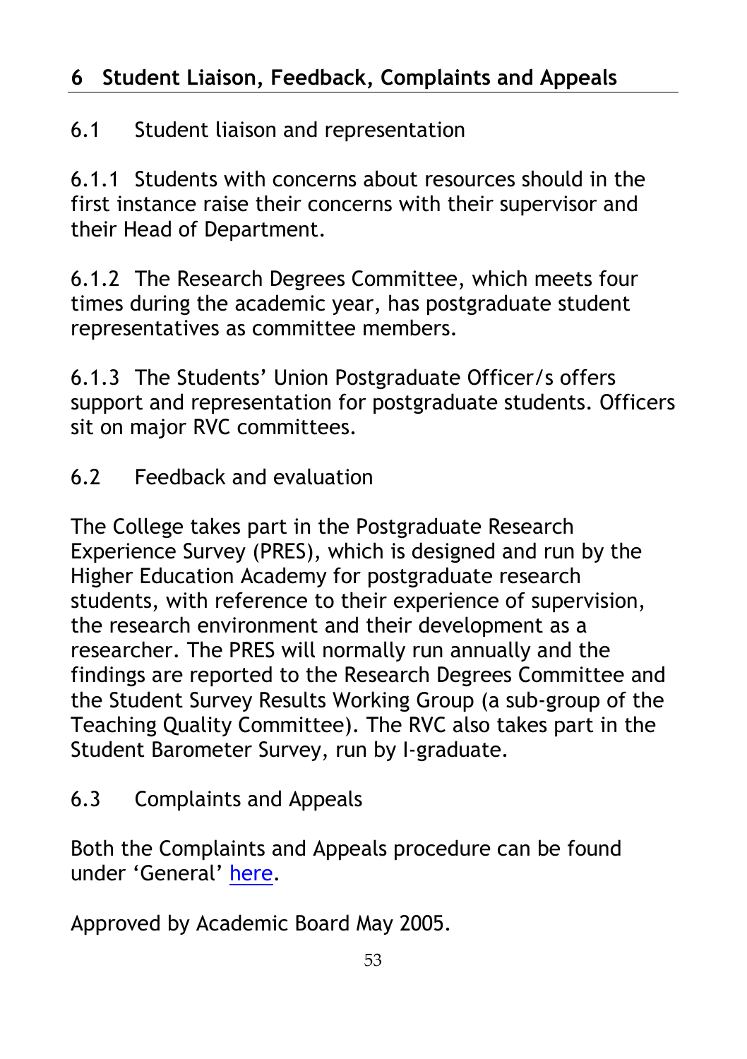## 6 Student Liaison, Feedback, Complaints and Appeals

### 6.1 Student liaison and representation

6.1.1 Students with concerns about resources should in the first instance raise their concerns with their supervisor and their Head of Department.

6.1.2 The Research Degrees Committee, which meets four times during the academic year, has postgraduate student representatives as committee members.

6.1.3 The Students' Union Postgraduate Officer/s offers support and representation for postgraduate students. Officers sit on major RVC committees.

### 6.2 Feedback and evaluation

The College takes part in the Postgraduate Research Experience Survey (PRES), which is designed and run by the Higher Education Academy for postgraduate research students, with reference to their experience of supervision, the research environment and their development as a researcher. The PRES will normally run annually and the findings are reported to the Research Degrees Committee and the Student Survey Results Working Group (a sub-group of the Teaching Quality Committee). The RVC also takes part in the Student Barometer Survey, run by I-graduate.

### 6.3 Complaints and Appeals

Both the Complaints and Appeals procedure can be found under 'General' here.

Approved by Academic Board May 2005.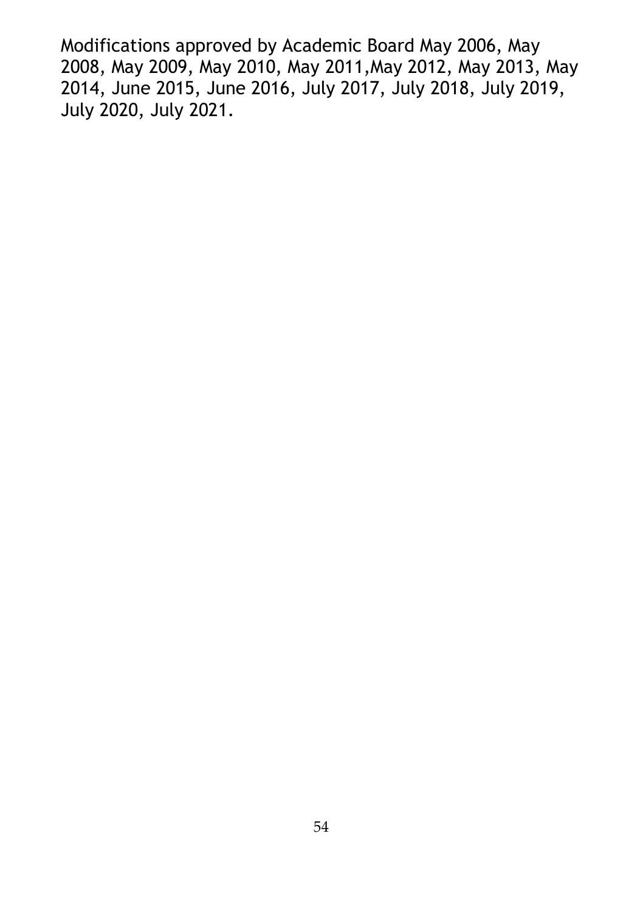Modifications approved by Academic Board May 2006, May 2008, May 2009, May 2010, May 2011,May 2012, May 2013, May 2014, June 2015, June 2016, July 2017, July 2018, July 2019, July 2020, July 2021.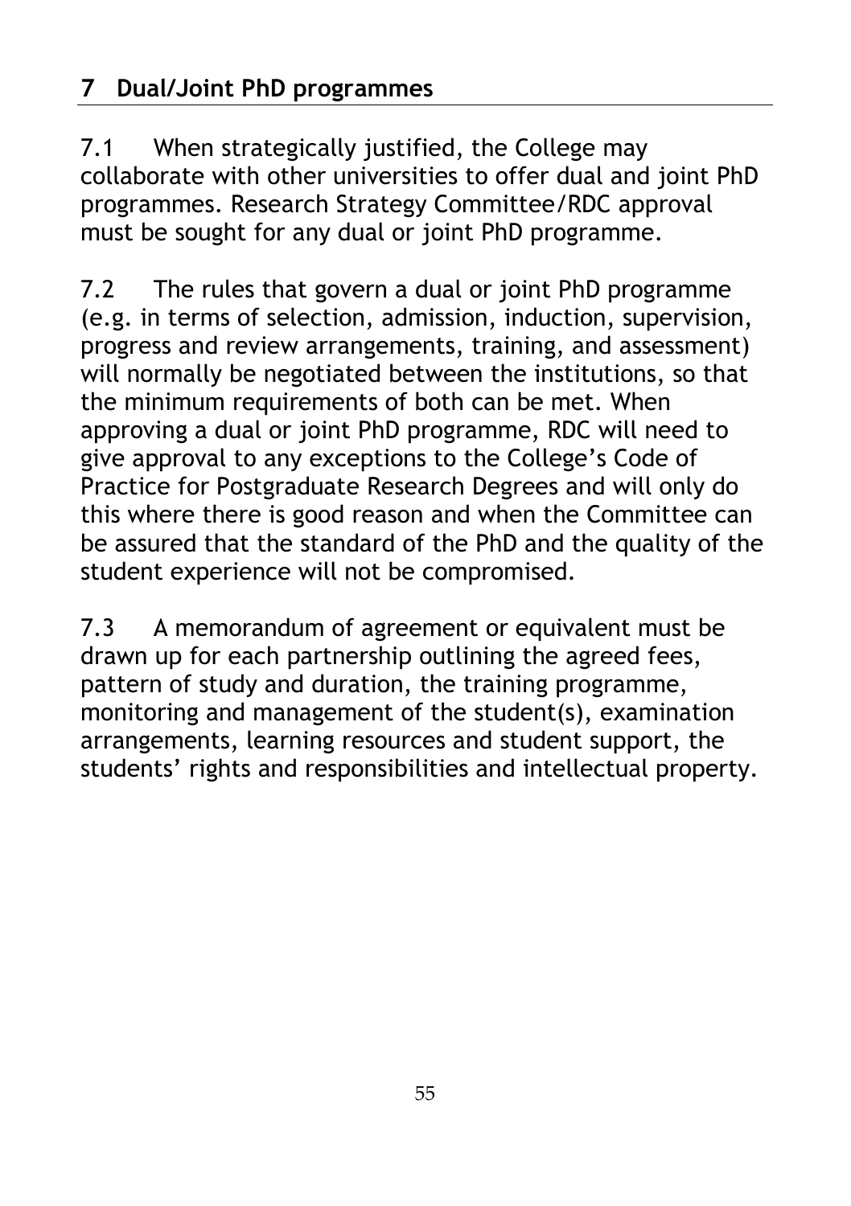## 7 Dual/Joint PhD programmes

7.1 When strategically justified, the College may collaborate with other universities to offer dual and joint PhD programmes. Research Strategy Committee/RDC approval must be sought for any dual or joint PhD programme.

7.2 The rules that govern a dual or joint PhD programme (e.g. in terms of selection, admission, induction, supervision, progress and review arrangements, training, and assessment) will normally be negotiated between the institutions, so that the minimum requirements of both can be met. When approving a dual or joint PhD programme, RDC will need to give approval to any exceptions to the College's Code of Practice for Postgraduate Research Degrees and will only do this where there is good reason and when the Committee can be assured that the standard of the PhD and the quality of the student experience will not be compromised.

7.3 A memorandum of agreement or equivalent must be drawn up for each partnership outlining the agreed fees, pattern of study and duration, the training programme, monitoring and management of the student(s), examination arrangements, learning resources and student support, the students' rights and responsibilities and intellectual property.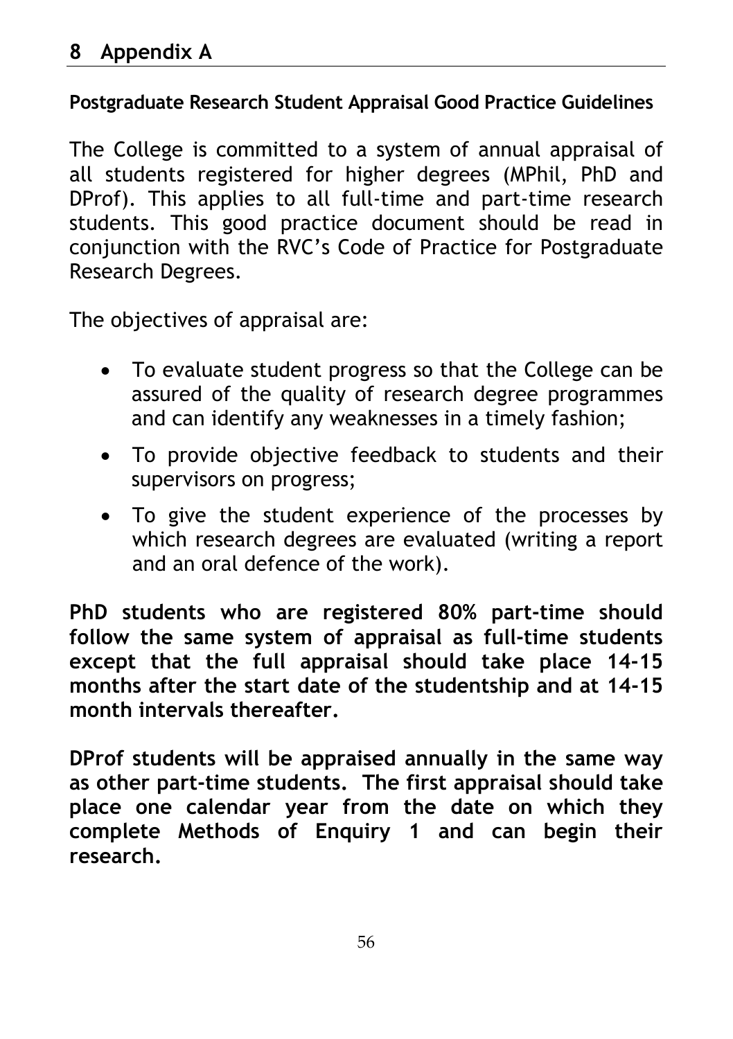# 8 Appendix A

**Postgraduate Research Student Appraisal Good Practice Guidelines**

The College is committed to a system of annual appraisal of all students registered for higher degrees (MPhil, PhD and DProf). This applies to all full-time and part-time research students. This good practice document should be read in conjunction with the RVC's Code of Practice for Postgraduate Research Degrees.

The objectives of appraisal are:

- To evaluate student progress so that the College can be assured of the quality of research degree programmes and can identify any weaknesses in a timely fashion;
- To provide objective feedback to students and their supervisors on progress;
- To give the student experience of the processes by which research degrees are evaluated (writing a report and an oral defence of the work).

**PhD students who are registered 80% part-time should follow the same system of appraisal as full-time students except that the full appraisal should take place 14-15 months after the start date of the studentship and at 14-15 month intervals thereafter.**

**DProf students will be appraised annually in the same way as other part-time students. The first appraisal should take place one calendar year from the date on which they complete Methods of Enquiry 1 and can begin their research.**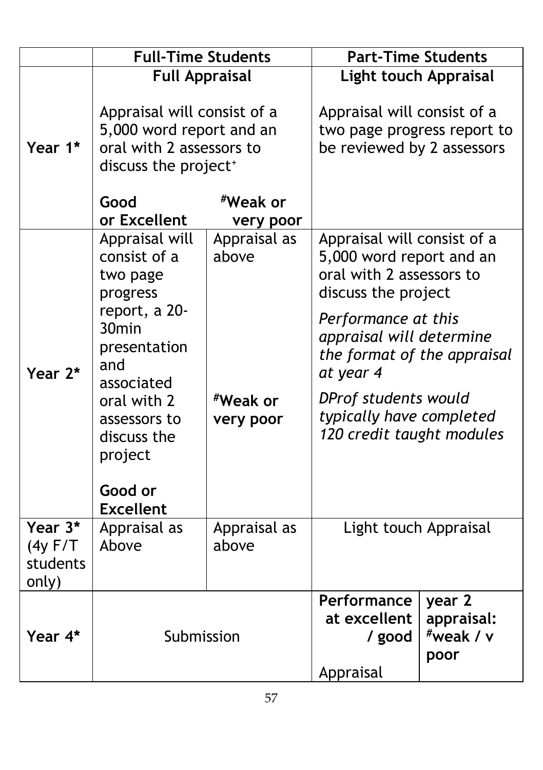| | Full-Time Students | | Part-Time Students | |
|---|---|---|---|---|
| | **Full Appraisal** | | **Light touch Appraisal** | |
| **Year 1*** | Appraisal will consist of a 5,000 word report and an oral with 2 assessors to discuss the project⁺<br><br>**Good or Excellent** | **#Weak or very poor** | Appraisal will consist of a two page progress report to be reviewed by 2 assessors | |
| **Year 2*** | Appraisal will consist of a two page progress report, a 20-30min presentation and associated oral with 2 assessors to discuss the project<br><br>**Good or Excellent** | Appraisal as above<br><br>**#Weak or very poor** | Appraisal will consist of a 5,000 word report and an oral with 2 assessors to discuss the project<br><br>*Performance at this appraisal will determine the format of the appraisal at year 4*<br><br>*DProf students would typically have completed 120 credit taught modules* | |
| **Year 3*** (4y F/T students only) | Appraisal as Above | Appraisal as above | Light touch Appraisal | |
| **Year 4*** | Submission | | **Performance at excellent / good**<br><br>Appraisal | **year 2 appraisal: #weak / v poor** |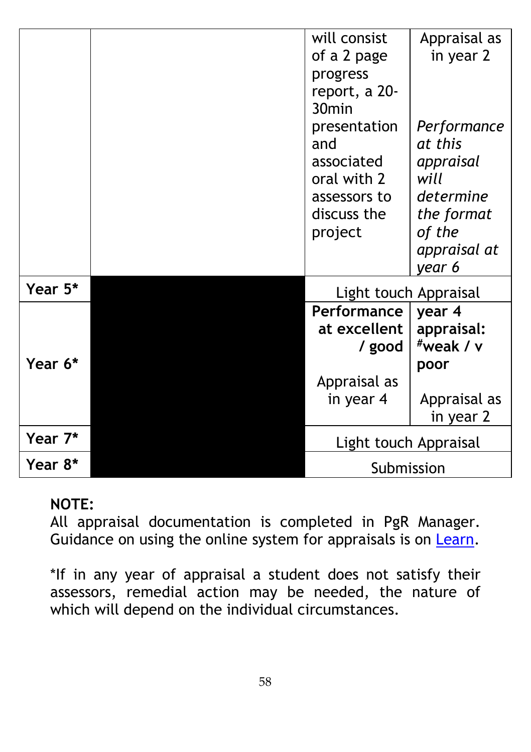|  |  |  |  |
|---|---|---|---|
|  |  | will consist of a 2 page progress report, a 20-30min presentation and associated oral with 2 assessors to discuss the project | Appraisal as in year 2<br><br>*Performance at this appraisal will determine the format of the appraisal at year 6* |
| **Year 5*** |  | Light touch Appraisal |  |
| **Year 6*** |  | **Performance at excellent / good**<br><br>Appraisal as in year 4 | **year 4 appraisal: #weak / v poor**<br><br>Appraisal as in year 2 |
| **Year 7*** |  | Light touch Appraisal |  |
| **Year 8*** |  | Submission |  |

**NOTE:**
All appraisal documentation is completed in PgR Manager. Guidance on using the online system for appraisals is on Learn.

*If in any year of appraisal a student does not satisfy their assessors, remedial action may be needed, the nature of which will depend on the individual circumstances.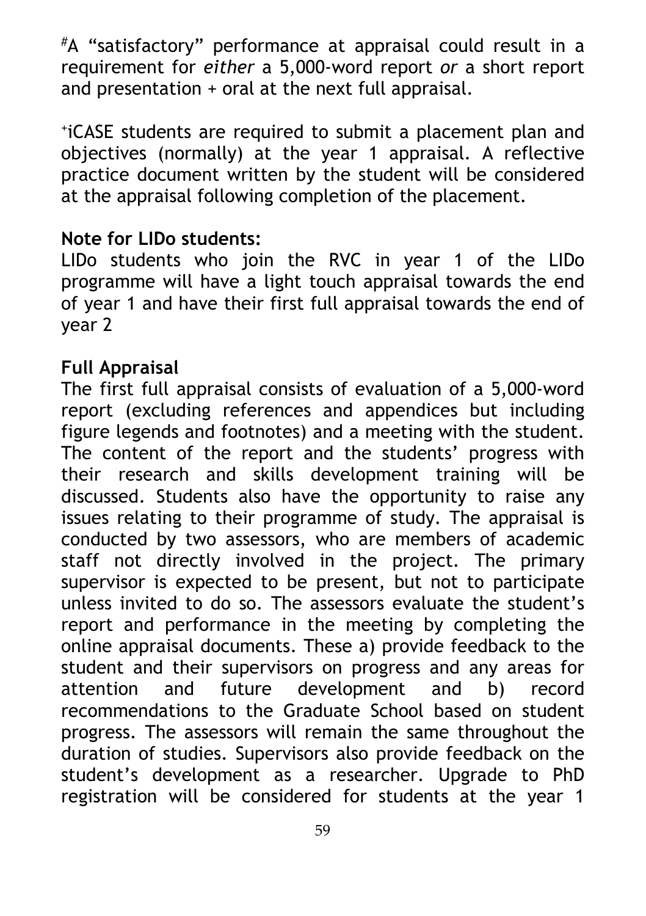[#]A “satisfactory” performance at appraisal could result in a requirement for *either* a 5,000-word report *or* a short report and presentation + oral at the next full appraisal.

[+]iCASE students are required to submit a placement plan and objectives (normally) at the year 1 appraisal. A reflective practice document written by the student will be considered at the appraisal following completion of the placement.

**Note for LIDo students:**
LIDo students who join the RVC in year 1 of the LIDo programme will have a light touch appraisal towards the end of year 1 and have their first full appraisal towards the end of year 2

**Full Appraisal**
The first full appraisal consists of evaluation of a 5,000-word report (excluding references and appendices but including figure legends and footnotes) and a meeting with the student. The content of the report and the students’ progress with their research and skills development training will be discussed. Students also have the opportunity to raise any issues relating to their programme of study. The appraisal is conducted by two assessors, who are members of academic staff not directly involved in the project. The primary supervisor is expected to be present, but not to participate unless invited to do so. The assessors evaluate the student’s report and performance in the meeting by completing the online appraisal documents. These a) provide feedback to the student and their supervisors on progress and any areas for attention and future development and b) record recommendations to the Graduate School based on student progress. The assessors will remain the same throughout the duration of studies. Supervisors also provide feedback on the student’s development as a researcher. Upgrade to PhD registration will be considered for students at the year 1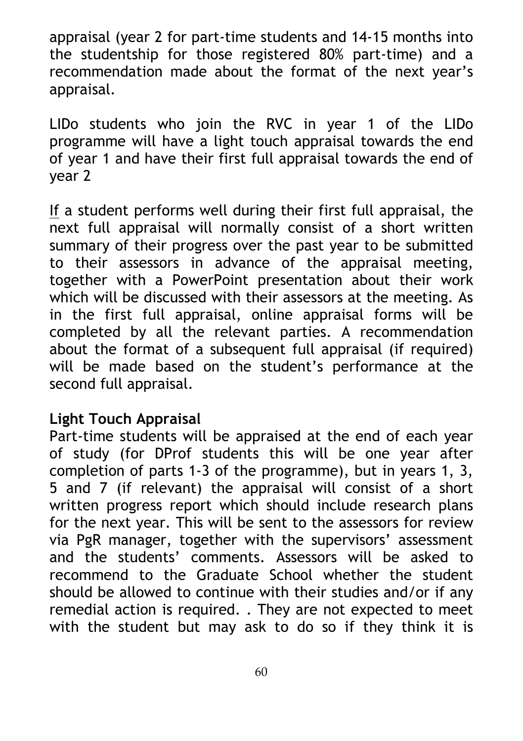appraisal (year 2 for part-time students and 14-15 months into the studentship for those registered 80% part-time) and a recommendation made about the format of the next year's appraisal.

LIDo students who join the RVC in year 1 of the LIDo programme will have a light touch appraisal towards the end of year 1 and have their first full appraisal towards the end of year 2

If a student performs well during their first full appraisal, the next full appraisal will normally consist of a short written summary of their progress over the past year to be submitted to their assessors in advance of the appraisal meeting, together with a PowerPoint presentation about their work which will be discussed with their assessors at the meeting. As in the first full appraisal, online appraisal forms will be completed by all the relevant parties. A recommendation about the format of a subsequent full appraisal (if required) will be made based on the student's performance at the second full appraisal.

**Light Touch Appraisal**

Part-time students will be appraised at the end of each year of study (for DProf students this will be one year after completion of parts 1-3 of the programme), but in years 1, 3, 5 and 7 (if relevant) the appraisal will consist of a short written progress report which should include research plans for the next year. This will be sent to the assessors for review via PgR manager, together with the supervisors' assessment and the students' comments. Assessors will be asked to recommend to the Graduate School whether the student should be allowed to continue with their studies and/or if any remedial action is required. . They are not expected to meet with the student but may ask to do so if they think it is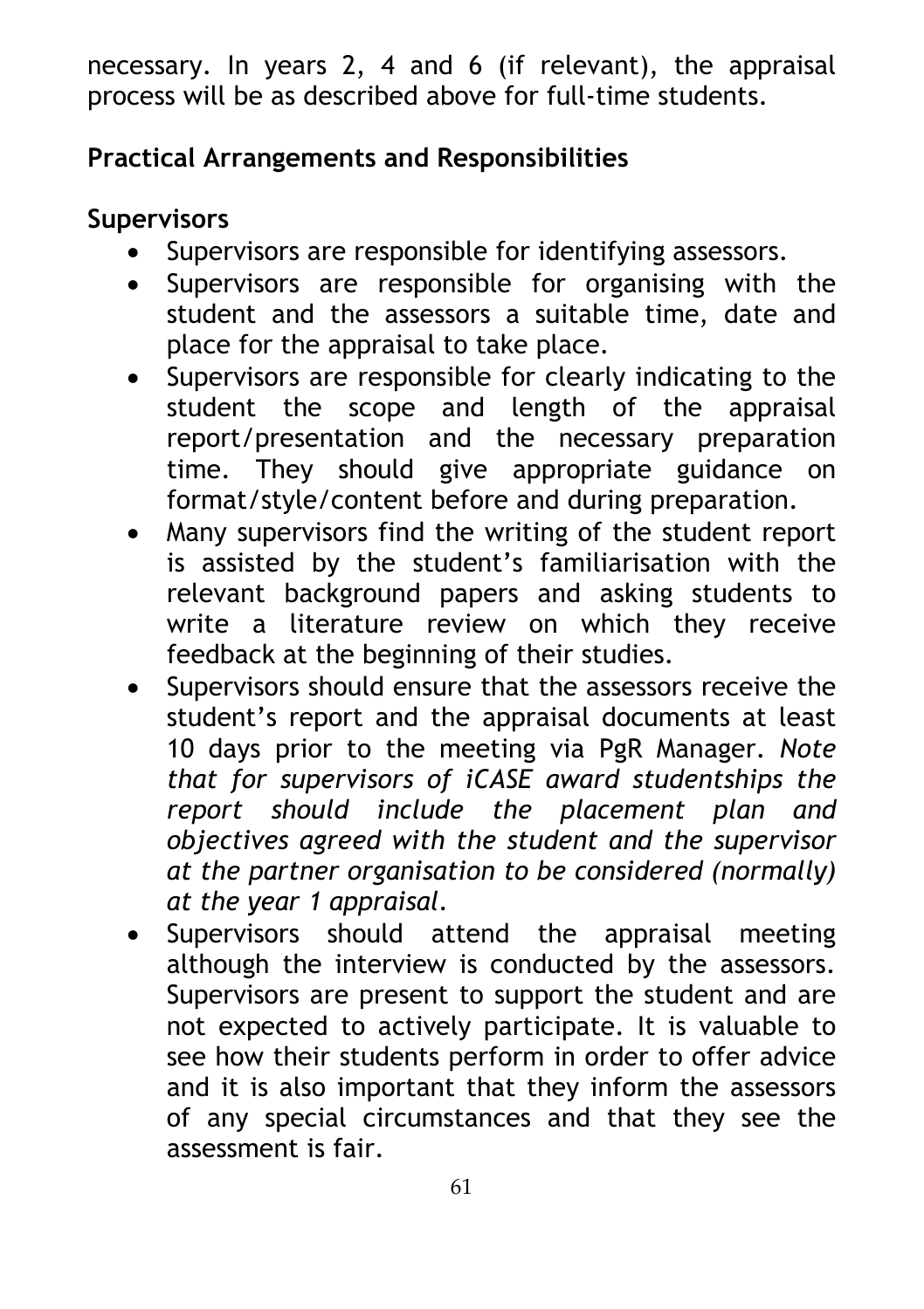necessary. In years 2, 4 and 6 (if relevant), the appraisal process will be as described above for full-time students.

## Practical Arrangements and Responsibilities

### Supervisors

- Supervisors are responsible for identifying assessors.
- Supervisors are responsible for organising with the student and the assessors a suitable time, date and place for the appraisal to take place.
- Supervisors are responsible for clearly indicating to the student the scope and length of the appraisal report/presentation and the necessary preparation time. They should give appropriate guidance on format/style/content before and during preparation.
- Many supervisors find the writing of the student report is assisted by the student's familiarisation with the relevant background papers and asking students to write a literature review on which they receive feedback at the beginning of their studies.
- Supervisors should ensure that the assessors receive the student's report and the appraisal documents at least 10 days prior to the meeting via PgR Manager. *Note that for supervisors of iCASE award studentships the report should include the placement plan and objectives agreed with the student and the supervisor at the partner organisation to be considered (normally) at the year 1 appraisal.*
- Supervisors should attend the appraisal meeting although the interview is conducted by the assessors. Supervisors are present to support the student and are not expected to actively participate. It is valuable to see how their students perform in order to offer advice and it is also important that they inform the assessors of any special circumstances and that they see the assessment is fair.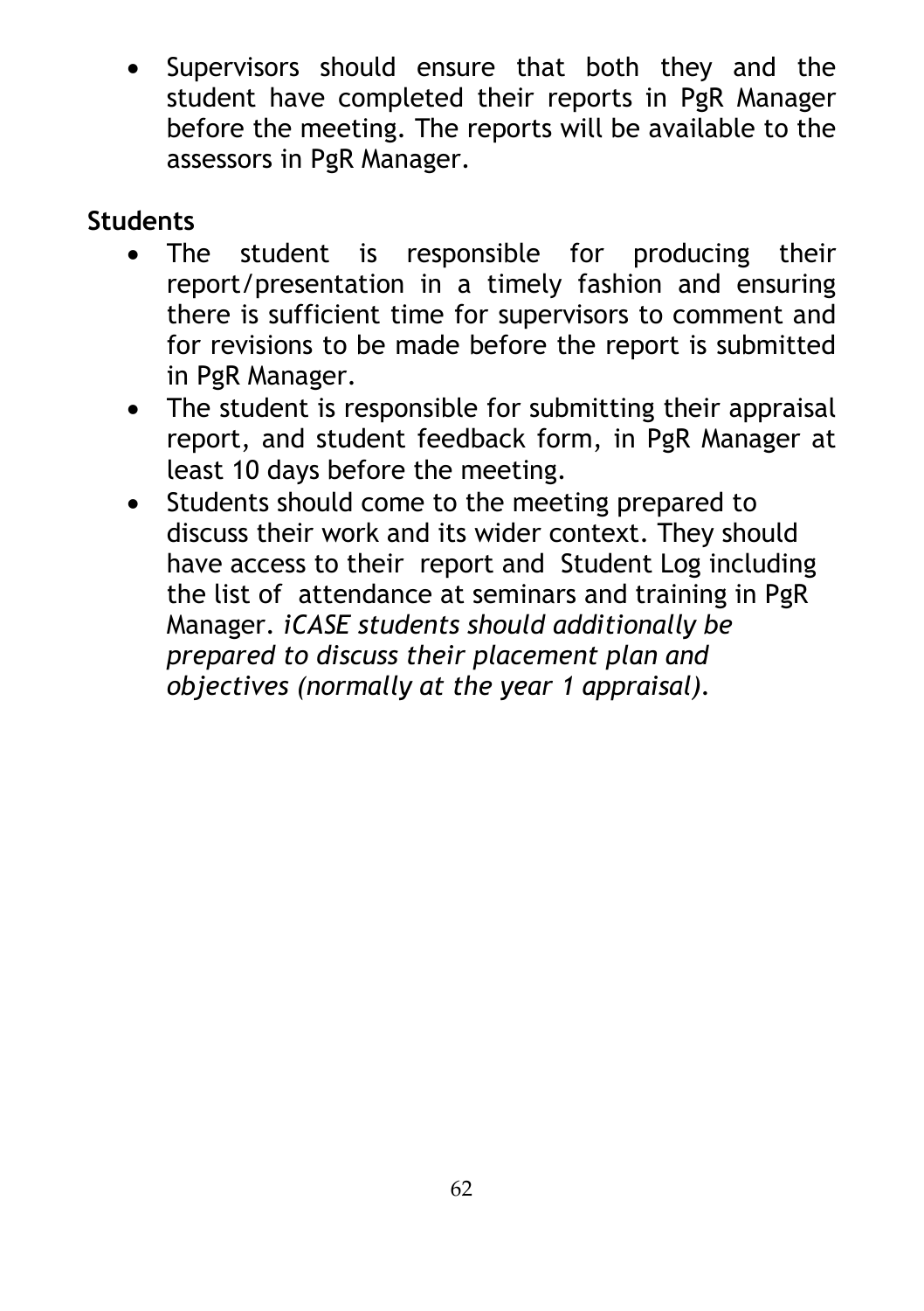- Supervisors should ensure that both they and the student have completed their reports in PgR Manager before the meeting. The reports will be available to the assessors in PgR Manager.

**Students**

- The student is responsible for producing their report/presentation in a timely fashion and ensuring there is sufficient time for supervisors to comment and for revisions to be made before the report is submitted in PgR Manager.
- The student is responsible for submitting their appraisal report, and student feedback form, in PgR Manager at least 10 days before the meeting.
- Students should come to the meeting prepared to discuss their work and its wider context. They should have access to their report and Student Log including the list of attendance at seminars and training in PgR Manager. *iCASE students should additionally be prepared to discuss their placement plan and objectives (normally at the year 1 appraisal).*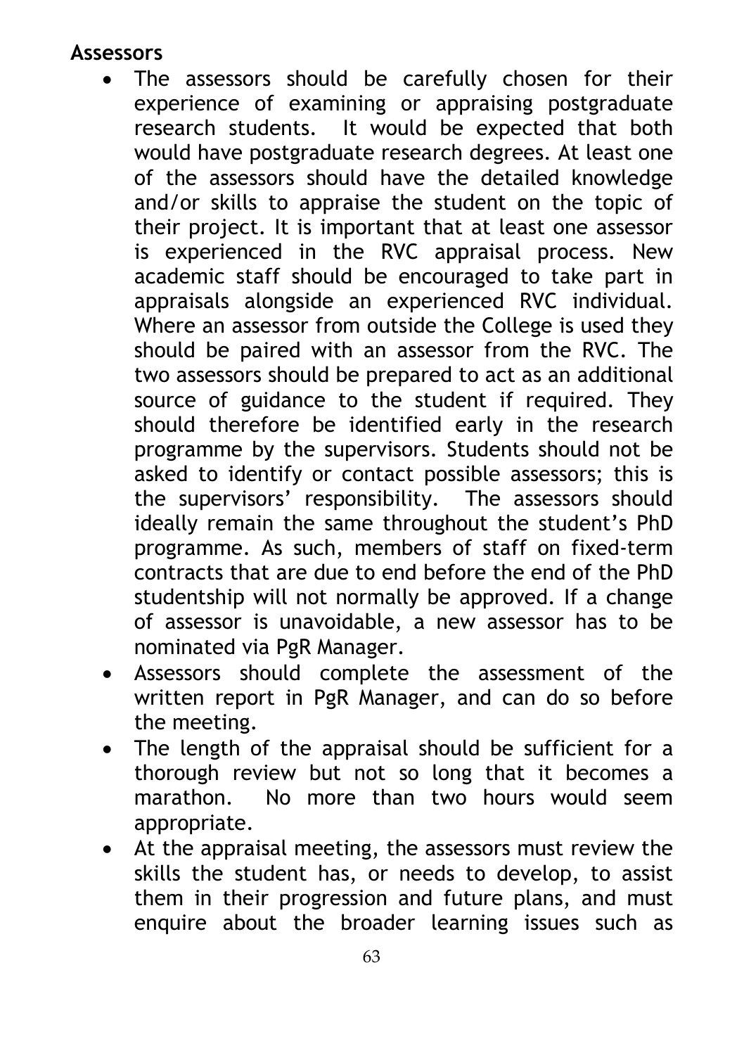**Assessors**

- The assessors should be carefully chosen for their experience of examining or appraising postgraduate research students. It would be expected that both would have postgraduate research degrees. At least one of the assessors should have the detailed knowledge and/or skills to appraise the student on the topic of their project. It is important that at least one assessor is experienced in the RVC appraisal process. New academic staff should be encouraged to take part in appraisals alongside an experienced RVC individual. Where an assessor from outside the College is used they should be paired with an assessor from the RVC. The two assessors should be prepared to act as an additional source of guidance to the student if required. They should therefore be identified early in the research programme by the supervisors. Students should not be asked to identify or contact possible assessors; this is the supervisors' responsibility. The assessors should ideally remain the same throughout the student's PhD programme. As such, members of staff on fixed-term contracts that are due to end before the end of the PhD studentship will not normally be approved. If a change of assessor is unavoidable, a new assessor has to be nominated via PgR Manager.
- Assessors should complete the assessment of the written report in PgR Manager, and can do so before the meeting.
- The length of the appraisal should be sufficient for a thorough review but not so long that it becomes a marathon. No more than two hours would seem appropriate.
- At the appraisal meeting, the assessors must review the skills the student has, or needs to develop, to assist them in their progression and future plans, and must enquire about the broader learning issues such as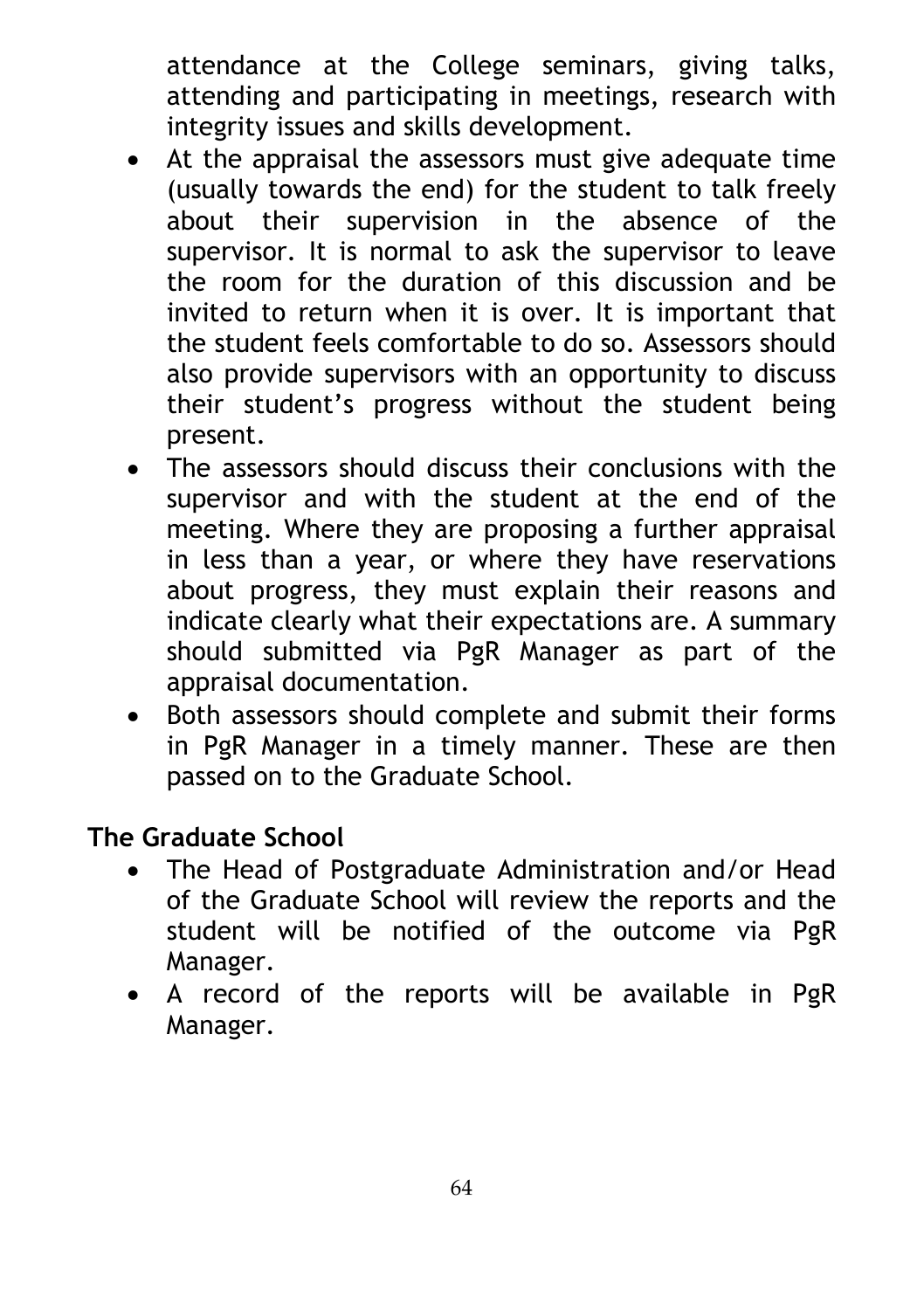attendance at the College seminars, giving talks, attending and participating in meetings, research with integrity issues and skills development.

- At the appraisal the assessors must give adequate time (usually towards the end) for the student to talk freely about their supervision in the absence of the supervisor. It is normal to ask the supervisor to leave the room for the duration of this discussion and be invited to return when it is over. It is important that the student feels comfortable to do so. Assessors should also provide supervisors with an opportunity to discuss their student's progress without the student being present.
- The assessors should discuss their conclusions with the supervisor and with the student at the end of the meeting. Where they are proposing a further appraisal in less than a year, or where they have reservations about progress, they must explain their reasons and indicate clearly what their expectations are. A summary should submitted via PgR Manager as part of the appraisal documentation.
- Both assessors should complete and submit their forms in PgR Manager in a timely manner. These are then passed on to the Graduate School.

**The Graduate School**

- The Head of Postgraduate Administration and/or Head of the Graduate School will review the reports and the student will be notified of the outcome via PgR Manager.
- A record of the reports will be available in PgR Manager.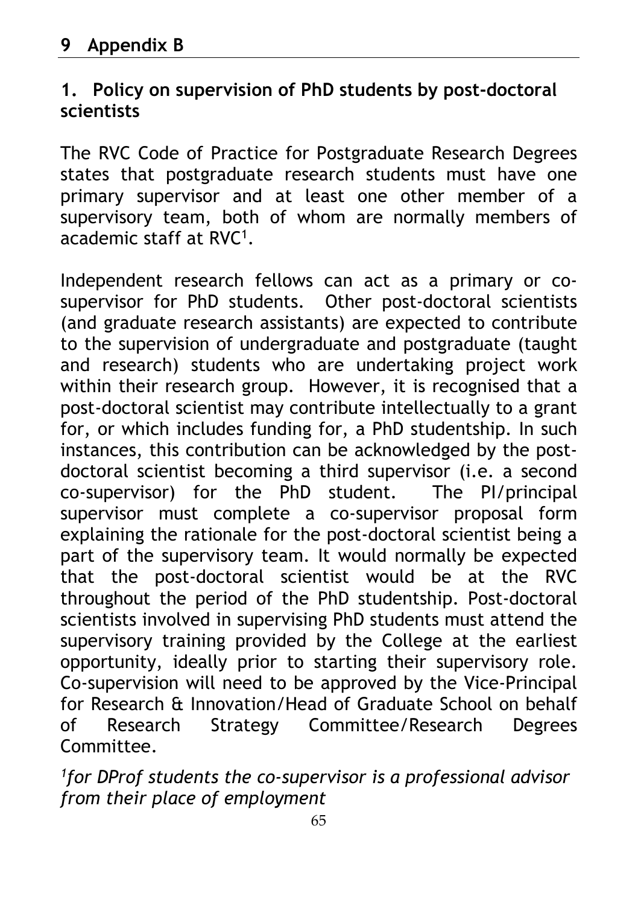# 9 Appendix B

## 1. Policy on supervision of PhD students by post-doctoral scientists

The RVC Code of Practice for Postgraduate Research Degrees states that postgraduate research students must have one primary supervisor and at least one other member of a supervisory team, both of whom are normally members of academic staff at RVC[1].

Independent research fellows can act as a primary or co-supervisor for PhD students. Other post-doctoral scientists (and graduate research assistants) are expected to contribute to the supervision of undergraduate and postgraduate (taught and research) students who are undertaking project work within their research group. However, it is recognised that a post-doctoral scientist may contribute intellectually to a grant for, or which includes funding for, a PhD studentship. In such instances, this contribution can be acknowledged by the post-doctoral scientist becoming a third supervisor (i.e. a second co-supervisor) for the PhD student. The PI/principal supervisor must complete a co-supervisor proposal form explaining the rationale for the post-doctoral scientist being a part of the supervisory team. It would normally be expected that the post-doctoral scientist would be at the RVC throughout the period of the PhD studentship. Post-doctoral scientists involved in supervising PhD students must attend the supervisory training provided by the College at the earliest opportunity, ideally prior to starting their supervisory role. Co-supervision will need to be approved by the Vice-Principal for Research & Innovation/Head of Graduate School on behalf of Research Strategy Committee/Research Degrees Committee.

*[1]for DProf students the co-supervisor is a professional advisor from their place of employment*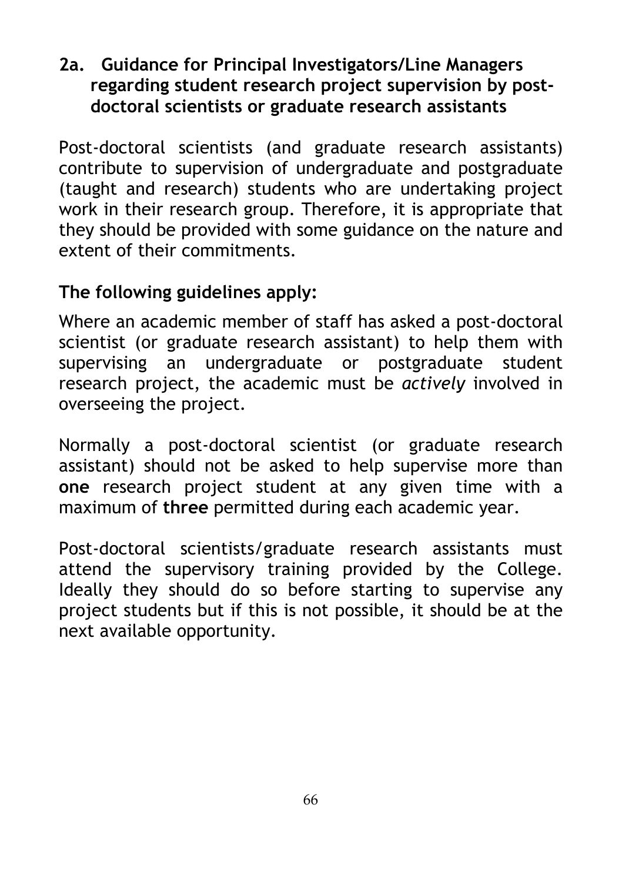## 2a. Guidance for Principal Investigators/Line Managers regarding student research project supervision by post-doctoral scientists or graduate research assistants

Post-doctoral scientists (and graduate research assistants) contribute to supervision of undergraduate and postgraduate (taught and research) students who are undertaking project work in their research group. Therefore, it is appropriate that they should be provided with some guidance on the nature and extent of their commitments.

### The following guidelines apply:

Where an academic member of staff has asked a post-doctoral scientist (or graduate research assistant) to help them with supervising an undergraduate or postgraduate student research project, the academic must be *actively* involved in overseeing the project.

Normally a post-doctoral scientist (or graduate research assistant) should not be asked to help supervise more than **one** research project student at any given time with a maximum of **three** permitted during each academic year.

Post-doctoral scientists/graduate research assistants must attend the supervisory training provided by the College. Ideally they should do so before starting to supervise any project students but if this is not possible, it should be at the next available opportunity.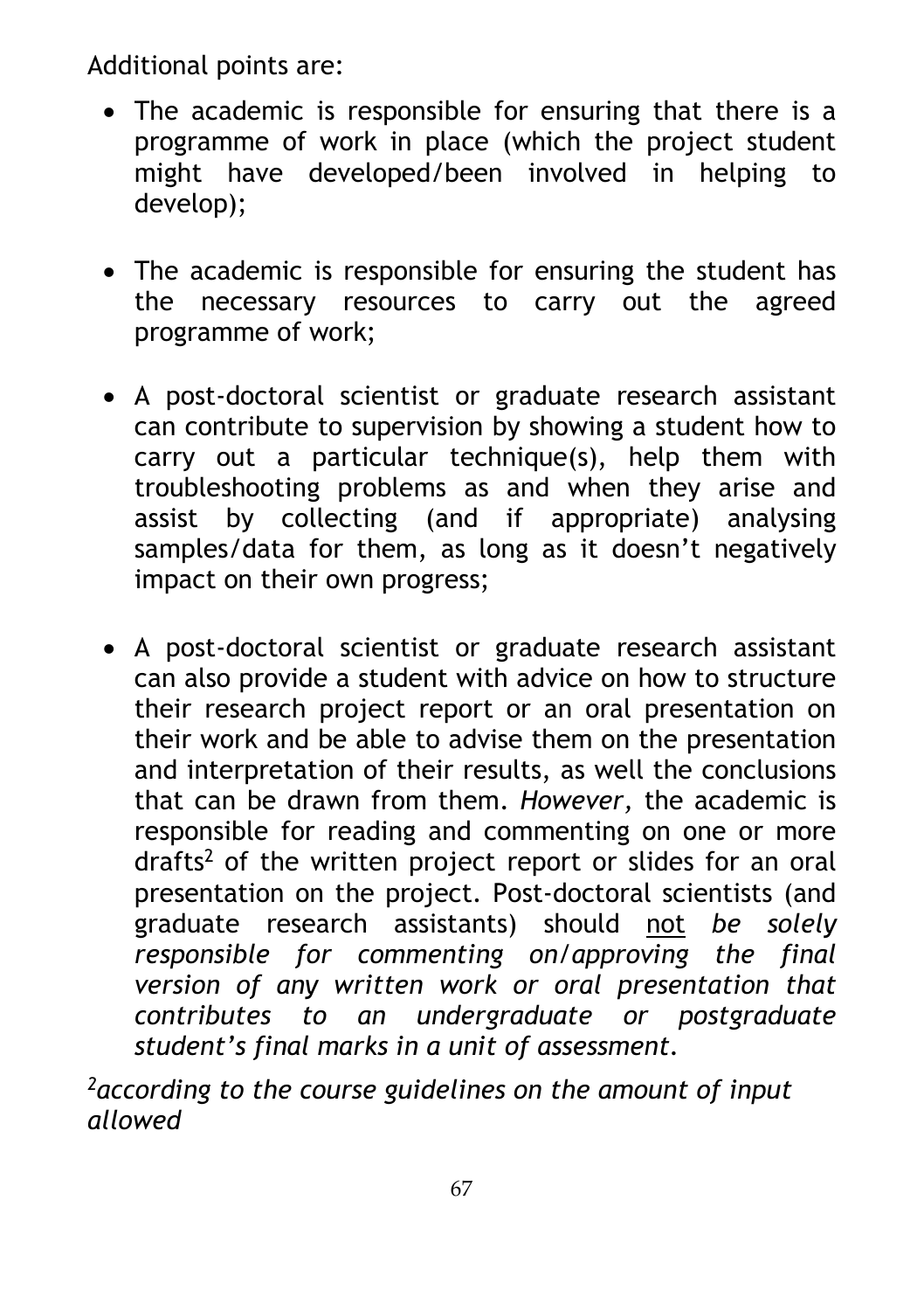Additional points are:

- The academic is responsible for ensuring that there is a programme of work in place (which the project student might have developed/been involved in helping to develop);

- The academic is responsible for ensuring the student has the necessary resources to carry out the agreed programme of work;

- A post-doctoral scientist or graduate research assistant can contribute to supervision by showing a student how to carry out a particular technique(s), help them with troubleshooting problems as and when they arise and assist by collecting (and if appropriate) analysing samples/data for them, as long as it doesn't negatively impact on their own progress;

- A post-doctoral scientist or graduate research assistant can also provide a student with advice on how to structure their research project report or an oral presentation on their work and be able to advise them on the presentation and interpretation of their results, as well the conclusions that can be drawn from them. *However,* the academic is responsible for reading and commenting on one or more drafts[2] of the written project report or slides for an oral presentation on the project. Post-doctoral scientists (and graduate research assistants) should <u>not</u> *be solely responsible for commenting on/approving the final version of any written work or oral presentation that contributes to an undergraduate or postgraduate student's final marks in a unit of assessment.*

[2]*according to the course guidelines on the amount of input allowed*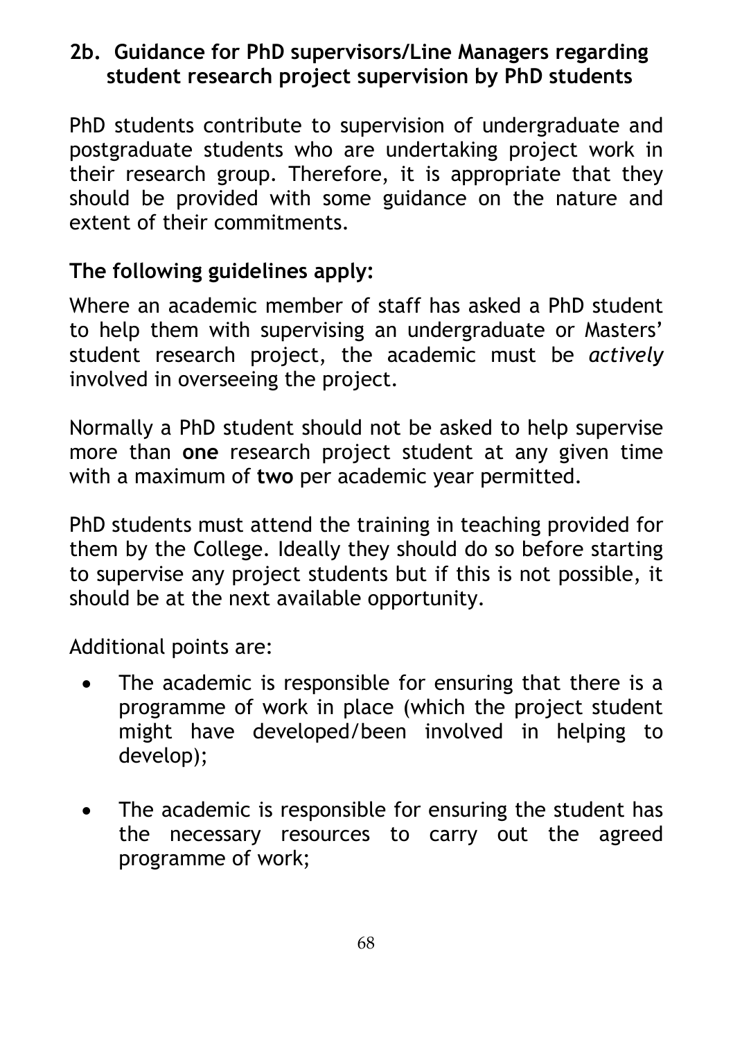## 2b. Guidance for PhD supervisors/Line Managers regarding student research project supervision by PhD students

PhD students contribute to supervision of undergraduate and postgraduate students who are undertaking project work in their research group. Therefore, it is appropriate that they should be provided with some guidance on the nature and extent of their commitments.

**The following guidelines apply:**

Where an academic member of staff has asked a PhD student to help them with supervising an undergraduate or Masters' student research project, the academic must be *actively* involved in overseeing the project.

Normally a PhD student should not be asked to help supervise more than **one** research project student at any given time with a maximum of **two** per academic year permitted.

PhD students must attend the training in teaching provided for them by the College. Ideally they should do so before starting to supervise any project students but if this is not possible, it should be at the next available opportunity.

Additional points are:

- The academic is responsible for ensuring that there is a programme of work in place (which the project student might have developed/been involved in helping to develop);
- The academic is responsible for ensuring the student has the necessary resources to carry out the agreed programme of work;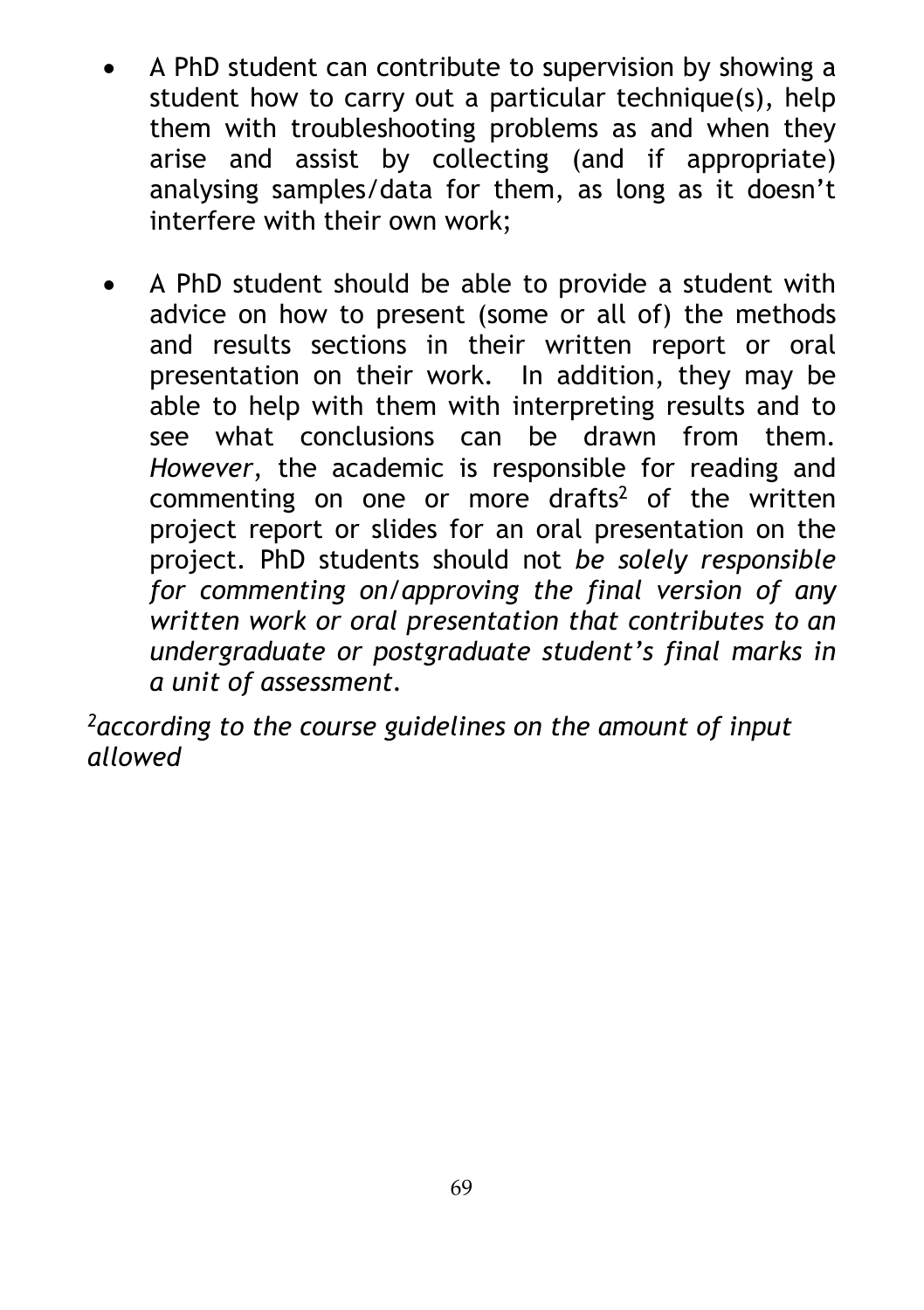- A PhD student can contribute to supervision by showing a student how to carry out a particular technique(s), help them with troubleshooting problems as and when they arise and assist by collecting (and if appropriate) analysing samples/data for them, as long as it doesn't interfere with their own work;

- A PhD student should be able to provide a student with advice on how to present (some or all of) the methods and results sections in their written report or oral presentation on their work. In addition, they may be able to help with them with interpreting results and to see what conclusions can be drawn from them. *However*, the academic is responsible for reading and commenting on one or more drafts[2] of the written project report or slides for an oral presentation on the project. PhD students should not *be solely responsible for commenting on/approving the final version of any written work or oral presentation that contributes to an undergraduate or postgraduate student's final marks in a unit of assessment.*

*[2]according to the course guidelines on the amount of input allowed*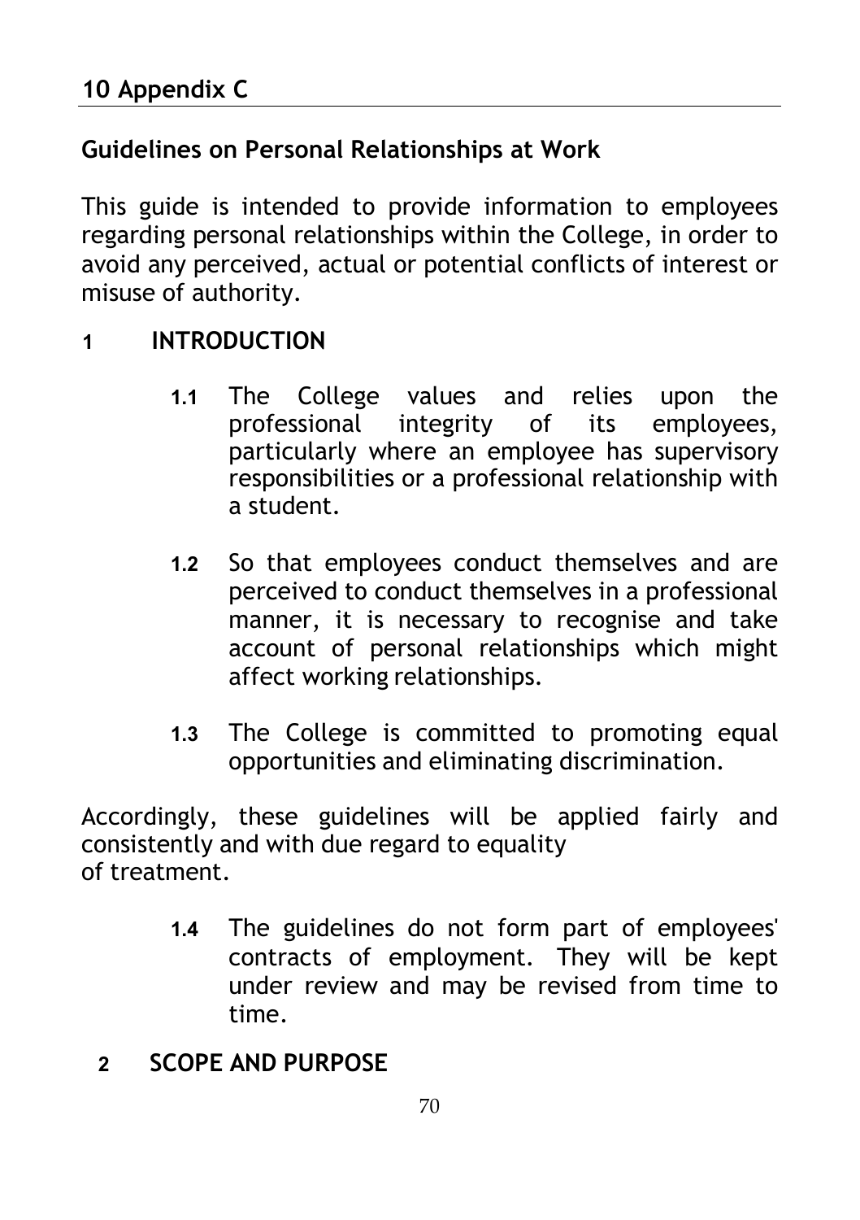## 10 Appendix C

### Guidelines on Personal Relationships at Work

This guide is intended to provide information to employees regarding personal relationships within the College, in order to avoid any perceived, actual or potential conflicts of interest or misuse of authority.

**1 INTRODUCTION**

**1.1** The College values and relies upon the professional integrity of its employees, particularly where an employee has supervisory responsibilities or a professional relationship with a student.

**1.2** So that employees conduct themselves and are perceived to conduct themselves in a professional manner, it is necessary to recognise and take account of personal relationships which might affect working relationships.

**1.3** The College is committed to promoting equal opportunities and eliminating discrimination.

Accordingly, these guidelines will be applied fairly and consistently and with due regard to equality of treatment.

**1.4** The guidelines do not form part of employees' contracts of employment. They will be kept under review and may be revised from time to time.

**2 SCOPE AND PURPOSE**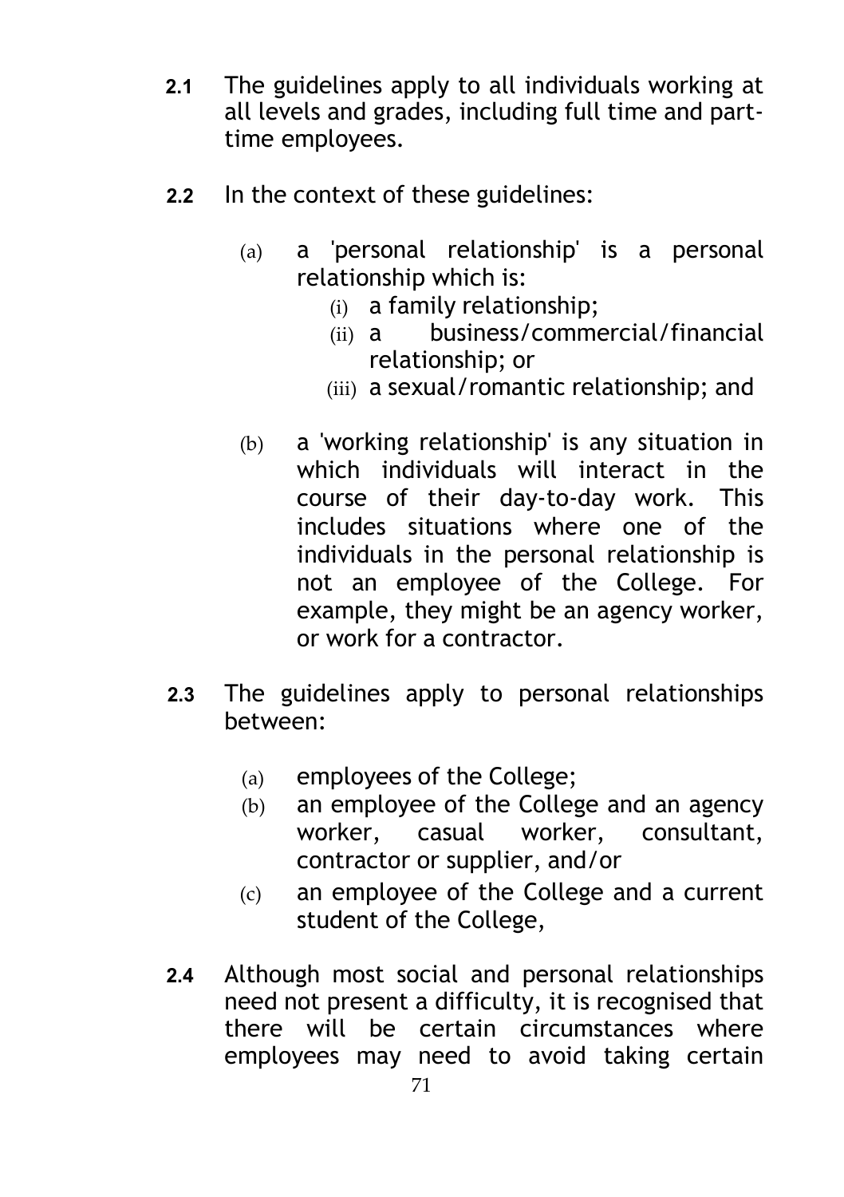**2.1** The guidelines apply to all individuals working at all levels and grades, including full time and part-time employees.

**2.2** In the context of these guidelines:

(a) a 'personal relationship' is a personal relationship which is:

(i) a family relationship;

(ii) a business/commercial/financial relationship; or

(iii) a sexual/romantic relationship; and

(b) a 'working relationship' is any situation in which individuals will interact in the course of their day-to-day work. This includes situations where one of the individuals in the personal relationship is not an employee of the College. For example, they might be an agency worker, or work for a contractor.

**2.3** The guidelines apply to personal relationships between:

(a) employees of the College;

(b) an employee of the College and an agency worker, casual worker, consultant, contractor or supplier, and/or

(c) an employee of the College and a current student of the College,

**2.4** Although most social and personal relationships need not present a difficulty, it is recognised that there will be certain circumstances where employees may need to avoid taking certain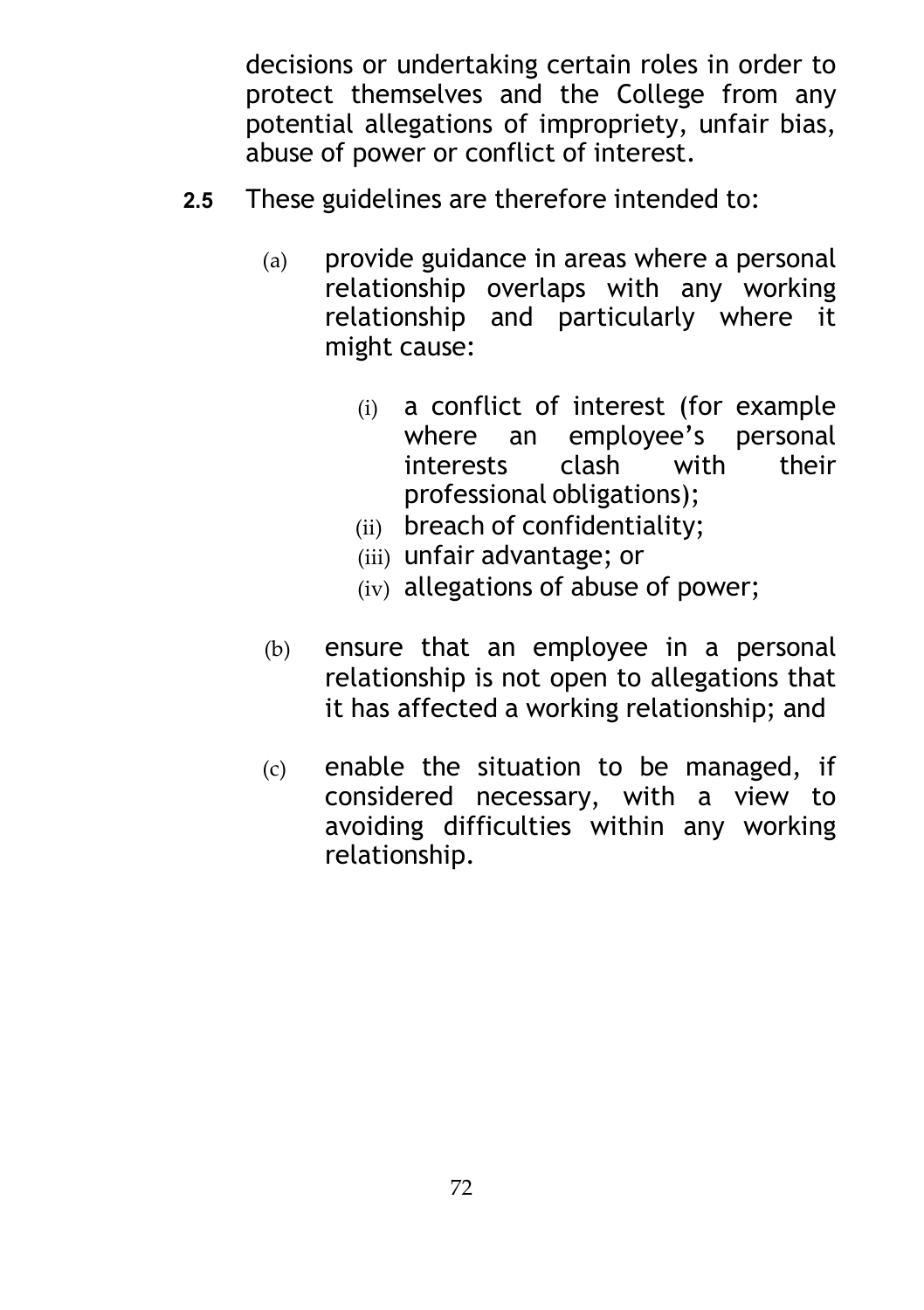decisions or undertaking certain roles in order to protect themselves and the College from any potential allegations of impropriety, unfair bias, abuse of power or conflict of interest.

**2.5** These guidelines are therefore intended to:

(a) provide guidance in areas where a personal relationship overlaps with any working relationship and particularly where it might cause:

  (i) a conflict of interest (for example where an employee's personal interests clash with their professional obligations);
  (ii) breach of confidentiality;
  (iii) unfair advantage; or
  (iv) allegations of abuse of power;

(b) ensure that an employee in a personal relationship is not open to allegations that it has affected a working relationship; and

(c) enable the situation to be managed, if considered necessary, with a view to avoiding difficulties within any working relationship.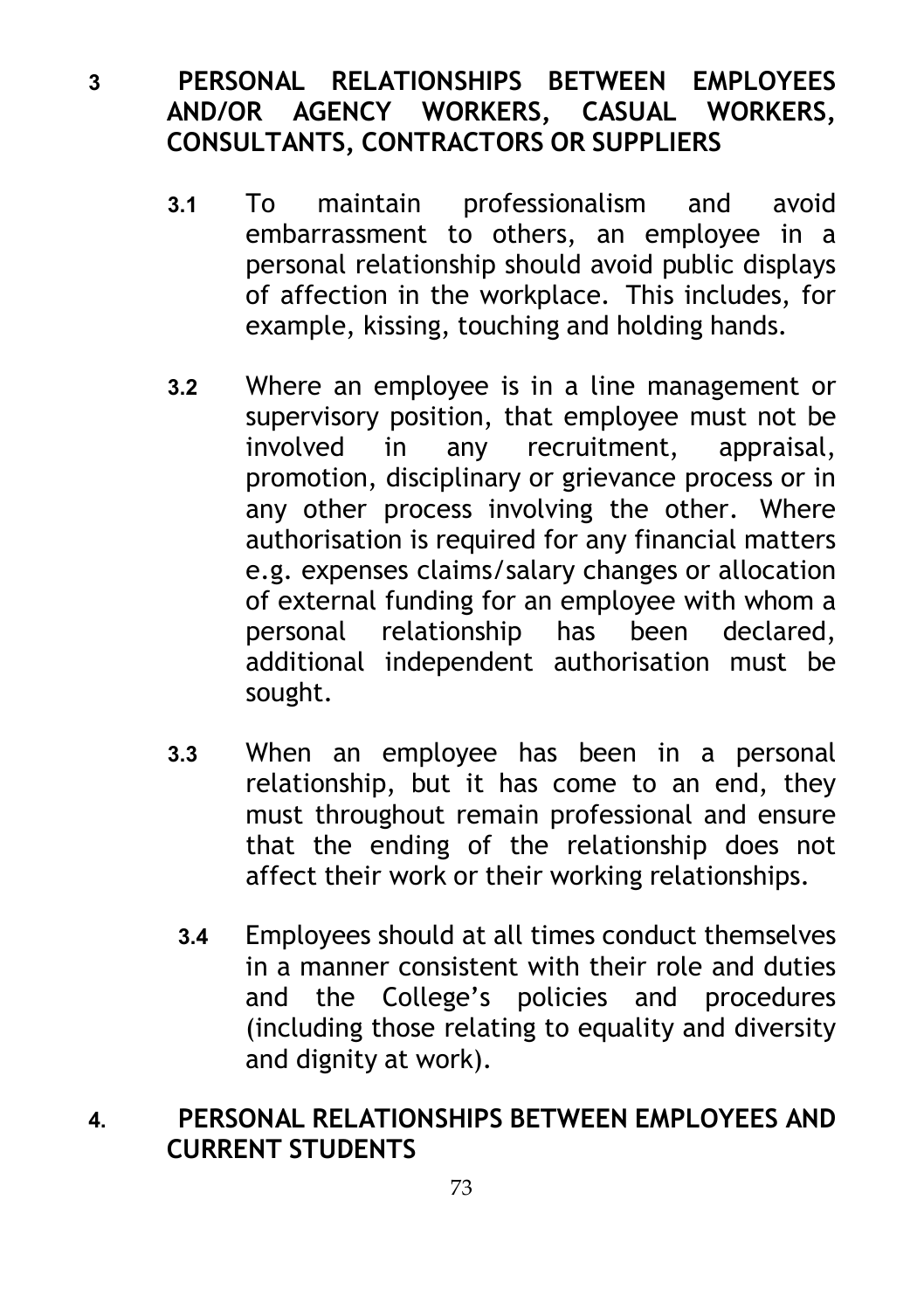## 3 PERSONAL RELATIONSHIPS BETWEEN EMPLOYEES AND/OR AGENCY WORKERS, CASUAL WORKERS, CONSULTANTS, CONTRACTORS OR SUPPLIERS

**3.1** To maintain professionalism and avoid embarrassment to others, an employee in a personal relationship should avoid public displays of affection in the workplace. This includes, for example, kissing, touching and holding hands.

**3.2** Where an employee is in a line management or supervisory position, that employee must not be involved in any recruitment, appraisal, promotion, disciplinary or grievance process or in any other process involving the other. Where authorisation is required for any financial matters e.g. expenses claims/salary changes or allocation of external funding for an employee with whom a personal relationship has been declared, additional independent authorisation must be sought.

**3.3** When an employee has been in a personal relationship, but it has come to an end, they must throughout remain professional and ensure that the ending of the relationship does not affect their work or their working relationships.

**3.4** Employees should at all times conduct themselves in a manner consistent with their role and duties and the College's policies and procedures (including those relating to equality and diversity and dignity at work).

## 4. PERSONAL RELATIONSHIPS BETWEEN EMPLOYEES AND CURRENT STUDENTS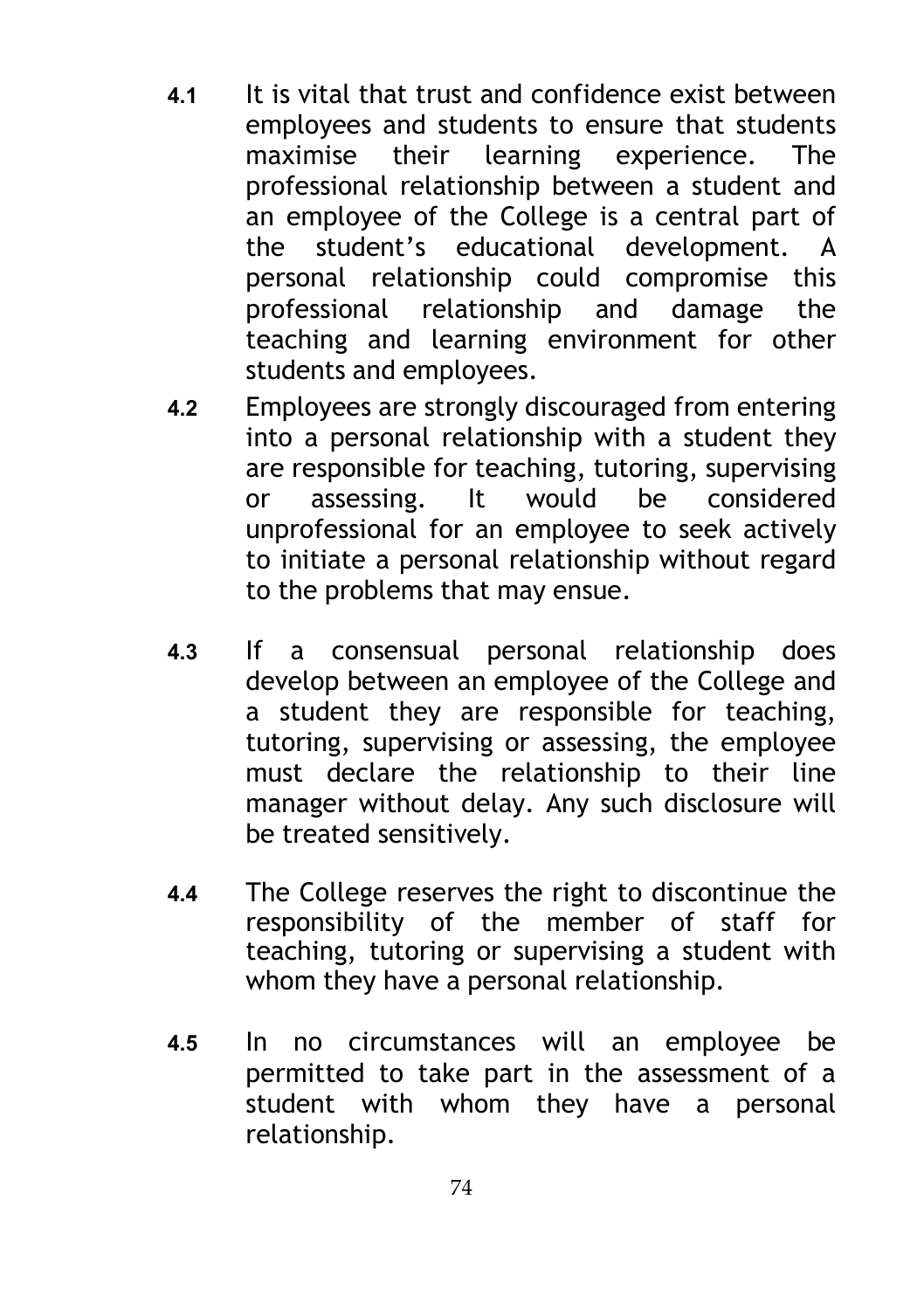**4.1** It is vital that trust and confidence exist between employees and students to ensure that students maximise their learning experience. The professional relationship between a student and an employee of the College is a central part of the student's educational development. A personal relationship could compromise this professional relationship and damage the teaching and learning environment for other students and employees.

**4.2** Employees are strongly discouraged from entering into a personal relationship with a student they are responsible for teaching, tutoring, supervising or assessing. It would be considered unprofessional for an employee to seek actively to initiate a personal relationship without regard to the problems that may ensue.

**4.3** If a consensual personal relationship does develop between an employee of the College and a student they are responsible for teaching, tutoring, supervising or assessing, the employee must declare the relationship to their line manager without delay. Any such disclosure will be treated sensitively.

**4.4** The College reserves the right to discontinue the responsibility of the member of staff for teaching, tutoring or supervising a student with whom they have a personal relationship.

**4.5** In no circumstances will an employee be permitted to take part in the assessment of a student with whom they have a personal relationship.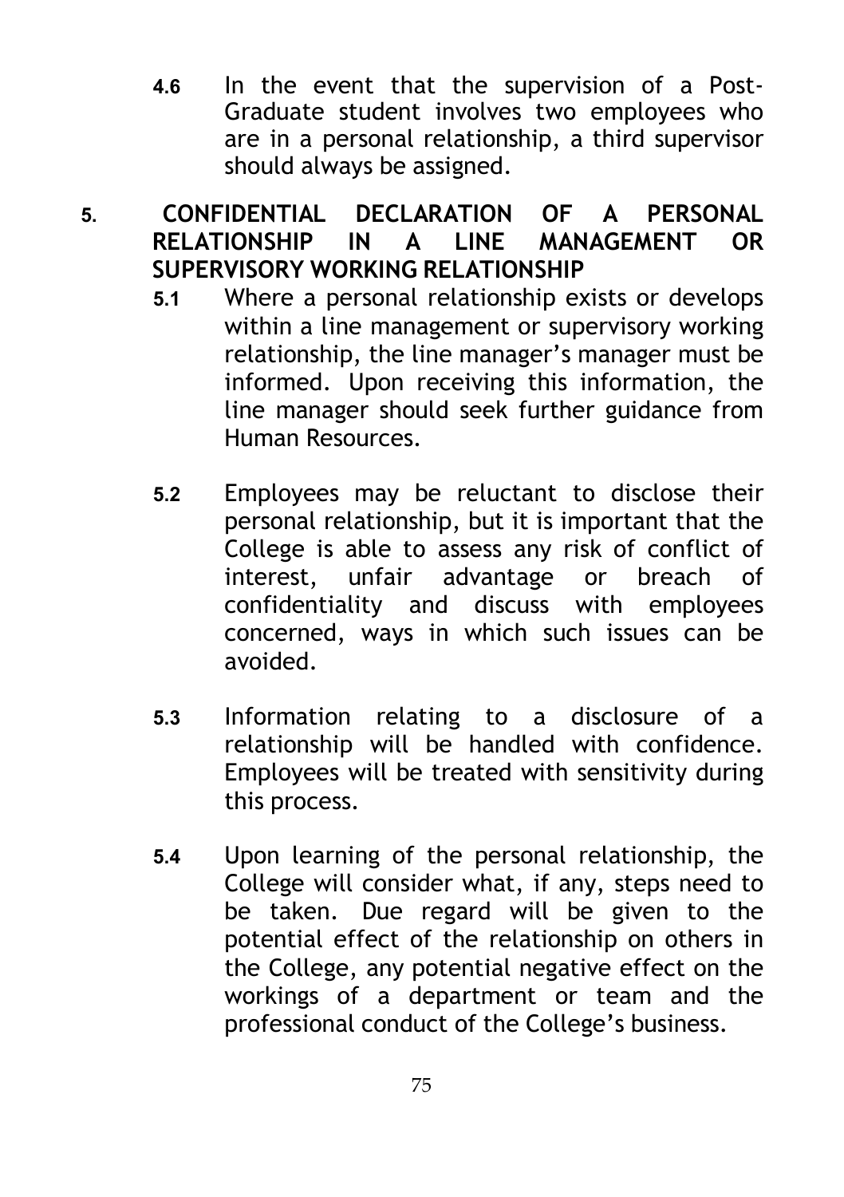**4.6** In the event that the supervision of a Post-Graduate student involves two employees who are in a personal relationship, a third supervisor should always be assigned.

## 5. CONFIDENTIAL DECLARATION OF A PERSONAL RELATIONSHIP IN A LINE MANAGEMENT OR SUPERVISORY WORKING RELATIONSHIP

**5.1** Where a personal relationship exists or develops within a line management or supervisory working relationship, the line manager's manager must be informed. Upon receiving this information, the line manager should seek further guidance from Human Resources.

**5.2** Employees may be reluctant to disclose their personal relationship, but it is important that the College is able to assess any risk of conflict of interest, unfair advantage or breach of confidentiality and discuss with employees concerned, ways in which such issues can be avoided.

**5.3** Information relating to a disclosure of a relationship will be handled with confidence. Employees will be treated with sensitivity during this process.

**5.4** Upon learning of the personal relationship, the College will consider what, if any, steps need to be taken. Due regard will be given to the potential effect of the relationship on others in the College, any potential negative effect on the workings of a department or team and the professional conduct of the College's business.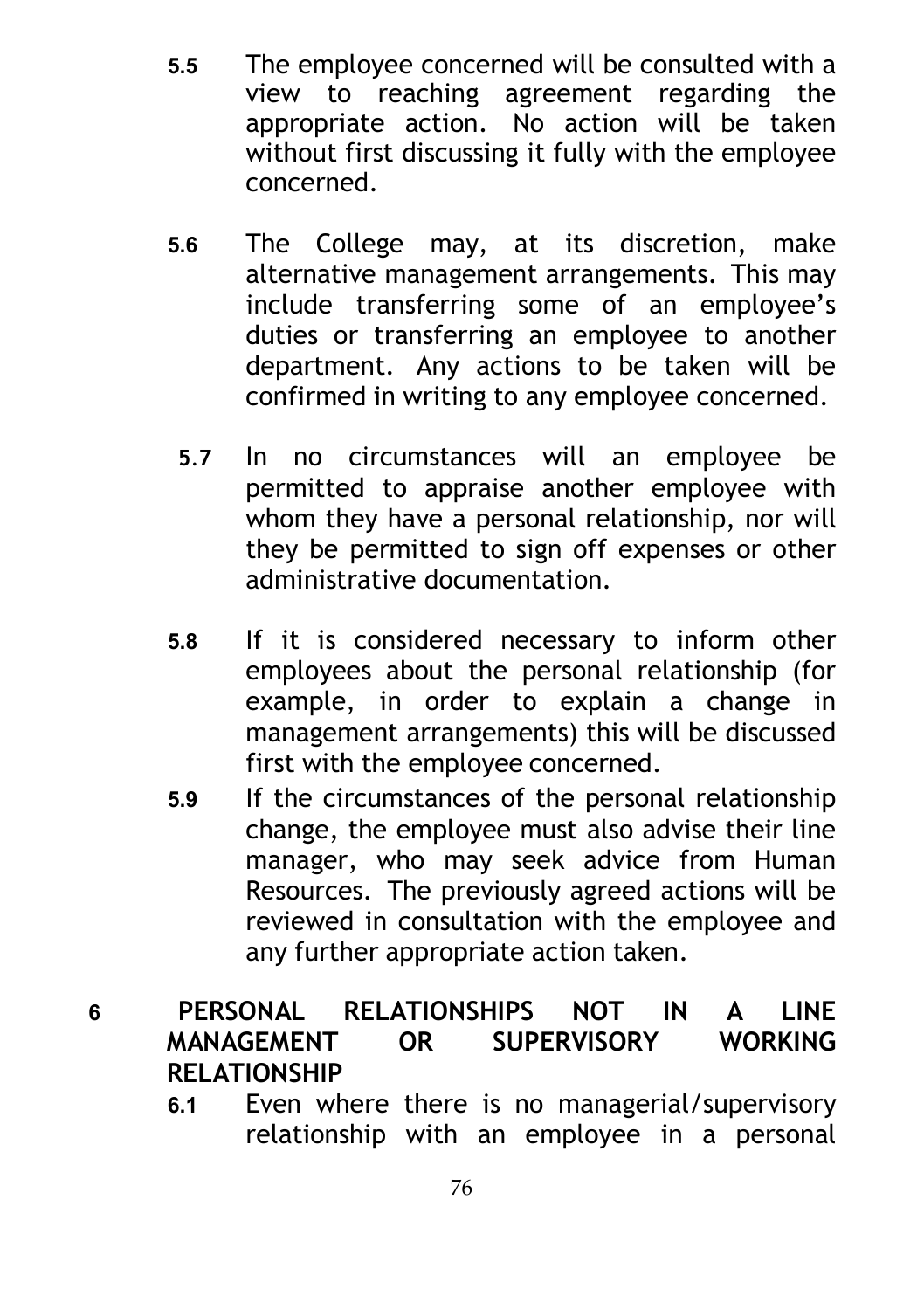**5.5** The employee concerned will be consulted with a view to reaching agreement regarding the appropriate action. No action will be taken without first discussing it fully with the employee concerned.

**5.6** The College may, at its discretion, make alternative management arrangements. This may include transferring some of an employee's duties or transferring an employee to another department. Any actions to be taken will be confirmed in writing to any employee concerned.

**5.7** In no circumstances will an employee be permitted to appraise another employee with whom they have a personal relationship, nor will they be permitted to sign off expenses or other administrative documentation.

**5.8** If it is considered necessary to inform other employees about the personal relationship (for example, in order to explain a change in management arrangements) this will be discussed first with the employee concerned.

**5.9** If the circumstances of the personal relationship change, the employee must also advise their line manager, who may seek advice from Human Resources. The previously agreed actions will be reviewed in consultation with the employee and any further appropriate action taken.

## 6 PERSONAL RELATIONSHIPS NOT IN A LINE MANAGEMENT OR SUPERVISORY WORKING RELATIONSHIP

**6.1** Even where there is no managerial/supervisory relationship with an employee in a personal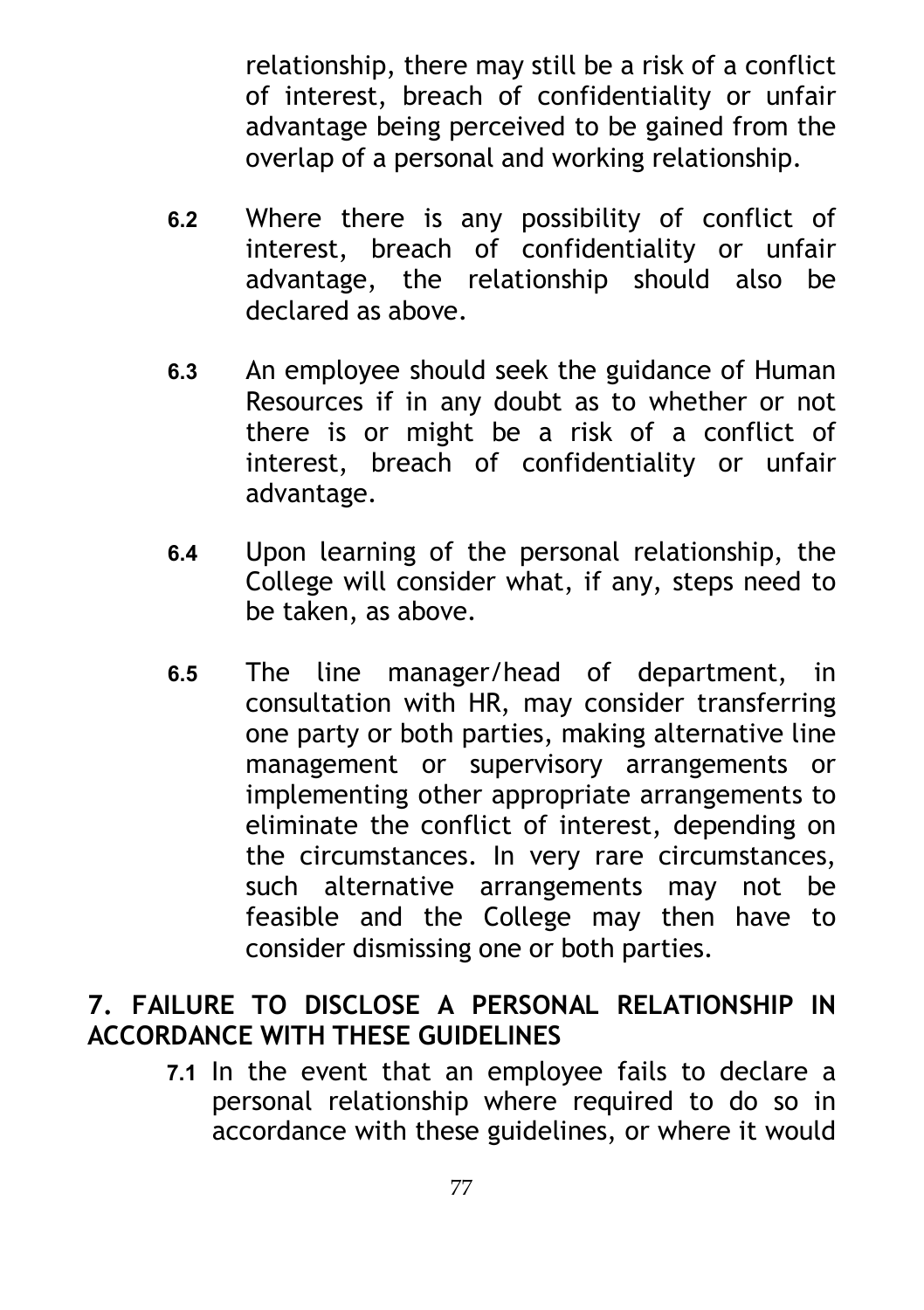relationship, there may still be a risk of a conflict of interest, breach of confidentiality or unfair advantage being perceived to be gained from the overlap of a personal and working relationship.

**6.2** Where there is any possibility of conflict of interest, breach of confidentiality or unfair advantage, the relationship should also be declared as above.

**6.3** An employee should seek the guidance of Human Resources if in any doubt as to whether or not there is or might be a risk of a conflict of interest, breach of confidentiality or unfair advantage.

**6.4** Upon learning of the personal relationship, the College will consider what, if any, steps need to be taken, as above.

**6.5** The line manager/head of department, in consultation with HR, may consider transferring one party or both parties, making alternative line management or supervisory arrangements or implementing other appropriate arrangements to eliminate the conflict of interest, depending on the circumstances. In very rare circumstances, such alternative arrangements may not be feasible and the College may then have to consider dismissing one or both parties.

## 7. FAILURE TO DISCLOSE A PERSONAL RELATIONSHIP IN ACCORDANCE WITH THESE GUIDELINES

**7.1** In the event that an employee fails to declare a personal relationship where required to do so in accordance with these guidelines, or where it would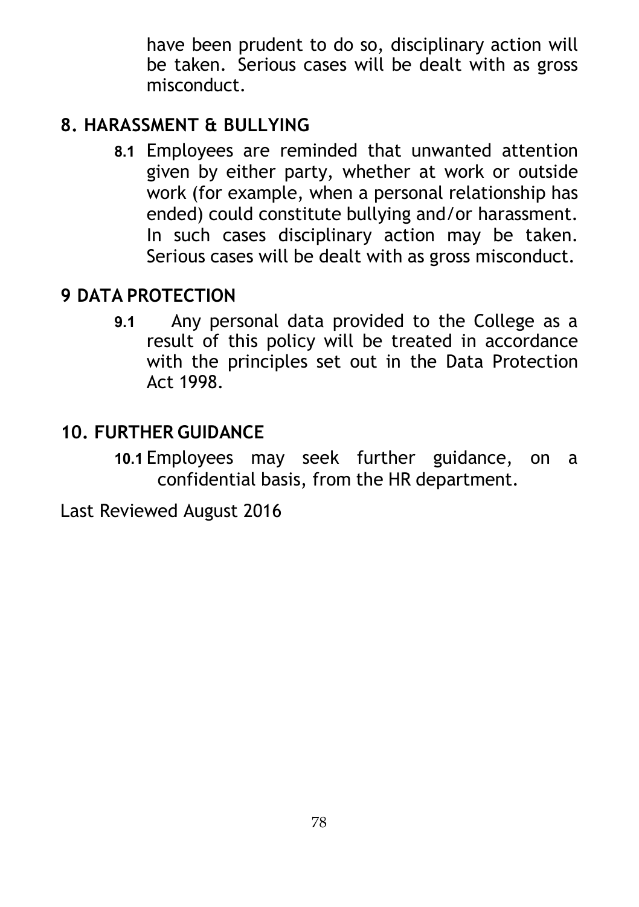have been prudent to do so, disciplinary action will be taken. Serious cases will be dealt with as gross misconduct.

## 8. HARASSMENT & BULLYING

**8.1** Employees are reminded that unwanted attention given by either party, whether at work or outside work (for example, when a personal relationship has ended) could constitute bullying and/or harassment. In such cases disciplinary action may be taken. Serious cases will be dealt with as gross misconduct.

## 9 DATA PROTECTION

**9.1** Any personal data provided to the College as a result of this policy will be treated in accordance with the principles set out in the Data Protection Act 1998.

## 10. FURTHER GUIDANCE

**10.1** Employees may seek further guidance, on a confidential basis, from the HR department.

Last Reviewed August 2016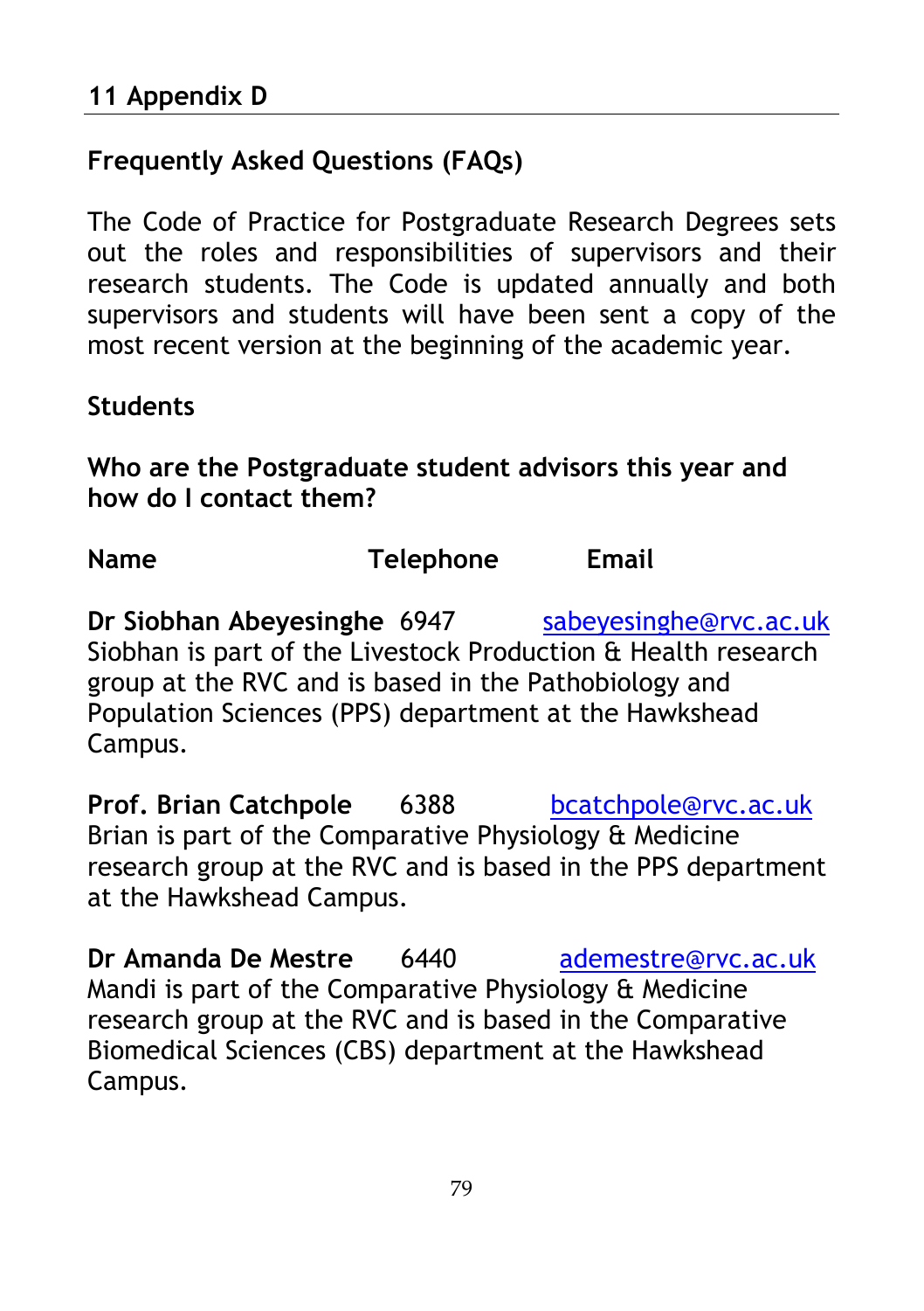## 11 Appendix D

### Frequently Asked Questions (FAQs)

The Code of Practice for Postgraduate Research Degrees sets out the roles and responsibilities of supervisors and their research students. The Code is updated annually and both supervisors and students will have been sent a copy of the most recent version at the beginning of the academic year.

#### Students

**Who are the Postgraduate student advisors this year and how do I contact them?**

| Name | Telephone | Email |
| --- | --- | --- |

**Dr Siobhan Abeyesinghe** 6947 sabeyesinghe@rvc.ac.uk
Siobhan is part of the Livestock Production & Health research group at the RVC and is based in the Pathobiology and Population Sciences (PPS) department at the Hawkshead Campus.

**Prof. Brian Catchpole** 6388 bcatchpole@rvc.ac.uk
Brian is part of the Comparative Physiology & Medicine research group at the RVC and is based in the PPS department at the Hawkshead Campus.

**Dr Amanda De Mestre** 6440 ademestre@rvc.ac.uk
Mandi is part of the Comparative Physiology & Medicine research group at the RVC and is based in the Comparative Biomedical Sciences (CBS) department at the Hawkshead Campus.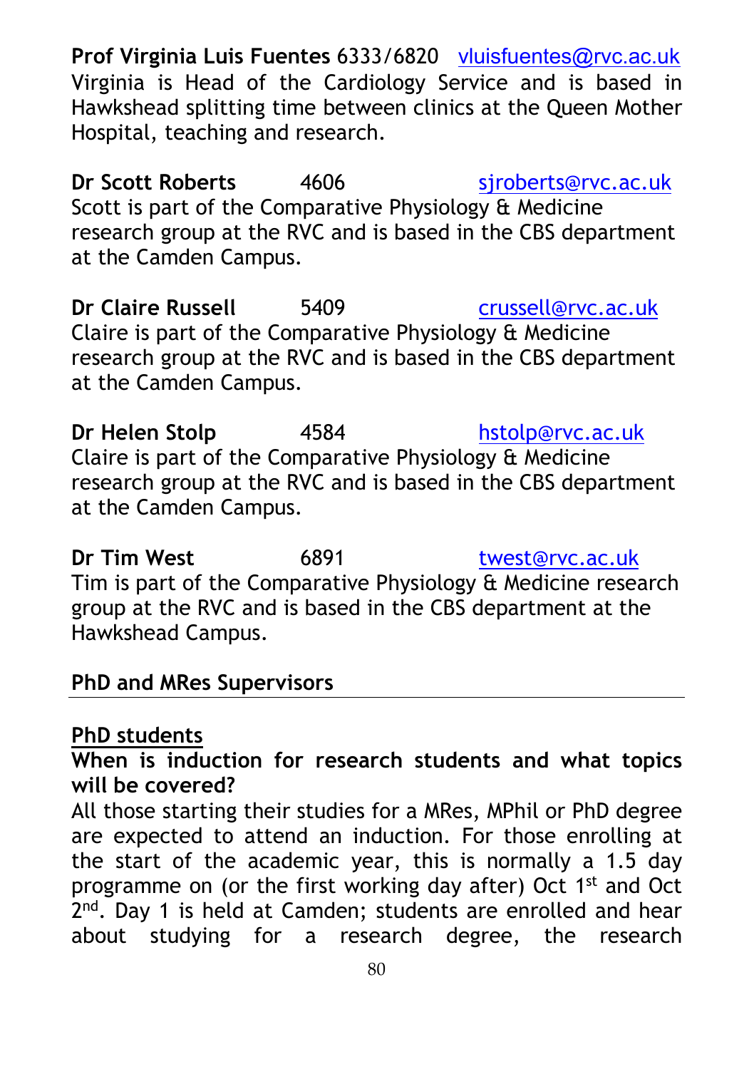**Prof Virginia Luis Fuentes** 6333/6820 vluisfuentes@rvc.ac.uk
Virginia is Head of the Cardiology Service and is based in Hawkshead splitting time between clinics at the Queen Mother Hospital, teaching and research.

**Dr Scott Roberts** 4606 sjroberts@rvc.ac.uk
Scott is part of the Comparative Physiology & Medicine research group at the RVC and is based in the CBS department at the Camden Campus.

**Dr Claire Russell** 5409 crussell@rvc.ac.uk
Claire is part of the Comparative Physiology & Medicine research group at the RVC and is based in the CBS department at the Camden Campus.

**Dr Helen Stolp** 4584 hstolp@rvc.ac.uk
Claire is part of the Comparative Physiology & Medicine research group at the RVC and is based in the CBS department at the Camden Campus.

**Dr Tim West** 6891 twest@rvc.ac.uk
Tim is part of the Comparative Physiology & Medicine research group at the RVC and is based in the CBS department at the Hawkshead Campus.

## PhD and MRes Supervisors

### PhD students

**When is induction for research students and what topics will be covered?**

All those starting their studies for a MRes, MPhil or PhD degree are expected to attend an induction. For those enrolling at the start of the academic year, this is normally a 1.5 day programme on (or the first working day after) Oct 1st and Oct 2nd. Day 1 is held at Camden; students are enrolled and hear about studying for a research degree, the research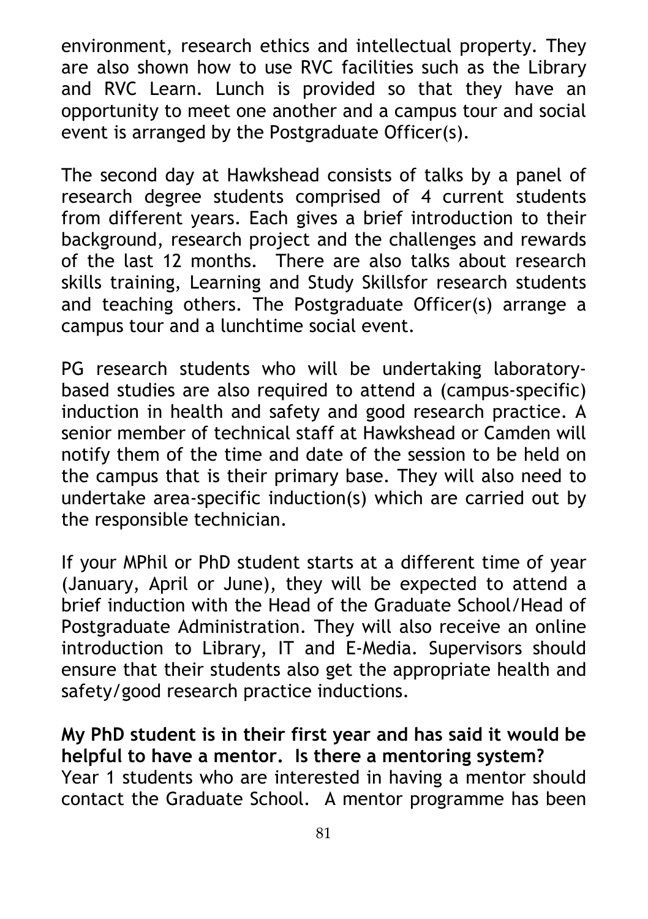environment, research ethics and intellectual property. They are also shown how to use RVC facilities such as the Library and RVC Learn. Lunch is provided so that they have an opportunity to meet one another and a campus tour and social event is arranged by the Postgraduate Officer(s).

The second day at Hawkshead consists of talks by a panel of research degree students comprised of 4 current students from different years. Each gives a brief introduction to their background, research project and the challenges and rewards of the last 12 months. There are also talks about research skills training, Learning and Study Skillsfor research students and teaching others. The Postgraduate Officer(s) arrange a campus tour and a lunchtime social event.

PG research students who will be undertaking laboratory-based studies are also required to attend a (campus-specific) induction in health and safety and good research practice. A senior member of technical staff at Hawkshead or Camden will notify them of the time and date of the session to be held on the campus that is their primary base. They will also need to undertake area-specific induction(s) which are carried out by the responsible technician.

If your MPhil or PhD student starts at a different time of year (January, April or June), they will be expected to attend a brief induction with the Head of the Graduate School/Head of Postgraduate Administration. They will also receive an online introduction to Library, IT and E-Media. Supervisors should ensure that their students also get the appropriate health and safety/good research practice inductions.

**My PhD student is in their first year and has said it would be helpful to have a mentor. Is there a mentoring system?**
Year 1 students who are interested in having a mentor should contact the Graduate School. A mentor programme has been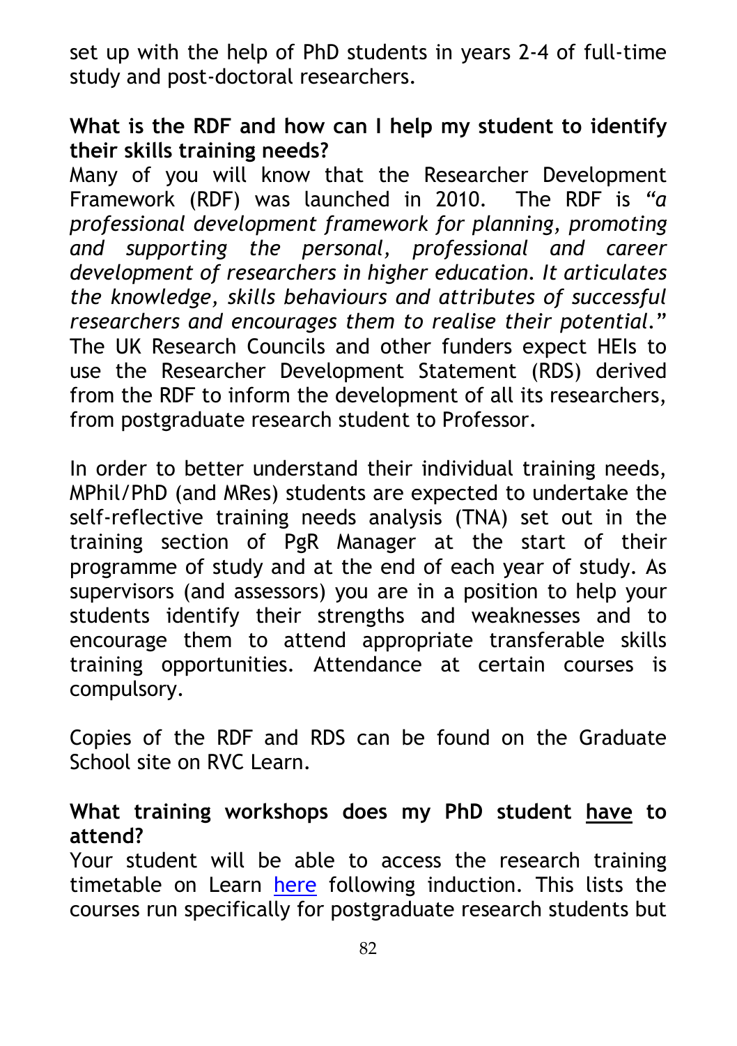set up with the help of PhD students in years 2-4 of full-time study and post-doctoral researchers.

**What is the RDF and how can I help my student to identify their skills training needs?**

Many of you will know that the Researcher Development Framework (RDF) was launched in 2010. The RDF is *"a professional development framework for planning, promoting and supporting the personal, professional and career development of researchers in higher education. It articulates the knowledge, skills behaviours and attributes of successful researchers and encourages them to realise their potential."* The UK Research Councils and other funders expect HEIs to use the Researcher Development Statement (RDS) derived from the RDF to inform the development of all its researchers, from postgraduate research student to Professor.

In order to better understand their individual training needs, MPhil/PhD (and MRes) students are expected to undertake the self-reflective training needs analysis (TNA) set out in the training section of PgR Manager at the start of their programme of study and at the end of each year of study. As supervisors (and assessors) you are in a position to help your students identify their strengths and weaknesses and to encourage them to attend appropriate transferable skills training opportunities. Attendance at certain courses is compulsory.

Copies of the RDF and RDS can be found on the Graduate School site on RVC Learn.

**What training workshops does my PhD student <u>have</u> to attend?**

Your student will be able to access the research training timetable on Learn here following induction. This lists the courses run specifically for postgraduate research students but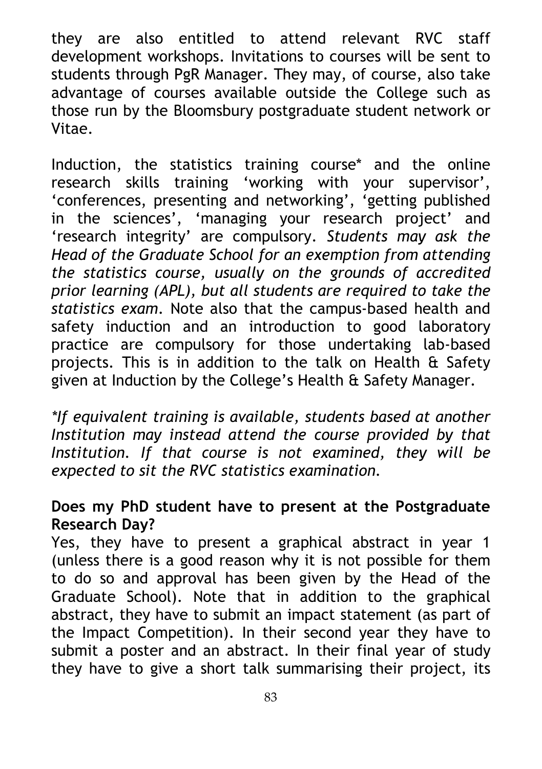they are also entitled to attend relevant RVC staff development workshops. Invitations to courses will be sent to students through PgR Manager. They may, of course, also take advantage of courses available outside the College such as those run by the Bloomsbury postgraduate student network or Vitae.

Induction, the statistics training course* and the online research skills training 'working with your supervisor', 'conferences, presenting and networking', 'getting published in the sciences', 'managing your research project' and 'research integrity' are compulsory. *Students may ask the Head of the Graduate School for an exemption from attending the statistics course, usually on the grounds of accredited prior learning (APL), but all students are required to take the statistics exam.* Note also that the campus-based health and safety induction and an introduction to good laboratory practice are compulsory for those undertaking lab-based projects. This is in addition to the talk on Health & Safety given at Induction by the College's Health & Safety Manager.

*\*If equivalent training is available, students based at another Institution may instead attend the course provided by that Institution. If that course is not examined, they will be expected to sit the RVC statistics examination.*

**Does my PhD student have to present at the Postgraduate Research Day?**

Yes, they have to present a graphical abstract in year 1 (unless there is a good reason why it is not possible for them to do so and approval has been given by the Head of the Graduate School). Note that in addition to the graphical abstract, they have to submit an impact statement (as part of the Impact Competition). In their second year they have to submit a poster and an abstract. In their final year of study they have to give a short talk summarising their project, its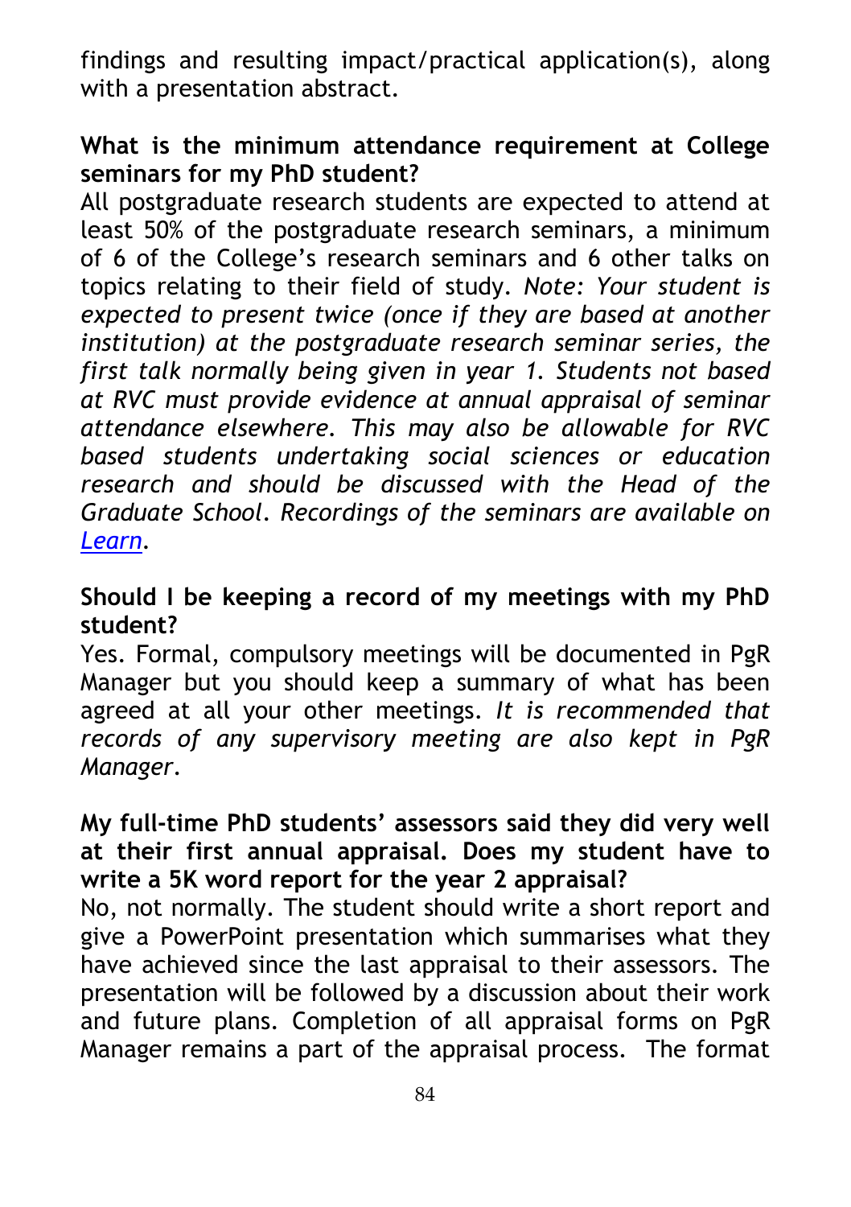findings and resulting impact/practical application(s), along with a presentation abstract.

**What is the minimum attendance requirement at College seminars for my PhD student?**

All postgraduate research students are expected to attend at least 50% of the postgraduate research seminars, a minimum of 6 of the College's research seminars and 6 other talks on topics relating to their field of study. *Note: Your student is expected to present twice (once if they are based at another institution) at the postgraduate research seminar series, the first talk normally being given in year 1. Students not based at RVC must provide evidence at annual appraisal of seminar attendance elsewhere. This may also be allowable for RVC based students undertaking social sciences or education research and should be discussed with the Head of the Graduate School. Recordings of the seminars are available on [Learn](Learn).*

**Should I be keeping a record of my meetings with my PhD student?**

Yes. Formal, compulsory meetings will be documented in PgR Manager but you should keep a summary of what has been agreed at all your other meetings. *It is recommended that records of any supervisory meeting are also kept in PgR Manager.*

**My full-time PhD students' assessors said they did very well at their first annual appraisal. Does my student have to write a 5K word report for the year 2 appraisal?**

No, not normally. The student should write a short report and give a PowerPoint presentation which summarises what they have achieved since the last appraisal to their assessors. The presentation will be followed by a discussion about their work and future plans. Completion of all appraisal forms on PgR Manager remains a part of the appraisal process. The format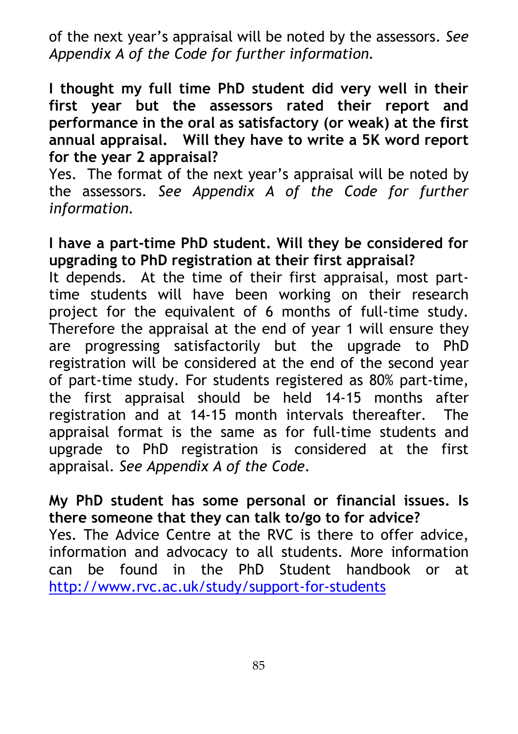of the next year's appraisal will be noted by the assessors. *See Appendix A of the Code for further information.*

**I thought my full time PhD student did very well in their first year but the assessors rated their report and performance in the oral as satisfactory (or weak) at the first annual appraisal. Will they have to write a 5K word report for the year 2 appraisal?**

Yes. The format of the next year's appraisal will be noted by the assessors. *See Appendix A of the Code for further information.*

**I have a part-time PhD student. Will they be considered for upgrading to PhD registration at their first appraisal?**

It depends. At the time of their first appraisal, most part-time students will have been working on their research project for the equivalent of 6 months of full-time study. Therefore the appraisal at the end of year 1 will ensure they are progressing satisfactorily but the upgrade to PhD registration will be considered at the end of the second year of part-time study. For students registered as 80% part-time, the first appraisal should be held 14-15 months after registration and at 14-15 month intervals thereafter. The appraisal format is the same as for full-time students and upgrade to PhD registration is considered at the first appraisal. *See Appendix A of the Code.*

**My PhD student has some personal or financial issues. Is there someone that they can talk to/go to for advice?**

Yes. The Advice Centre at the RVC is there to offer advice, information and advocacy to all students. More information can be found in the PhD Student handbook or at http://www.rvc.ac.uk/study/support-for-students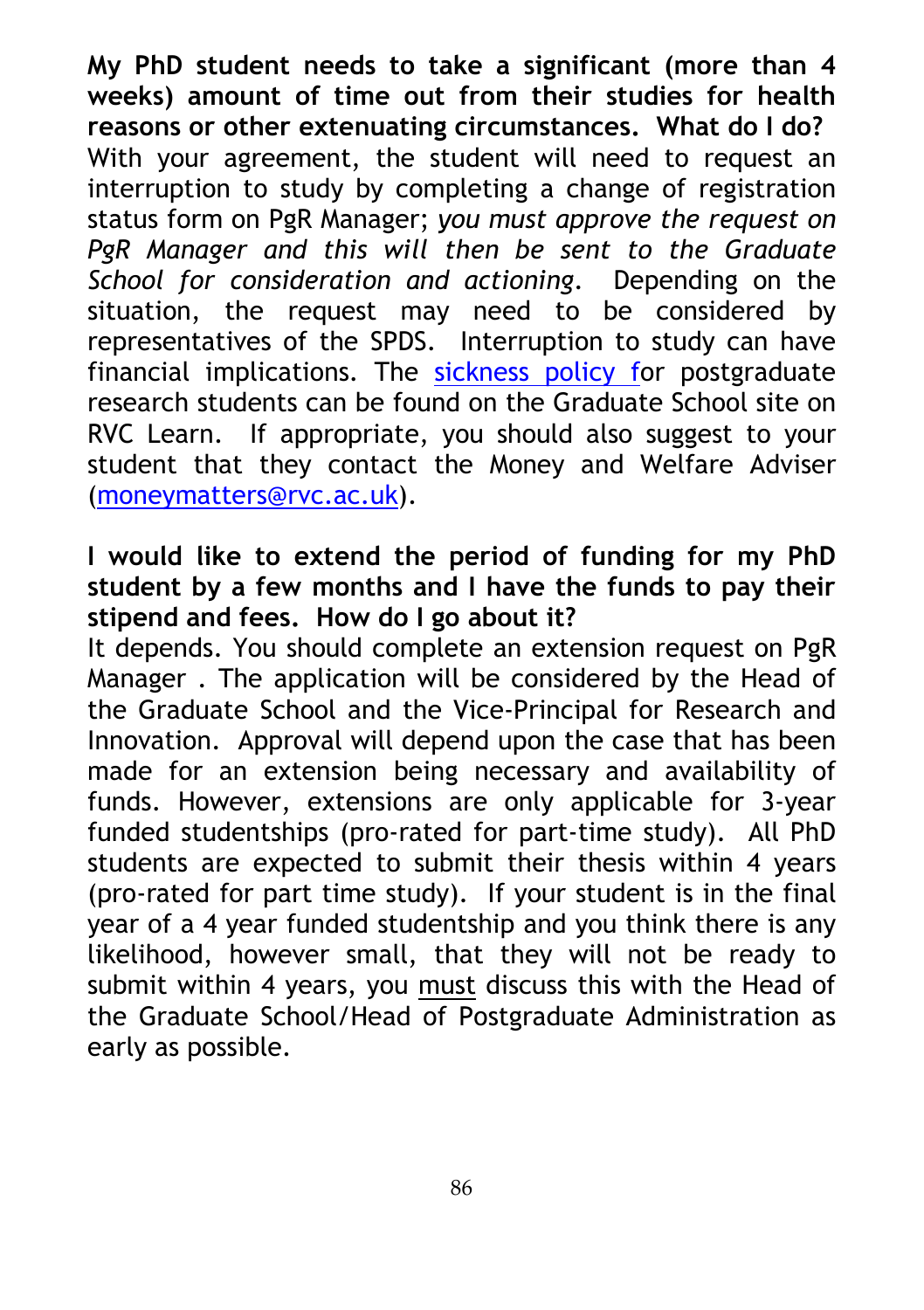**My PhD student needs to take a significant (more than 4 weeks) amount of time out from their studies for health reasons or other extenuating circumstances. What do I do?**

With your agreement, the student will need to request an interruption to study by completing a change of registration status form on PgR Manager; *you must approve the request on PgR Manager and this will then be sent to the Graduate School for consideration and actioning*. Depending on the situation, the request may need to be considered by representatives of the SPDS. Interruption to study can have financial implications. The sickness policy for postgraduate research students can be found on the Graduate School site on RVC Learn. If appropriate, you should also suggest to your student that they contact the Money and Welfare Adviser (moneymatters@rvc.ac.uk).

**I would like to extend the period of funding for my PhD student by a few months and I have the funds to pay their stipend and fees. How do I go about it?**

It depends. You should complete an extension request on PgR Manager . The application will be considered by the Head of the Graduate School and the Vice-Principal for Research and Innovation. Approval will depend upon the case that has been made for an extension being necessary and availability of funds. However, extensions are only applicable for 3-year funded studentships (pro-rated for part-time study). All PhD students are expected to submit their thesis within 4 years (pro-rated for part time study). If your student is in the final year of a 4 year funded studentship and you think there is any likelihood, however small, that they will not be ready to submit within 4 years, you must discuss this with the Head of the Graduate School/Head of Postgraduate Administration as early as possible.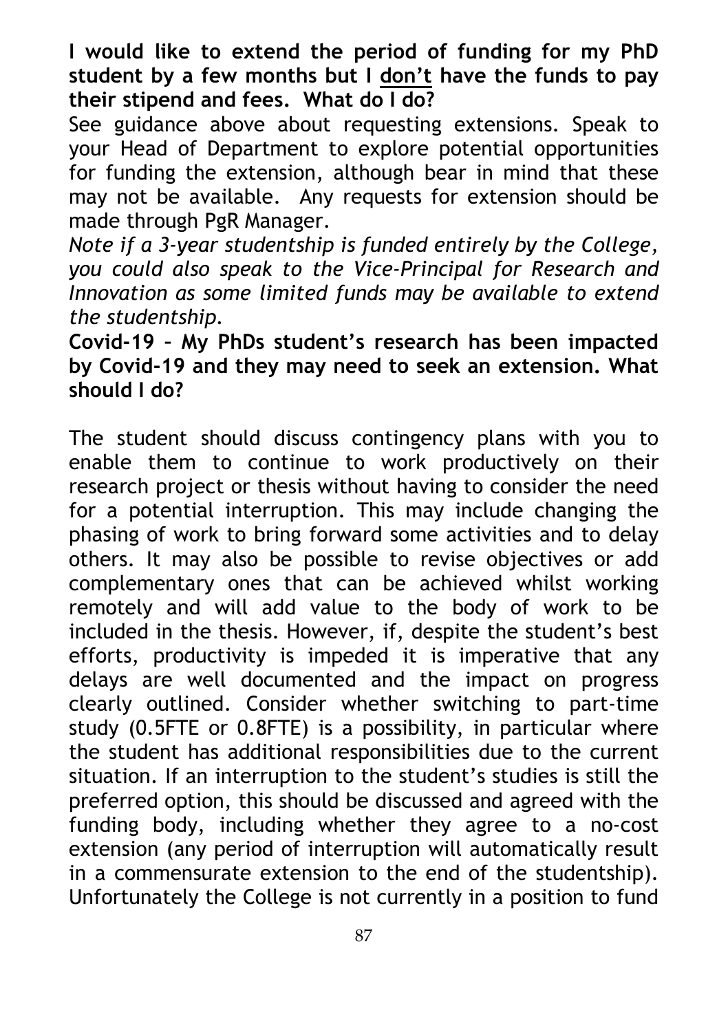**I would like to extend the period of funding for my PhD student by a few months but I <u>don't</u> have the funds to pay their stipend and fees. What do I do?**

See guidance above about requesting extensions. Speak to your Head of Department to explore potential opportunities for funding the extension, although bear in mind that these may not be available. Any requests for extension should be made through PgR Manager.

*Note if a 3-year studentship is funded entirely by the College, you could also speak to the Vice-Principal for Research and Innovation as some limited funds may be available to extend the studentship.*

**Covid-19 – My PhDs student's research has been impacted by Covid-19 and they may need to seek an extension. What should I do?**

The student should discuss contingency plans with you to enable them to continue to work productively on their research project or thesis without having to consider the need for a potential interruption. This may include changing the phasing of work to bring forward some activities and to delay others. It may also be possible to revise objectives or add complementary ones that can be achieved whilst working remotely and will add value to the body of work to be included in the thesis. However, if, despite the student's best efforts, productivity is impeded it is imperative that any delays are well documented and the impact on progress clearly outlined. Consider whether switching to part-time study (0.5FTE or 0.8FTE) is a possibility, in particular where the student has additional responsibilities due to the current situation. If an interruption to the student's studies is still the preferred option, this should be discussed and agreed with the funding body, including whether they agree to a no-cost extension (any period of interruption will automatically result in a commensurate extension to the end of the studentship). Unfortunately the College is not currently in a position to fund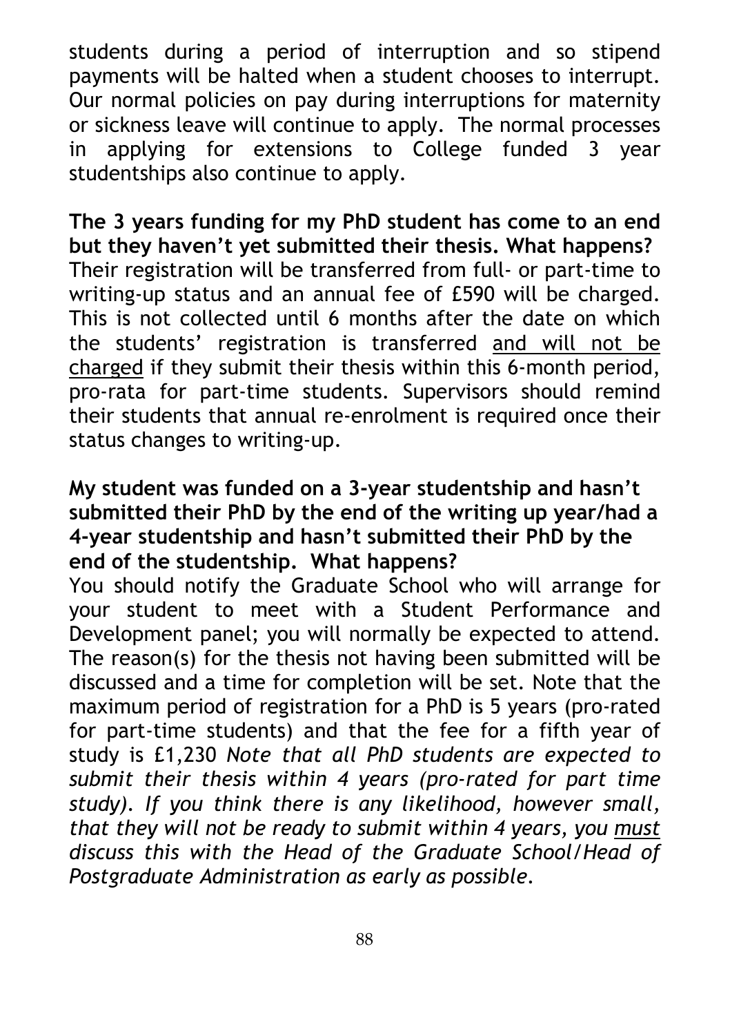students during a period of interruption and so stipend payments will be halted when a student chooses to interrupt. Our normal policies on pay during interruptions for maternity or sickness leave will continue to apply. The normal processes in applying for extensions to College funded 3 year studentships also continue to apply.

**The 3 years funding for my PhD student has come to an end but they haven't yet submitted their thesis. What happens?**
Their registration will be transferred from full- or part-time to writing-up status and an annual fee of £590 will be charged. This is not collected until 6 months after the date on which the students' registration is transferred <u>and will not be charged</u> if they submit their thesis within this 6-month period, pro-rata for part-time students. Supervisors should remind their students that annual re-enrolment is required once their status changes to writing-up.

**My student was funded on a 3-year studentship and hasn't submitted their PhD by the end of the writing up year/had a 4-year studentship and hasn't submitted their PhD by the end of the studentship. What happens?**
You should notify the Graduate School who will arrange for your student to meet with a Student Performance and Development panel; you will normally be expected to attend. The reason(s) for the thesis not having been submitted will be discussed and a time for completion will be set. Note that the maximum period of registration for a PhD is 5 years (pro-rated for part-time students) and that the fee for a fifth year of study is £1,230 *Note that all PhD students are expected to submit their thesis within 4 years (pro-rated for part time study). If you think there is any likelihood, however small, that they will not be ready to submit within 4 years, you <u>must</u> discuss this with the Head of the Graduate School/Head of Postgraduate Administration as early as possible.*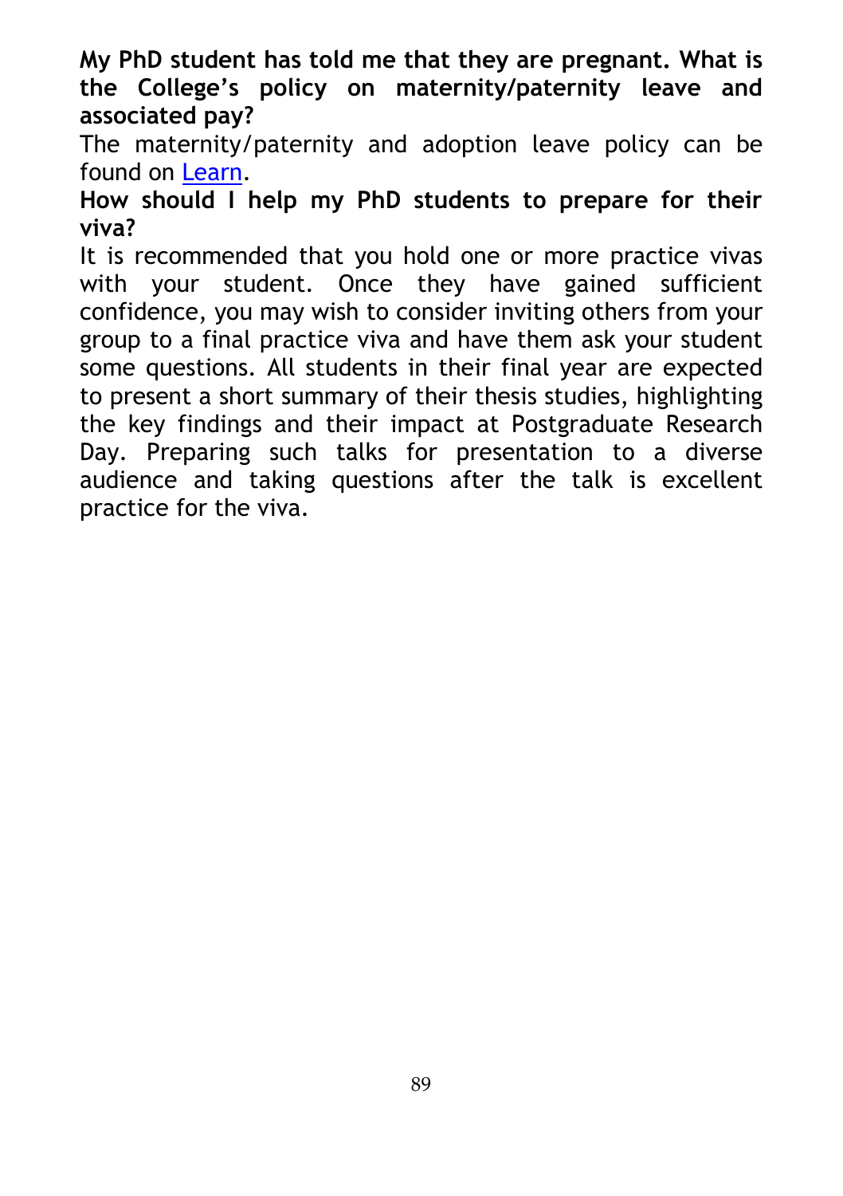**My PhD student has told me that they are pregnant. What is the College's policy on maternity/paternity leave and associated pay?**

The maternity/paternity and adoption leave policy can be found on Learn.

**How should I help my PhD students to prepare for their viva?**

It is recommended that you hold one or more practice vivas with your student. Once they have gained sufficient confidence, you may wish to consider inviting others from your group to a final practice viva and have them ask your student some questions. All students in their final year are expected to present a short summary of their thesis studies, highlighting the key findings and their impact at Postgraduate Research Day. Preparing such talks for presentation to a diverse audience and taking questions after the talk is excellent practice for the viva.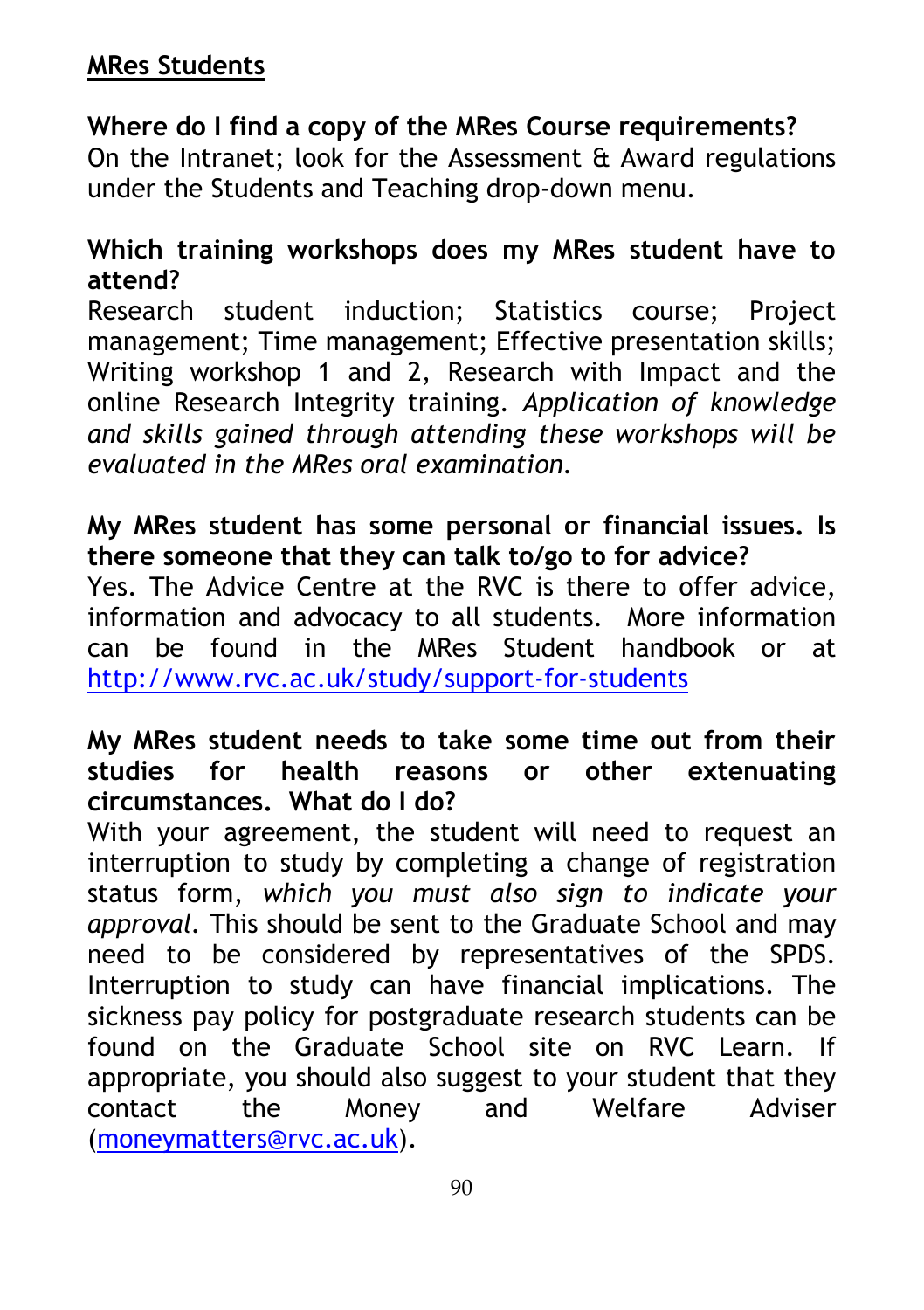## MRes Students

**Where do I find a copy of the MRes Course requirements?**
On the Intranet; look for the Assessment & Award regulations under the Students and Teaching drop-down menu.

**Which training workshops does my MRes student have to attend?**
Research student induction; Statistics course; Project management; Time management; Effective presentation skills; Writing workshop 1 and 2, Research with Impact and the online Research Integrity training. *Application of knowledge and skills gained through attending these workshops will be evaluated in the MRes oral examination.*

**My MRes student has some personal or financial issues. Is there someone that they can talk to/go to for advice?**
Yes. The Advice Centre at the RVC is there to offer advice, information and advocacy to all students. More information can be found in the MRes Student handbook or at [http://www.rvc.ac.uk/study/support-for-students](http://www.rvc.ac.uk/study/support-for-students)

**My MRes student needs to take some time out from their studies for health reasons or other extenuating circumstances. What do I do?**
With your agreement, the student will need to request an interruption to study by completing a change of registration status form, *which you must also sign to indicate your approval*. This should be sent to the Graduate School and may need to be considered by representatives of the SPDS. Interruption to study can have financial implications. The sickness pay policy for postgraduate research students can be found on the Graduate School site on RVC Learn. If appropriate, you should also suggest to your student that they contact the Money and Welfare Adviser ([moneymatters@rvc.ac.uk](mailto:moneymatters@rvc.ac.uk)).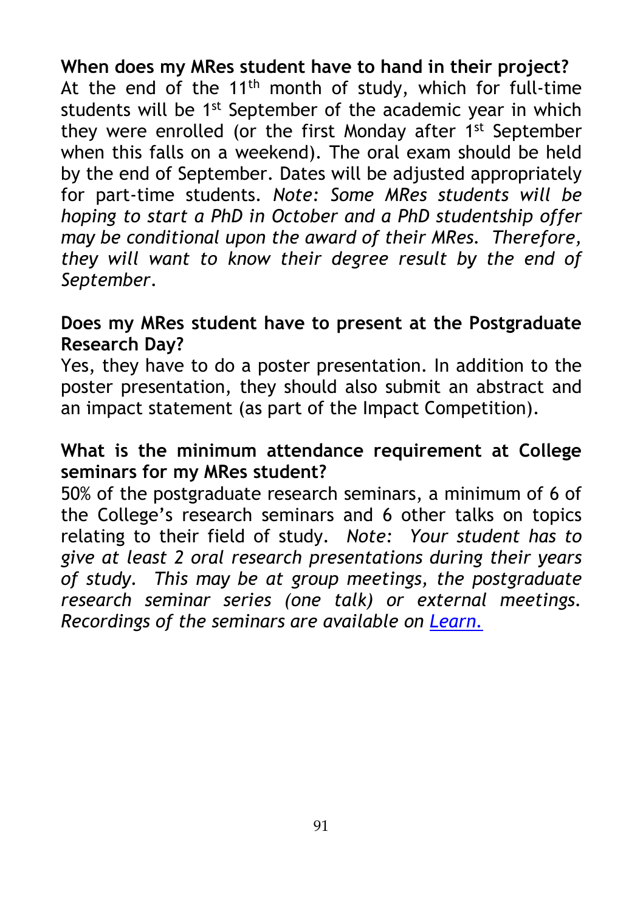**When does my MRes student have to hand in their project?**

At the end of the 11th month of study, which for full-time students will be 1st September of the academic year in which they were enrolled (or the first Monday after 1st September when this falls on a weekend). The oral exam should be held by the end of September. Dates will be adjusted appropriately for part-time students. *Note: Some MRes students will be hoping to start a PhD in October and a PhD studentship offer may be conditional upon the award of their MRes. Therefore, they will want to know their degree result by the end of September.*

**Does my MRes student have to present at the Postgraduate Research Day?**

Yes, they have to do a poster presentation. In addition to the poster presentation, they should also submit an abstract and an impact statement (as part of the Impact Competition).

**What is the minimum attendance requirement at College seminars for my MRes student?**

50% of the postgraduate research seminars, a minimum of 6 of the College's research seminars and 6 other talks on topics relating to their field of study. *Note: Your student has to give at least 2 oral research presentations during their years of study. This may be at group meetings, the postgraduate research seminar series (one talk) or external meetings. Recordings of the seminars are available on Learn.*